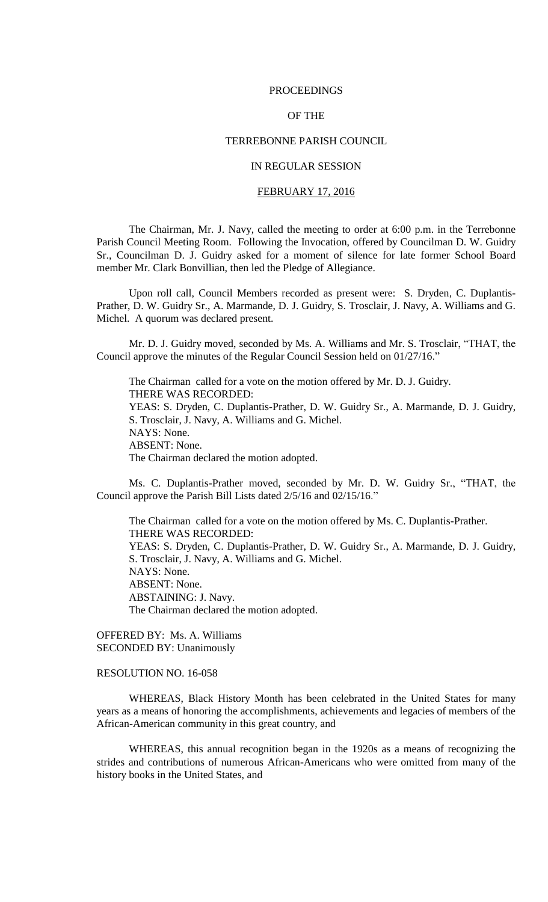PROCEEDINGS

OF THE

TERREBONNE PARISH COUNCIL

IN REGULAR SESSION

FEBRUARY 17, 2016

The Chairman, Mr. J. Navy, called the meeting to order at 6:00 p.m. in the Terrebonne Parish Council Meeting Room. Following the Invocation, offered by Councilman D. W. Guidry Sr., Councilman D. J. Guidry asked for a moment of silence for late former School Board member Mr. Clark Bonvillian, then led the Pledge of Allegiance.

Upon roll call, Council Members recorded as present were: S. Dryden, C. Duplantis-Prather, D. W. Guidry Sr., A. Marmande, D. J. Guidry, S. Trosclair, J. Navy, A. Williams and G. Michel. A quorum was declared present.

Mr. D. J. Guidry moved, seconded by Ms. A. Williams and Mr. S. Trosclair, "THAT, the Council approve the minutes of the Regular Council Session held on 01/27/16."

The Chairman called for a vote on the motion offered by Mr. D. J. Guidry.
THERE WAS RECORDED:
YEAS: S. Dryden, C. Duplantis-Prather, D. W. Guidry Sr., A. Marmande, D. J. Guidry, S. Trosclair, J. Navy, A. Williams and G. Michel.
NAYS: None.
ABSENT: None.
The Chairman declared the motion adopted.

Ms. C. Duplantis-Prather moved, seconded by Mr. D. W. Guidry Sr., "THAT, the Council approve the Parish Bill Lists dated 2/5/16 and 02/15/16."

The Chairman called for a vote on the motion offered by Ms. C. Duplantis-Prather.
THERE WAS RECORDED:
YEAS: S. Dryden, C. Duplantis-Prather, D. W. Guidry Sr., A. Marmande, D. J. Guidry, S. Trosclair, J. Navy, A. Williams and G. Michel.
NAYS: None.
ABSENT: None.
ABSTAINING: J. Navy.
The Chairman declared the motion adopted.

OFFERED BY: Ms. A. Williams
SECONDED BY: Unanimously

RESOLUTION NO. 16-058

WHEREAS, Black History Month has been celebrated in the United States for many years as a means of honoring the accomplishments, achievements and legacies of members of the African-American community in this great country, and

WHEREAS, this annual recognition began in the 1920s as a means of recognizing the strides and contributions of numerous African-Americans who were omitted from many of the history books in the United States, and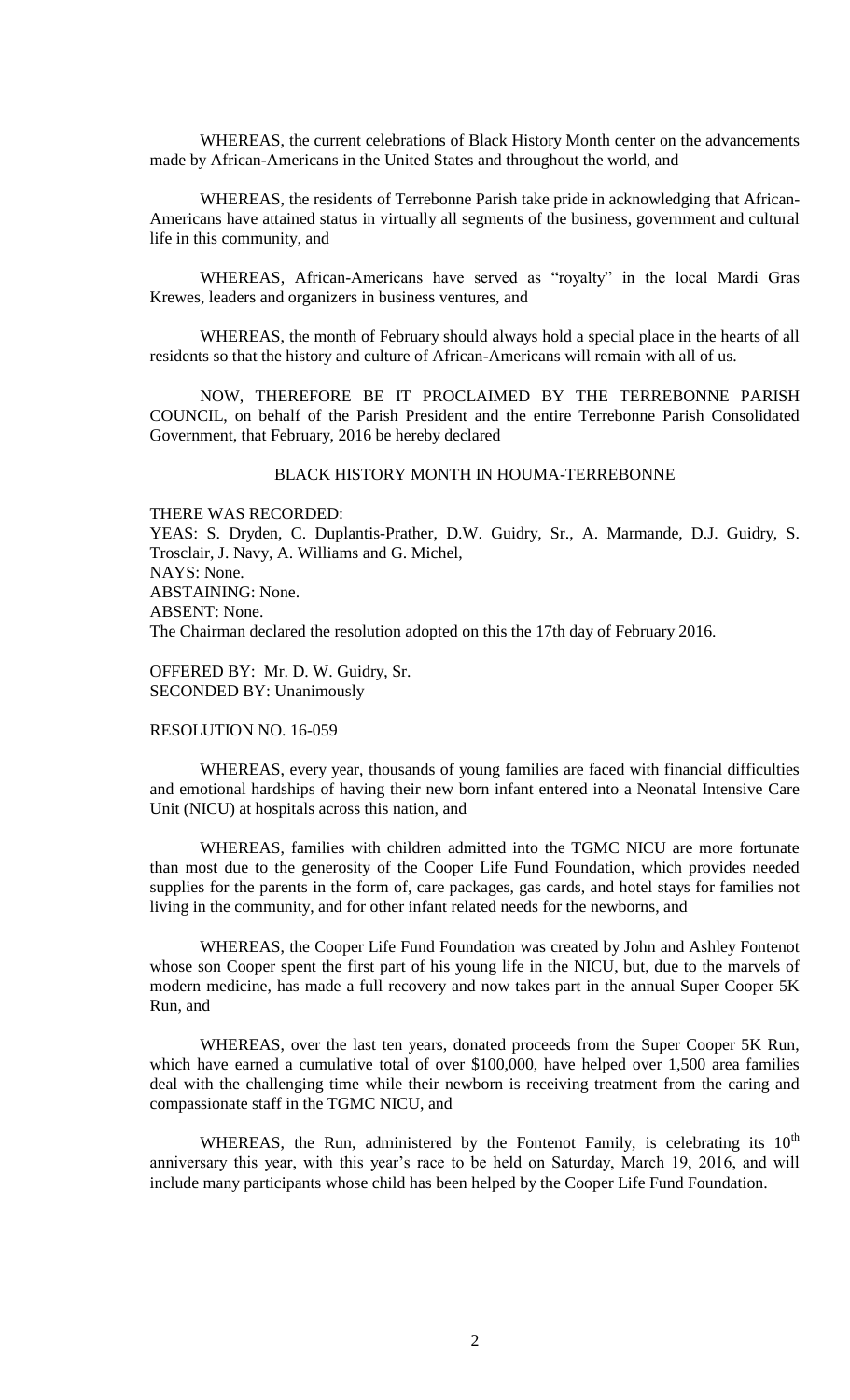WHEREAS, the current celebrations of Black History Month center on the advancements made by African-Americans in the United States and throughout the world, and

WHEREAS, the residents of Terrebonne Parish take pride in acknowledging that African-Americans have attained status in virtually all segments of the business, government and cultural life in this community, and

WHEREAS, African-Americans have served as "royalty" in the local Mardi Gras Krewes, leaders and organizers in business ventures, and

WHEREAS, the month of February should always hold a special place in the hearts of all residents so that the history and culture of African-Americans will remain with all of us.

NOW, THEREFORE BE IT PROCLAIMED BY THE TERREBONNE PARISH COUNCIL, on behalf of the Parish President and the entire Terrebonne Parish Consolidated Government, that February, 2016 be hereby declared

BLACK HISTORY MONTH IN HOUMA-TERREBONNE

THERE WAS RECORDED:
YEAS: S. Dryden, C. Duplantis-Prather, D.W. Guidry, Sr., A. Marmande, D.J. Guidry, S. Trosclair, J. Navy, A. Williams and G. Michel,
NAYS: None.
ABSTAINING: None.
ABSENT: None.
The Chairman declared the resolution adopted on this the 17th day of February 2016.

OFFERED BY: Mr. D. W. Guidry, Sr.
SECONDED BY: Unanimously

RESOLUTION NO. 16-059

WHEREAS, every year, thousands of young families are faced with financial difficulties and emotional hardships of having their new born infant entered into a Neonatal Intensive Care Unit (NICU) at hospitals across this nation, and

WHEREAS, families with children admitted into the TGMC NICU are more fortunate than most due to the generosity of the Cooper Life Fund Foundation, which provides needed supplies for the parents in the form of, care packages, gas cards, and hotel stays for families not living in the community, and for other infant related needs for the newborns, and

WHEREAS, the Cooper Life Fund Foundation was created by John and Ashley Fontenot whose son Cooper spent the first part of his young life in the NICU, but, due to the marvels of modern medicine, has made a full recovery and now takes part in the annual Super Cooper 5K Run, and

WHEREAS, over the last ten years, donated proceeds from the Super Cooper 5K Run, which have earned a cumulative total of over $100,000, have helped over 1,500 area families deal with the challenging time while their newborn is receiving treatment from the caring and compassionate staff in the TGMC NICU, and

WHEREAS, the Run, administered by the Fontenot Family, is celebrating its 10th anniversary this year, with this year's race to be held on Saturday, March 19, 2016, and will include many participants whose child has been helped by the Cooper Life Fund Foundation.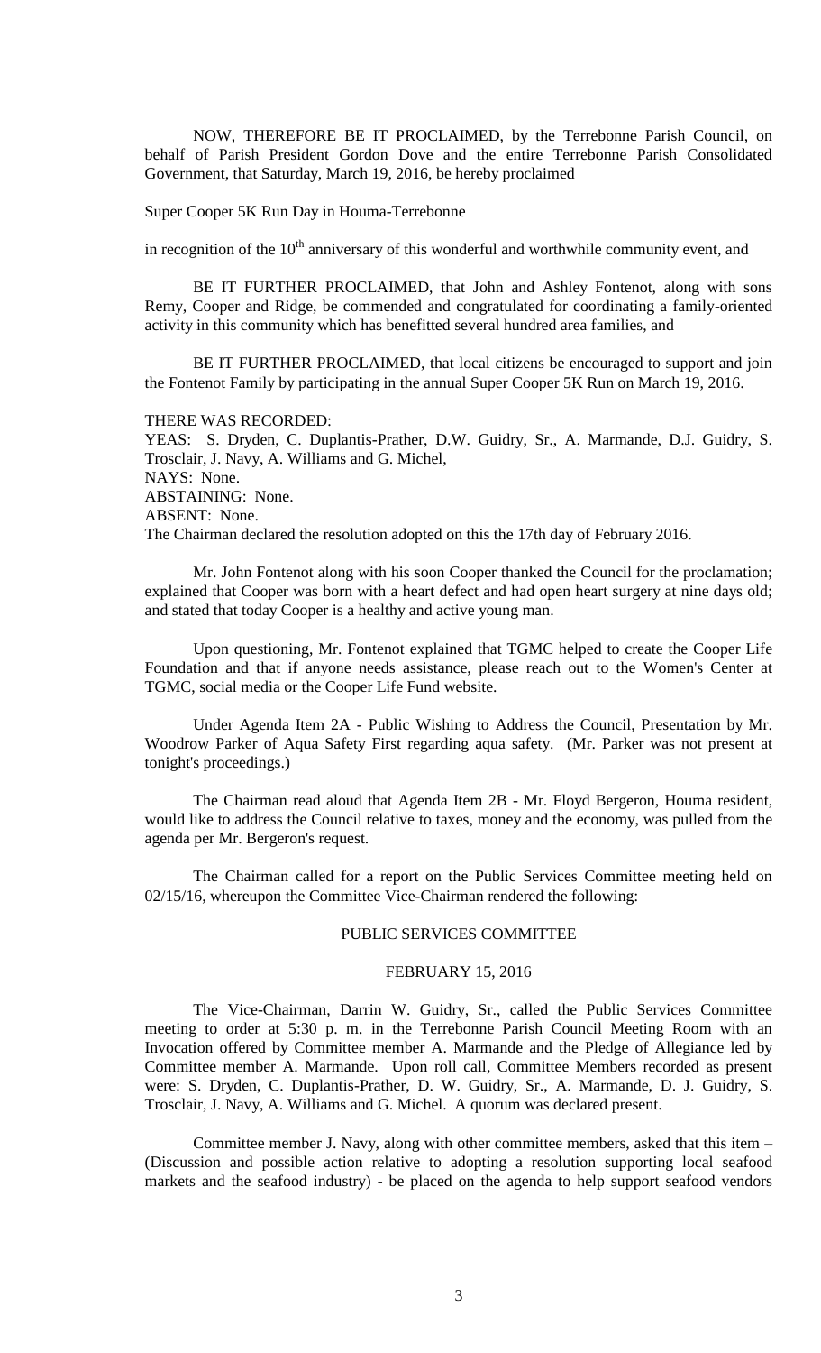NOW, THEREFORE BE IT PROCLAIMED, by the Terrebonne Parish Council, on behalf of Parish President Gordon Dove and the entire Terrebonne Parish Consolidated Government, that Saturday, March 19, 2016, be hereby proclaimed

Super Cooper 5K Run Day in Houma-Terrebonne

in recognition of the $10^{th}$ anniversary of this wonderful and worthwhile community event, and

BE IT FURTHER PROCLAIMED, that John and Ashley Fontenot, along with sons Remy, Cooper and Ridge, be commended and congratulated for coordinating a family-oriented activity in this community which has benefitted several hundred area families, and

BE IT FURTHER PROCLAIMED, that local citizens be encouraged to support and join the Fontenot Family by participating in the annual Super Cooper 5K Run on March 19, 2016.

THERE WAS RECORDED:
YEAS: S. Dryden, C. Duplantis-Prather, D.W. Guidry, Sr., A. Marmande, D.J. Guidry, S. Trosclair, J. Navy, A. Williams and G. Michel,
NAYS: None.
ABSTAINING: None.
ABSENT: None.
The Chairman declared the resolution adopted on this the 17th day of February 2016.

Mr. John Fontenot along with his soon Cooper thanked the Council for the proclamation; explained that Cooper was born with a heart defect and had open heart surgery at nine days old; and stated that today Cooper is a healthy and active young man.

Upon questioning, Mr. Fontenot explained that TGMC helped to create the Cooper Life Foundation and that if anyone needs assistance, please reach out to the Women's Center at TGMC, social media or the Cooper Life Fund website.

Under Agenda Item 2A - Public Wishing to Address the Council, Presentation by Mr. Woodrow Parker of Aqua Safety First regarding aqua safety. (Mr. Parker was not present at tonight's proceedings.)

The Chairman read aloud that Agenda Item 2B - Mr. Floyd Bergeron, Houma resident, would like to address the Council relative to taxes, money and the economy, was pulled from the agenda per Mr. Bergeron's request.

The Chairman called for a report on the Public Services Committee meeting held on 02/15/16, whereupon the Committee Vice-Chairman rendered the following:

PUBLIC SERVICES COMMITTEE

FEBRUARY 15, 2016

The Vice-Chairman, Darrin W. Guidry, Sr., called the Public Services Committee meeting to order at 5:30 p. m. in the Terrebonne Parish Council Meeting Room with an Invocation offered by Committee member A. Marmande and the Pledge of Allegiance led by Committee member A. Marmande. Upon roll call, Committee Members recorded as present were: S. Dryden, C. Duplantis-Prather, D. W. Guidry, Sr., A. Marmande, D. J. Guidry, S. Trosclair, J. Navy, A. Williams and G. Michel. A quorum was declared present.

Committee member J. Navy, along with other committee members, asked that this item – (Discussion and possible action relative to adopting a resolution supporting local seafood markets and the seafood industry) - be placed on the agenda to help support seafood vendors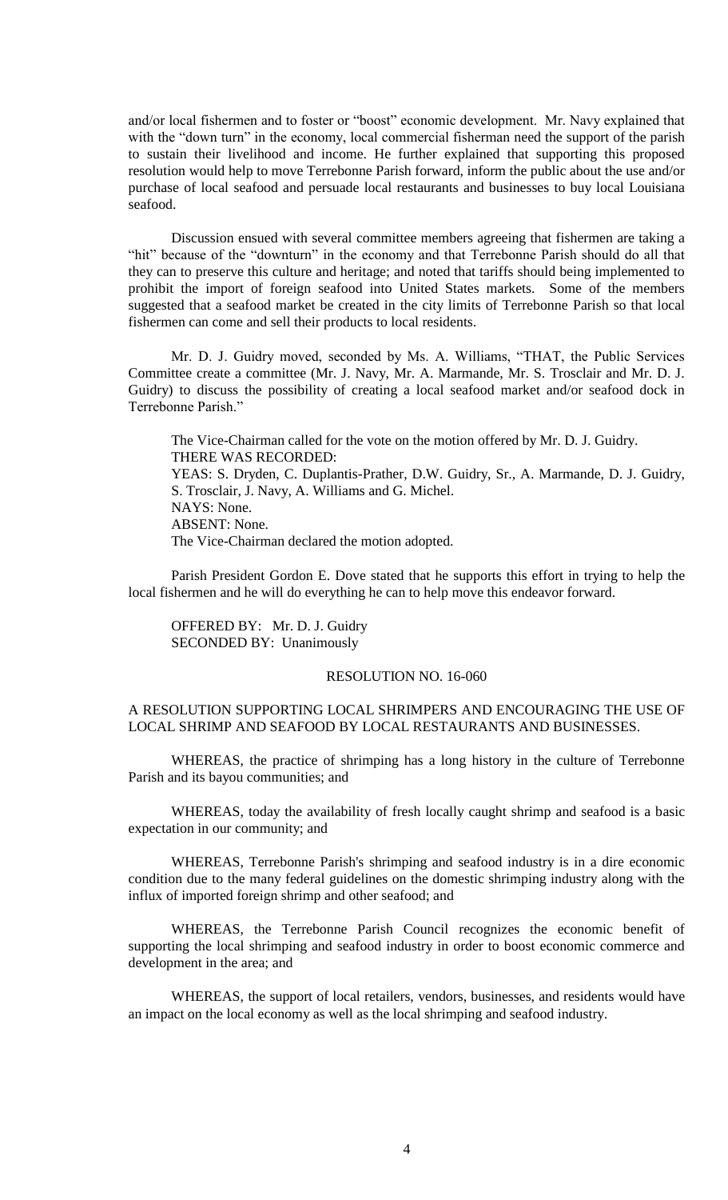and/or local fishermen and to foster or "boost" economic development. Mr. Navy explained that with the "down turn" in the economy, local commercial fisherman need the support of the parish to sustain their livelihood and income. He further explained that supporting this proposed resolution would help to move Terrebonne Parish forward, inform the public about the use and/or purchase of local seafood and persuade local restaurants and businesses to buy local Louisiana seafood.

Discussion ensued with several committee members agreeing that fishermen are taking a "hit" because of the "downturn" in the economy and that Terrebonne Parish should do all that they can to preserve this culture and heritage; and noted that tariffs should being implemented to prohibit the import of foreign seafood into United States markets. Some of the members suggested that a seafood market be created in the city limits of Terrebonne Parish so that local fishermen can come and sell their products to local residents.

Mr. D. J. Guidry moved, seconded by Ms. A. Williams, "THAT, the Public Services Committee create a committee (Mr. J. Navy, Mr. A. Marmande, Mr. S. Trosclair and Mr. D. J. Guidry) to discuss the possibility of creating a local seafood market and/or seafood dock in Terrebonne Parish."

The Vice-Chairman called for the vote on the motion offered by Mr. D. J. Guidry.
THERE WAS RECORDED:
YEAS: S. Dryden, C. Duplantis-Prather, D.W. Guidry, Sr., A. Marmande, D. J. Guidry, S. Trosclair, J. Navy, A. Williams and G. Michel.
NAYS: None.
ABSENT: None.
The Vice-Chairman declared the motion adopted.

Parish President Gordon E. Dove stated that he supports this effort in trying to help the local fishermen and he will do everything he can to help move this endeavor forward.

OFFERED BY: Mr. D. J. Guidry
SECONDED BY: Unanimously

RESOLUTION NO. 16-060

A RESOLUTION SUPPORTING LOCAL SHRIMPERS AND ENCOURAGING THE USE OF LOCAL SHRIMP AND SEAFOOD BY LOCAL RESTAURANTS AND BUSINESSES.

WHEREAS, the practice of shrimping has a long history in the culture of Terrebonne Parish and its bayou communities; and

WHEREAS, today the availability of fresh locally caught shrimp and seafood is a basic expectation in our community; and

WHEREAS, Terrebonne Parish's shrimping and seafood industry is in a dire economic condition due to the many federal guidelines on the domestic shrimping industry along with the influx of imported foreign shrimp and other seafood; and

WHEREAS, the Terrebonne Parish Council recognizes the economic benefit of supporting the local shrimping and seafood industry in order to boost economic commerce and development in the area; and

WHEREAS, the support of local retailers, vendors, businesses, and residents would have an impact on the local economy as well as the local shrimping and seafood industry.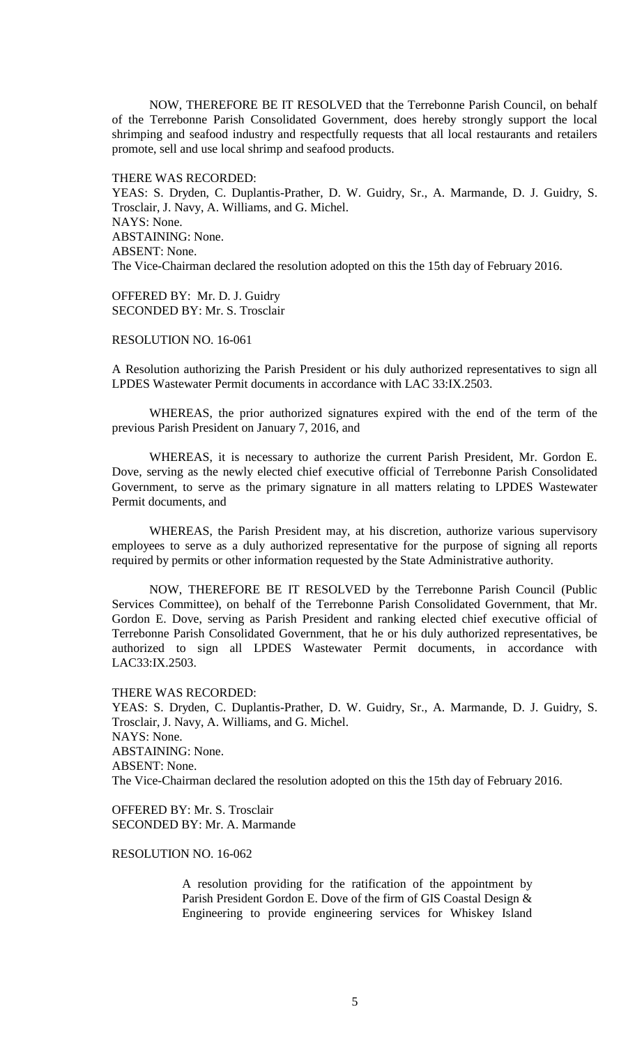NOW, THEREFORE BE IT RESOLVED that the Terrebonne Parish Council, on behalf of the Terrebonne Parish Consolidated Government, does hereby strongly support the local shrimping and seafood industry and respectfully requests that all local restaurants and retailers promote, sell and use local shrimp and seafood products.

THERE WAS RECORDED:
YEAS: S. Dryden, C. Duplantis-Prather, D. W. Guidry, Sr., A. Marmande, D. J. Guidry, S. Trosclair, J. Navy, A. Williams, and G. Michel.
NAYS: None.
ABSTAINING: None.
ABSENT: None.
The Vice-Chairman declared the resolution adopted on this the 15th day of February 2016.

OFFERED BY: Mr. D. J. Guidry
SECONDED BY: Mr. S. Trosclair

RESOLUTION NO. 16-061

A Resolution authorizing the Parish President or his duly authorized representatives to sign all LPDES Wastewater Permit documents in accordance with LAC 33:IX.2503.

WHEREAS, the prior authorized signatures expired with the end of the term of the previous Parish President on January 7, 2016, and

WHEREAS, it is necessary to authorize the current Parish President, Mr. Gordon E. Dove, serving as the newly elected chief executive official of Terrebonne Parish Consolidated Government, to serve as the primary signature in all matters relating to LPDES Wastewater Permit documents, and

WHEREAS, the Parish President may, at his discretion, authorize various supervisory employees to serve as a duly authorized representative for the purpose of signing all reports required by permits or other information requested by the State Administrative authority.

NOW, THEREFORE BE IT RESOLVED by the Terrebonne Parish Council (Public Services Committee), on behalf of the Terrebonne Parish Consolidated Government, that Mr. Gordon E. Dove, serving as Parish President and ranking elected chief executive official of Terrebonne Parish Consolidated Government, that he or his duly authorized representatives, be authorized to sign all LPDES Wastewater Permit documents, in accordance with LAC33:IX.2503.

THERE WAS RECORDED:
YEAS: S. Dryden, C. Duplantis-Prather, D. W. Guidry, Sr., A. Marmande, D. J. Guidry, S. Trosclair, J. Navy, A. Williams, and G. Michel.
NAYS: None.
ABSTAINING: None.
ABSENT: None.
The Vice-Chairman declared the resolution adopted on this the 15th day of February 2016.

OFFERED BY: Mr. S. Trosclair
SECONDED BY: Mr. A. Marmande

RESOLUTION NO. 16-062

A resolution providing for the ratification of the appointment by Parish President Gordon E. Dove of the firm of GIS Coastal Design & Engineering to provide engineering services for Whiskey Island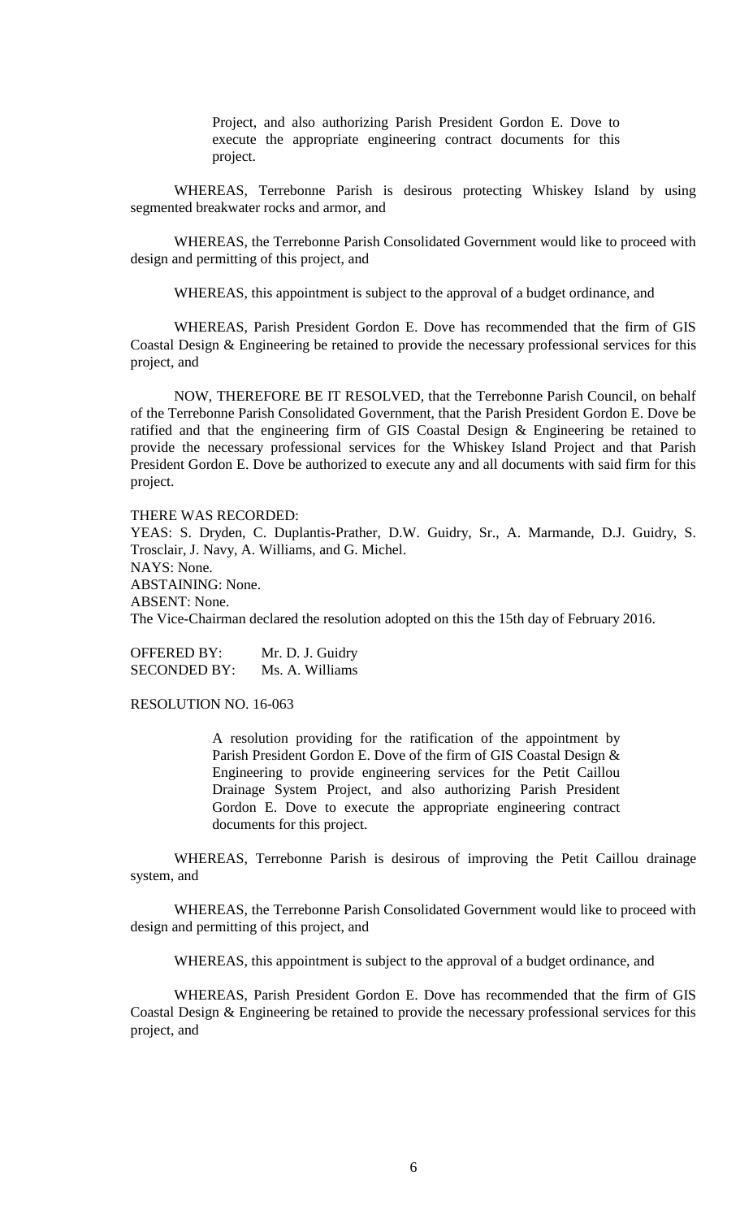Project, and also authorizing Parish President Gordon E. Dove to execute the appropriate engineering contract documents for this project.

WHEREAS, Terrebonne Parish is desirous protecting Whiskey Island by using segmented breakwater rocks and armor, and

WHEREAS, the Terrebonne Parish Consolidated Government would like to proceed with design and permitting of this project, and

WHEREAS, this appointment is subject to the approval of a budget ordinance, and

WHEREAS, Parish President Gordon E. Dove has recommended that the firm of GIS Coastal Design & Engineering be retained to provide the necessary professional services for this project, and

NOW, THEREFORE BE IT RESOLVED, that the Terrebonne Parish Council, on behalf of the Terrebonne Parish Consolidated Government, that the Parish President Gordon E. Dove be ratified and that the engineering firm of GIS Coastal Design & Engineering be retained to provide the necessary professional services for the Whiskey Island Project and that Parish President Gordon E. Dove be authorized to execute any and all documents with said firm for this project.

THERE WAS RECORDED:
YEAS: S. Dryden, C. Duplantis-Prather, D.W. Guidry, Sr., A. Marmande, D.J. Guidry, S. Trosclair, J. Navy, A. Williams, and G. Michel.
NAYS: None.
ABSTAINING: None.
ABSENT: None.
The Vice-Chairman declared the resolution adopted on this the 15th day of February 2016.

OFFERED BY: Mr. D. J. Guidry
SECONDED BY: Ms. A. Williams

RESOLUTION NO. 16-063

A resolution providing for the ratification of the appointment by Parish President Gordon E. Dove of the firm of GIS Coastal Design & Engineering to provide engineering services for the Petit Caillou Drainage System Project, and also authorizing Parish President Gordon E. Dove to execute the appropriate engineering contract documents for this project.

WHEREAS, Terrebonne Parish is desirous of improving the Petit Caillou drainage system, and

WHEREAS, the Terrebonne Parish Consolidated Government would like to proceed with design and permitting of this project, and

WHEREAS, this appointment is subject to the approval of a budget ordinance, and

WHEREAS, Parish President Gordon E. Dove has recommended that the firm of GIS Coastal Design & Engineering be retained to provide the necessary professional services for this project, and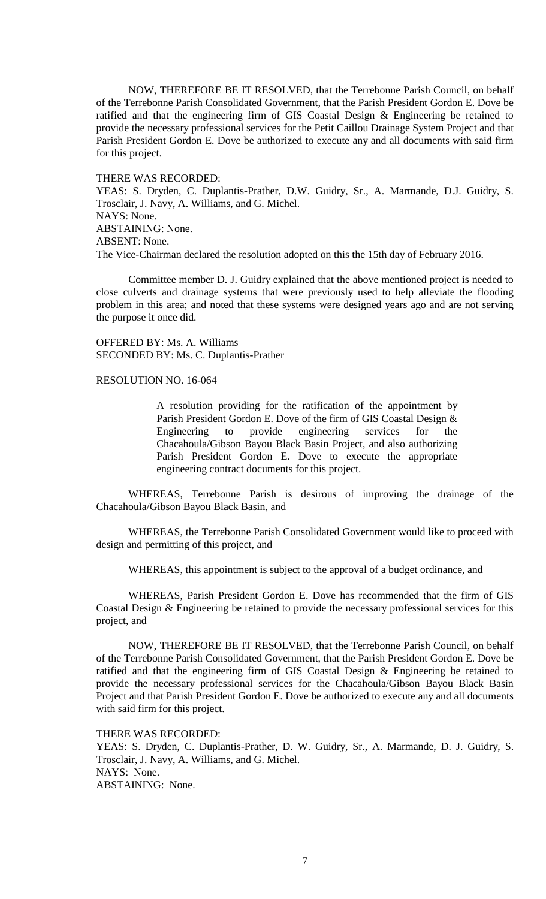NOW, THEREFORE BE IT RESOLVED, that the Terrebonne Parish Council, on behalf of the Terrebonne Parish Consolidated Government, that the Parish President Gordon E. Dove be ratified and that the engineering firm of GIS Coastal Design & Engineering be retained to provide the necessary professional services for the Petit Caillou Drainage System Project and that Parish President Gordon E. Dove be authorized to execute any and all documents with said firm for this project.

THERE WAS RECORDED:
YEAS: S. Dryden, C. Duplantis-Prather, D.W. Guidry, Sr., A. Marmande, D.J. Guidry, S. Trosclair, J. Navy, A. Williams, and G. Michel.
NAYS: None.
ABSTAINING: None.
ABSENT: None.
The Vice-Chairman declared the resolution adopted on this the 15th day of February 2016.

Committee member D. J. Guidry explained that the above mentioned project is needed to close culverts and drainage systems that were previously used to help alleviate the flooding problem in this area; and noted that these systems were designed years ago and are not serving the purpose it once did.

OFFERED BY: Ms. A. Williams
SECONDED BY: Ms. C. Duplantis-Prather

RESOLUTION NO. 16-064

> A resolution providing for the ratification of the appointment by Parish President Gordon E. Dove of the firm of GIS Coastal Design & Engineering to provide engineering services for the Chacahoula/Gibson Bayou Black Basin Project, and also authorizing Parish President Gordon E. Dove to execute the appropriate engineering contract documents for this project.

WHEREAS, Terrebonne Parish is desirous of improving the drainage of the Chacahoula/Gibson Bayou Black Basin, and

WHEREAS, the Terrebonne Parish Consolidated Government would like to proceed with design and permitting of this project, and

WHEREAS, this appointment is subject to the approval of a budget ordinance, and

WHEREAS, Parish President Gordon E. Dove has recommended that the firm of GIS Coastal Design & Engineering be retained to provide the necessary professional services for this project, and

NOW, THEREFORE BE IT RESOLVED, that the Terrebonne Parish Council, on behalf of the Terrebonne Parish Consolidated Government, that the Parish President Gordon E. Dove be ratified and that the engineering firm of GIS Coastal Design & Engineering be retained to provide the necessary professional services for the Chacahoula/Gibson Bayou Black Basin Project and that Parish President Gordon E. Dove be authorized to execute any and all documents with said firm for this project.

THERE WAS RECORDED:
YEAS: S. Dryden, C. Duplantis-Prather, D. W. Guidry, Sr., A. Marmande, D. J. Guidry, S. Trosclair, J. Navy, A. Williams, and G. Michel.
NAYS: None.
ABSTAINING: None.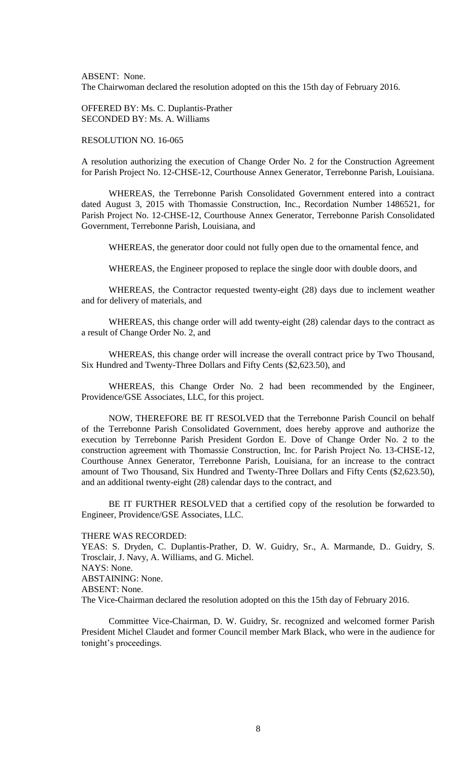ABSENT: None.
The Chairwoman declared the resolution adopted on this the 15th day of February 2016.

OFFERED BY: Ms. C. Duplantis-Prather
SECONDED BY: Ms. A. Williams

RESOLUTION NO. 16-065

A resolution authorizing the execution of Change Order No. 2 for the Construction Agreement for Parish Project No. 12-CHSE-12, Courthouse Annex Generator, Terrebonne Parish, Louisiana.

WHEREAS, the Terrebonne Parish Consolidated Government entered into a contract dated August 3, 2015 with Thomassie Construction, Inc., Recordation Number 1486521, for Parish Project No. 12-CHSE-12, Courthouse Annex Generator, Terrebonne Parish Consolidated Government, Terrebonne Parish, Louisiana, and

WHEREAS, the generator door could not fully open due to the ornamental fence, and

WHEREAS, the Engineer proposed to replace the single door with double doors, and

WHEREAS, the Contractor requested twenty-eight (28) days due to inclement weather and for delivery of materials, and

WHEREAS, this change order will add twenty-eight (28) calendar days to the contract as a result of Change Order No. 2, and

WHEREAS, this change order will increase the overall contract price by Two Thousand, Six Hundred and Twenty-Three Dollars and Fifty Cents ($2,623.50), and

WHEREAS, this Change Order No. 2 had been recommended by the Engineer, Providence/GSE Associates, LLC, for this project.

NOW, THEREFORE BE IT RESOLVED that the Terrebonne Parish Council on behalf of the Terrebonne Parish Consolidated Government, does hereby approve and authorize the execution by Terrebonne Parish President Gordon E. Dove of Change Order No. 2 to the construction agreement with Thomassie Construction, Inc. for Parish Project No. 13-CHSE-12, Courthouse Annex Generator, Terrebonne Parish, Louisiana, for an increase to the contract amount of Two Thousand, Six Hundred and Twenty-Three Dollars and Fifty Cents ($2,623.50), and an additional twenty-eight (28) calendar days to the contract, and

BE IT FURTHER RESOLVED that a certified copy of the resolution be forwarded to Engineer, Providence/GSE Associates, LLC.

THERE WAS RECORDED:
YEAS: S. Dryden, C. Duplantis-Prather, D. W. Guidry, Sr., A. Marmande, D.. Guidry, S. Trosclair, J. Navy, A. Williams, and G. Michel.
NAYS: None.
ABSTAINING: None.
ABSENT: None.
The Vice-Chairman declared the resolution adopted on this the 15th day of February 2016.

Committee Vice-Chairman, D. W. Guidry, Sr. recognized and welcomed former Parish President Michel Claudet and former Council member Mark Black, who were in the audience for tonight's proceedings.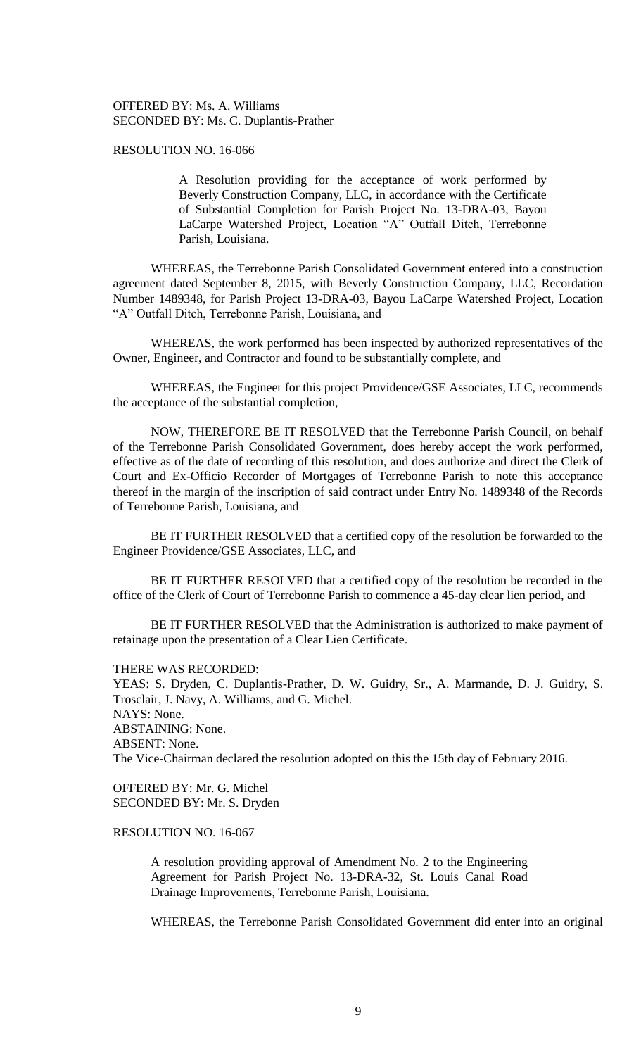OFFERED BY: Ms. A. Williams
SECONDED BY: Ms. C. Duplantis-Prather

RESOLUTION NO. 16-066

> A Resolution providing for the acceptance of work performed by Beverly Construction Company, LLC, in accordance with the Certificate of Substantial Completion for Parish Project No. 13-DRA-03, Bayou LaCarpe Watershed Project, Location "A" Outfall Ditch, Terrebonne Parish, Louisiana.

WHEREAS, the Terrebonne Parish Consolidated Government entered into a construction agreement dated September 8, 2015, with Beverly Construction Company, LLC, Recordation Number 1489348, for Parish Project 13-DRA-03, Bayou LaCarpe Watershed Project, Location "A" Outfall Ditch, Terrebonne Parish, Louisiana, and

WHEREAS, the work performed has been inspected by authorized representatives of the Owner, Engineer, and Contractor and found to be substantially complete, and

WHEREAS, the Engineer for this project Providence/GSE Associates, LLC, recommends the acceptance of the substantial completion,

NOW, THEREFORE BE IT RESOLVED that the Terrebonne Parish Council, on behalf of the Terrebonne Parish Consolidated Government, does hereby accept the work performed, effective as of the date of recording of this resolution, and does authorize and direct the Clerk of Court and Ex-Officio Recorder of Mortgages of Terrebonne Parish to note this acceptance thereof in the margin of the inscription of said contract under Entry No. 1489348 of the Records of Terrebonne Parish, Louisiana, and

BE IT FURTHER RESOLVED that a certified copy of the resolution be forwarded to the Engineer Providence/GSE Associates, LLC, and

BE IT FURTHER RESOLVED that a certified copy of the resolution be recorded in the office of the Clerk of Court of Terrebonne Parish to commence a 45-day clear lien period, and

BE IT FURTHER RESOLVED that the Administration is authorized to make payment of retainage upon the presentation of a Clear Lien Certificate.

THERE WAS RECORDED:
YEAS: S. Dryden, C. Duplantis-Prather, D. W. Guidry, Sr., A. Marmande, D. J. Guidry, S. Trosclair, J. Navy, A. Williams, and G. Michel.
NAYS: None.
ABSTAINING: None.
ABSENT: None.
The Vice-Chairman declared the resolution adopted on this the 15th day of February 2016.

OFFERED BY: Mr. G. Michel
SECONDED BY: Mr. S. Dryden

RESOLUTION NO. 16-067

> A resolution providing approval of Amendment No. 2 to the Engineering Agreement for Parish Project No. 13-DRA-32, St. Louis Canal Road Drainage Improvements, Terrebonne Parish, Louisiana.

WHEREAS, the Terrebonne Parish Consolidated Government did enter into an original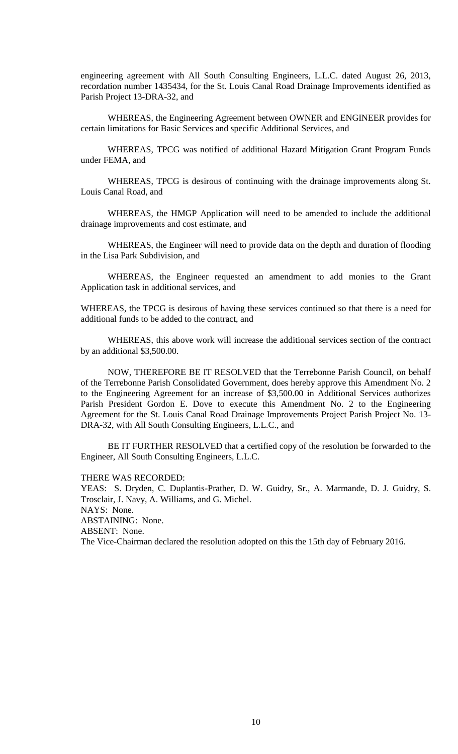engineering agreement with All South Consulting Engineers, L.L.C. dated August 26, 2013, recordation number 1435434, for the St. Louis Canal Road Drainage Improvements identified as Parish Project 13-DRA-32, and

WHEREAS, the Engineering Agreement between OWNER and ENGINEER provides for certain limitations for Basic Services and specific Additional Services, and

WHEREAS, TPCG was notified of additional Hazard Mitigation Grant Program Funds under FEMA, and

WHEREAS, TPCG is desirous of continuing with the drainage improvements along St. Louis Canal Road, and

WHEREAS, the HMGP Application will need to be amended to include the additional drainage improvements and cost estimate, and

WHEREAS, the Engineer will need to provide data on the depth and duration of flooding in the Lisa Park Subdivision, and

WHEREAS, the Engineer requested an amendment to add monies to the Grant Application task in additional services, and

WHEREAS, the TPCG is desirous of having these services continued so that there is a need for additional funds to be added to the contract, and

WHEREAS, this above work will increase the additional services section of the contract by an additional $3,500.00.

NOW, THEREFORE BE IT RESOLVED that the Terrebonne Parish Council, on behalf of the Terrebonne Parish Consolidated Government, does hereby approve this Amendment No. 2 to the Engineering Agreement for an increase of $3,500.00 in Additional Services authorizes Parish President Gordon E. Dove to execute this Amendment No. 2 to the Engineering Agreement for the St. Louis Canal Road Drainage Improvements Project Parish Project No. 13-DRA-32, with All South Consulting Engineers, L.L.C., and

BE IT FURTHER RESOLVED that a certified copy of the resolution be forwarded to the Engineer, All South Consulting Engineers, L.L.C.

THERE WAS RECORDED:
YEAS: S. Dryden, C. Duplantis-Prather, D. W. Guidry, Sr., A. Marmande, D. J. Guidry, S. Trosclair, J. Navy, A. Williams, and G. Michel.
NAYS: None.
ABSTAINING: None.
ABSENT: None.
The Vice-Chairman declared the resolution adopted on this the 15th day of February 2016.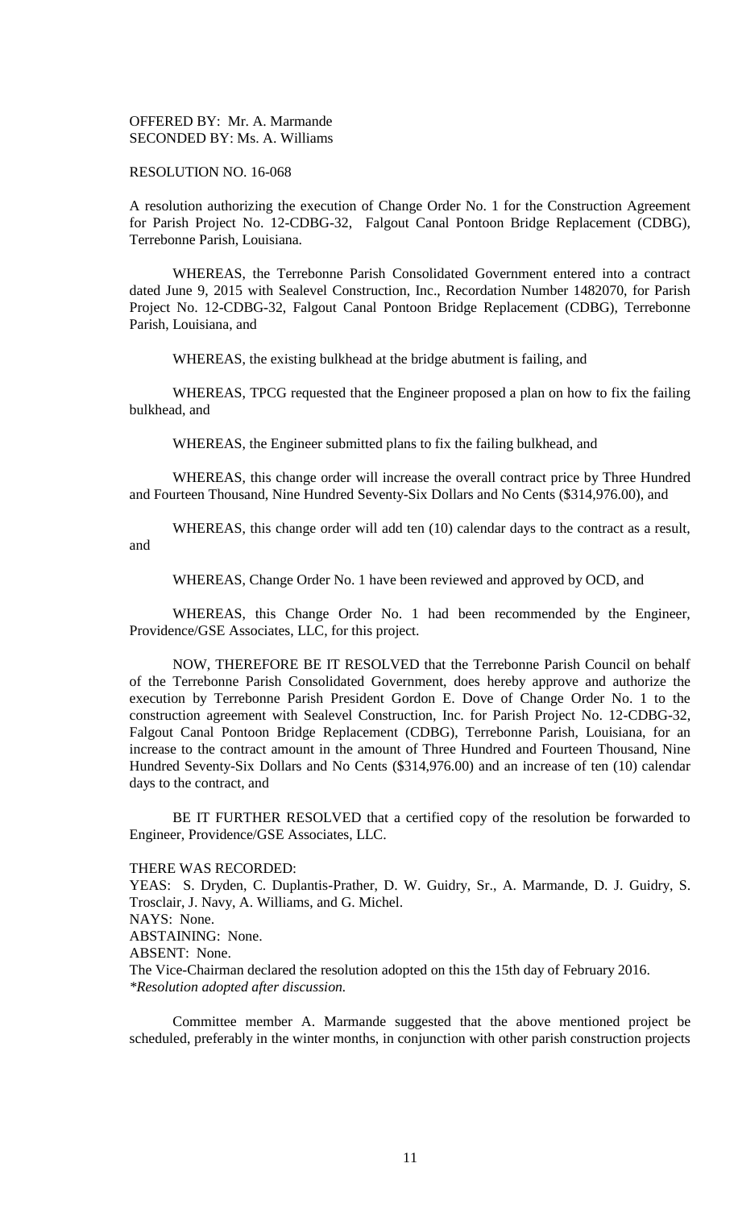OFFERED BY: Mr. A. Marmande
SECONDED BY: Ms. A. Williams

RESOLUTION NO. 16-068

A resolution authorizing the execution of Change Order No. 1 for the Construction Agreement for Parish Project No. 12-CDBG-32, Falgout Canal Pontoon Bridge Replacement (CDBG), Terrebonne Parish, Louisiana.

WHEREAS, the Terrebonne Parish Consolidated Government entered into a contract dated June 9, 2015 with Sealevel Construction, Inc., Recordation Number 1482070, for Parish Project No. 12-CDBG-32, Falgout Canal Pontoon Bridge Replacement (CDBG), Terrebonne Parish, Louisiana, and

WHEREAS, the existing bulkhead at the bridge abutment is failing, and

WHEREAS, TPCG requested that the Engineer proposed a plan on how to fix the failing bulkhead, and

WHEREAS, the Engineer submitted plans to fix the failing bulkhead, and

WHEREAS, this change order will increase the overall contract price by Three Hundred and Fourteen Thousand, Nine Hundred Seventy-Six Dollars and No Cents ($314,976.00), and

WHEREAS, this change order will add ten (10) calendar days to the contract as a result, and

WHEREAS, Change Order No. 1 have been reviewed and approved by OCD, and

WHEREAS, this Change Order No. 1 had been recommended by the Engineer, Providence/GSE Associates, LLC, for this project.

NOW, THEREFORE BE IT RESOLVED that the Terrebonne Parish Council on behalf of the Terrebonne Parish Consolidated Government, does hereby approve and authorize the execution by Terrebonne Parish President Gordon E. Dove of Change Order No. 1 to the construction agreement with Sealevel Construction, Inc. for Parish Project No. 12-CDBG-32, Falgout Canal Pontoon Bridge Replacement (CDBG), Terrebonne Parish, Louisiana, for an increase to the contract amount in the amount of Three Hundred and Fourteen Thousand, Nine Hundred Seventy-Six Dollars and No Cents ($314,976.00) and an increase of ten (10) calendar days to the contract, and

BE IT FURTHER RESOLVED that a certified copy of the resolution be forwarded to Engineer, Providence/GSE Associates, LLC.

THERE WAS RECORDED:
YEAS: S. Dryden, C. Duplantis-Prather, D. W. Guidry, Sr., A. Marmande, D. J. Guidry, S. Trosclair, J. Navy, A. Williams, and G. Michel.
NAYS: None.
ABSTAINING: None.
ABSENT: None.
The Vice-Chairman declared the resolution adopted on this the 15th day of February 2016.
*Resolution adopted after discussion.*

Committee member A. Marmande suggested that the above mentioned project be scheduled, preferably in the winter months, in conjunction with other parish construction projects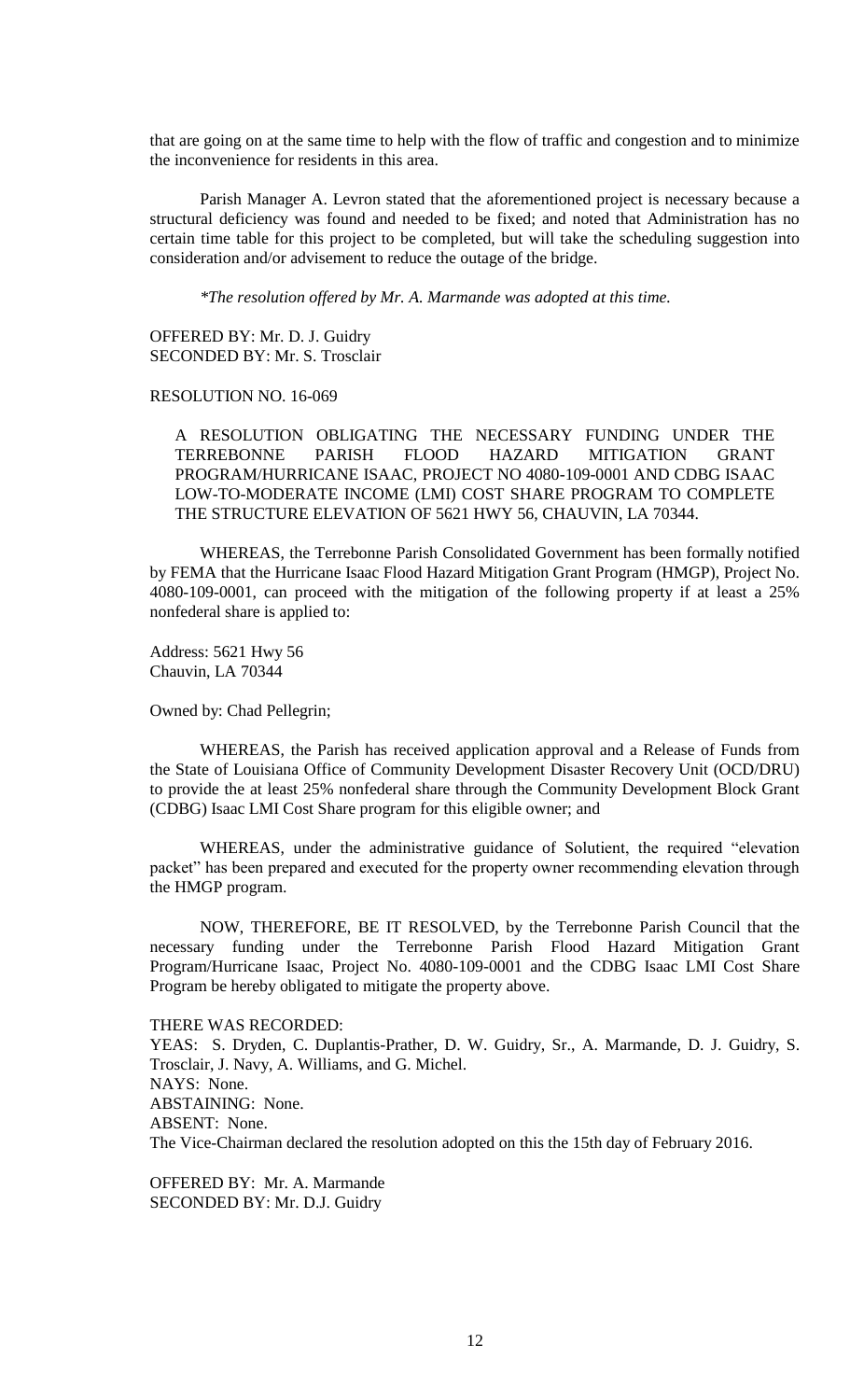that are going on at the same time to help with the flow of traffic and congestion and to minimize the inconvenience for residents in this area.

Parish Manager A. Levron stated that the aforementioned project is necessary because a structural deficiency was found and needed to be fixed; and noted that Administration has no certain time table for this project to be completed, but will take the scheduling suggestion into consideration and/or advisement to reduce the outage of the bridge.

*\*The resolution offered by Mr. A. Marmande was adopted at this time.*

OFFERED BY: Mr. D. J. Guidry
SECONDED BY: Mr. S. Trosclair

RESOLUTION NO. 16-069

A RESOLUTION OBLIGATING THE NECESSARY FUNDING UNDER THE TERREBONNE PARISH FLOOD HAZARD MITIGATION GRANT PROGRAM/HURRICANE ISAAC, PROJECT NO 4080-109-0001 AND CDBG ISAAC LOW-TO-MODERATE INCOME (LMI) COST SHARE PROGRAM TO COMPLETE THE STRUCTURE ELEVATION OF 5621 HWY 56, CHAUVIN, LA 70344.

WHEREAS, the Terrebonne Parish Consolidated Government has been formally notified by FEMA that the Hurricane Isaac Flood Hazard Mitigation Grant Program (HMGP), Project No. 4080-109-0001, can proceed with the mitigation of the following property if at least a 25% nonfederal share is applied to:

Address: 5621 Hwy 56
Chauvin, LA 70344

Owned by: Chad Pellegrin;

WHEREAS, the Parish has received application approval and a Release of Funds from the State of Louisiana Office of Community Development Disaster Recovery Unit (OCD/DRU) to provide the at least 25% nonfederal share through the Community Development Block Grant (CDBG) Isaac LMI Cost Share program for this eligible owner; and

WHEREAS, under the administrative guidance of Solutient, the required "elevation packet" has been prepared and executed for the property owner recommending elevation through the HMGP program.

NOW, THEREFORE, BE IT RESOLVED, by the Terrebonne Parish Council that the necessary funding under the Terrebonne Parish Flood Hazard Mitigation Grant Program/Hurricane Isaac, Project No. 4080-109-0001 and the CDBG Isaac LMI Cost Share Program be hereby obligated to mitigate the property above.

THERE WAS RECORDED:
YEAS: S. Dryden, C. Duplantis-Prather, D. W. Guidry, Sr., A. Marmande, D. J. Guidry, S. Trosclair, J. Navy, A. Williams, and G. Michel.
NAYS: None.
ABSTAINING: None.
ABSENT: None.
The Vice-Chairman declared the resolution adopted on this the 15th day of February 2016.

OFFERED BY: Mr. A. Marmande
SECONDED BY: Mr. D.J. Guidry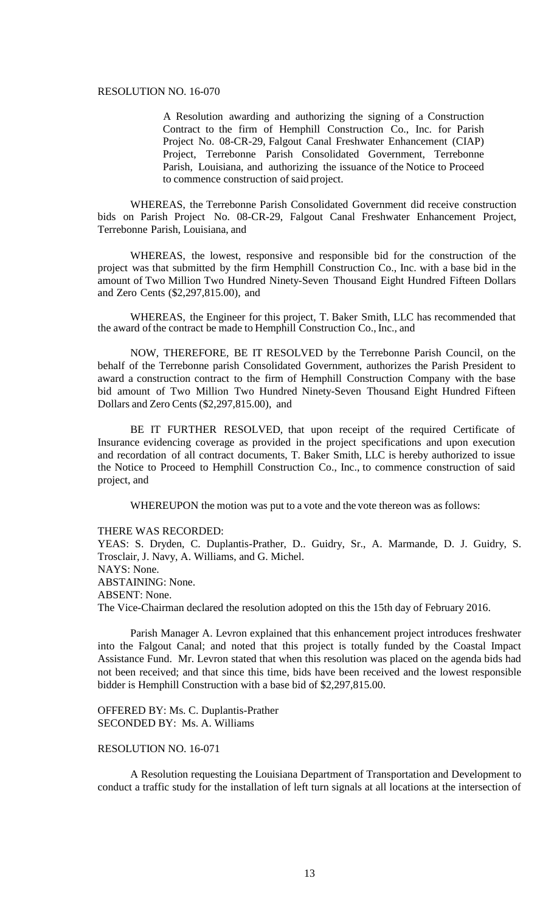RESOLUTION NO. 16-070

> A Resolution awarding and authorizing the signing of a Construction Contract to the firm of Hemphill Construction Co., Inc. for Parish Project No. 08-CR-29, Falgout Canal Freshwater Enhancement (CIAP) Project, Terrebonne Parish Consolidated Government, Terrebonne Parish, Louisiana, and authorizing the issuance of the Notice to Proceed to commence construction of said project.

WHEREAS, the Terrebonne Parish Consolidated Government did receive construction bids on Parish Project No. 08-CR-29, Falgout Canal Freshwater Enhancement Project, Terrebonne Parish, Louisiana, and

WHEREAS, the lowest, responsive and responsible bid for the construction of the project was that submitted by the firm Hemphill Construction Co., Inc. with a base bid in the amount of Two Million Two Hundred Ninety-Seven Thousand Eight Hundred Fifteen Dollars and Zero Cents ($2,297,815.00), and

WHEREAS, the Engineer for this project, T. Baker Smith, LLC has recommended that the award of the contract be made to Hemphill Construction Co., Inc., and

NOW, THEREFORE, BE IT RESOLVED by the Terrebonne Parish Council, on the behalf of the Terrebonne parish Consolidated Government, authorizes the Parish President to award a construction contract to the firm of Hemphill Construction Company with the base bid amount of Two Million Two Hundred Ninety-Seven Thousand Eight Hundred Fifteen Dollars and Zero Cents ($2,297,815.00), and

BE IT FURTHER RESOLVED, that upon receipt of the required Certificate of Insurance evidencing coverage as provided in the project specifications and upon execution and recordation of all contract documents, T. Baker Smith, LLC is hereby authorized to issue the Notice to Proceed to Hemphill Construction Co., Inc., to commence construction of said project, and

WHEREUPON the motion was put to a vote and the vote thereon was as follows:

THERE WAS RECORDED:
YEAS: S. Dryden, C. Duplantis-Prather, D.. Guidry, Sr., A. Marmande, D. J. Guidry, S. Trosclair, J. Navy, A. Williams, and G. Michel.
NAYS: None.
ABSTAINING: None.
ABSENT: None.
The Vice-Chairman declared the resolution adopted on this the 15th day of February 2016.

Parish Manager A. Levron explained that this enhancement project introduces freshwater into the Falgout Canal; and noted that this project is totally funded by the Coastal Impact Assistance Fund. Mr. Levron stated that when this resolution was placed on the agenda bids had not been received; and that since this time, bids have been received and the lowest responsible bidder is Hemphill Construction with a base bid of $2,297,815.00.

OFFERED BY: Ms. C. Duplantis-Prather
SECONDED BY: Ms. A. Williams

RESOLUTION NO. 16-071

A Resolution requesting the Louisiana Department of Transportation and Development to conduct a traffic study for the installation of left turn signals at all locations at the intersection of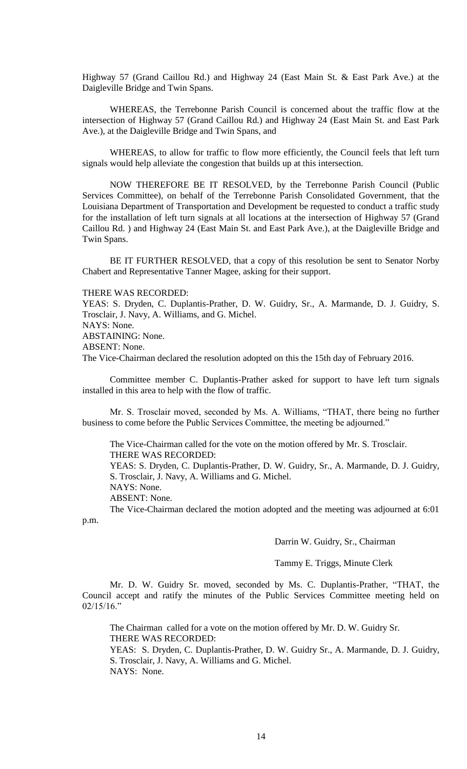Highway 57 (Grand Caillou Rd.) and Highway 24 (East Main St. & East Park Ave.) at the Daigleville Bridge and Twin Spans.

WHEREAS, the Terrebonne Parish Council is concerned about the traffic flow at the intersection of Highway 57 (Grand Caillou Rd.) and Highway 24 (East Main St. and East Park Ave.), at the Daigleville Bridge and Twin Spans, and

WHEREAS, to allow for traffic to flow more efficiently, the Council feels that left turn signals would help alleviate the congestion that builds up at this intersection.

NOW THEREFORE BE IT RESOLVED, by the Terrebonne Parish Council (Public Services Committee), on behalf of the Terrebonne Parish Consolidated Government, that the Louisiana Department of Transportation and Development be requested to conduct a traffic study for the installation of left turn signals at all locations at the intersection of Highway 57 (Grand Caillou Rd. ) and Highway 24 (East Main St. and East Park Ave.), at the Daigleville Bridge and Twin Spans.

BE IT FURTHER RESOLVED, that a copy of this resolution be sent to Senator Norby Chabert and Representative Tanner Magee, asking for their support.

THERE WAS RECORDED:
YEAS: S. Dryden, C. Duplantis-Prather, D. W. Guidry, Sr., A. Marmande, D. J. Guidry, S. Trosclair, J. Navy, A. Williams, and G. Michel.
NAYS: None.
ABSTAINING: None.
ABSENT: None.
The Vice-Chairman declared the resolution adopted on this the 15th day of February 2016.

Committee member C. Duplantis-Prather asked for support to have left turn signals installed in this area to help with the flow of traffic.

Mr. S. Trosclair moved, seconded by Ms. A. Williams, "THAT, there being no further business to come before the Public Services Committee, the meeting be adjourned."

The Vice-Chairman called for the vote on the motion offered by Mr. S. Trosclair.
THERE WAS RECORDED:
YEAS: S. Dryden, C. Duplantis-Prather, D. W. Guidry, Sr., A. Marmande, D. J. Guidry, S. Trosclair, J. Navy, A. Williams and G. Michel.
NAYS: None.
ABSENT: None.
The Vice-Chairman declared the motion adopted and the meeting was adjourned at 6:01 p.m.

Darrin W. Guidry, Sr., Chairman

Tammy E. Triggs, Minute Clerk

Mr. D. W. Guidry Sr. moved, seconded by Ms. C. Duplantis-Prather, "THAT, the Council accept and ratify the minutes of the Public Services Committee meeting held on 02/15/16."

The Chairman called for a vote on the motion offered by Mr. D. W. Guidry Sr.
THERE WAS RECORDED:
YEAS: S. Dryden, C. Duplantis-Prather, D. W. Guidry Sr., A. Marmande, D. J. Guidry, S. Trosclair, J. Navy, A. Williams and G. Michel.
NAYS: None.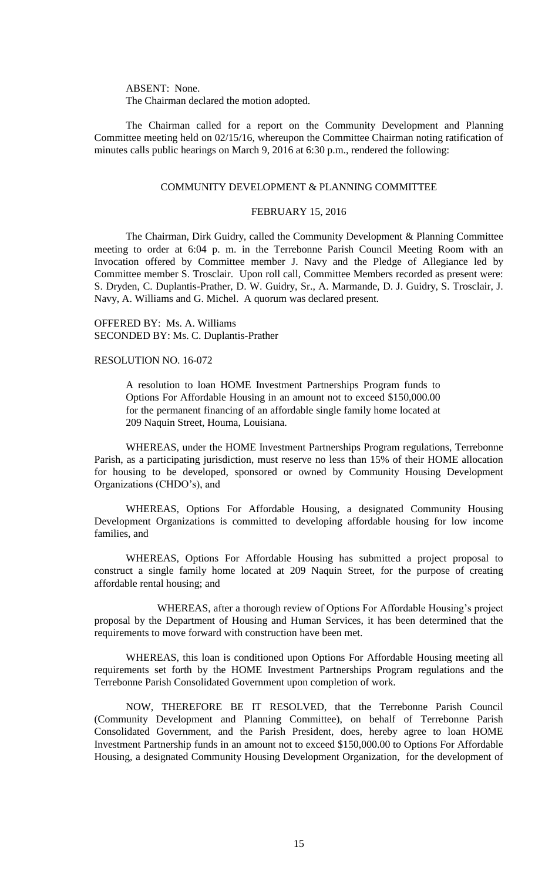ABSENT: None.
The Chairman declared the motion adopted.

The Chairman called for a report on the Community Development and Planning Committee meeting held on 02/15/16, whereupon the Committee Chairman noting ratification of minutes calls public hearings on March 9, 2016 at 6:30 p.m., rendered the following:

COMMUNITY DEVELOPMENT & PLANNING COMMITTEE

FEBRUARY 15, 2016

The Chairman, Dirk Guidry, called the Community Development & Planning Committee meeting to order at 6:04 p. m. in the Terrebonne Parish Council Meeting Room with an Invocation offered by Committee member J. Navy and the Pledge of Allegiance led by Committee member S. Trosclair. Upon roll call, Committee Members recorded as present were: S. Dryden, C. Duplantis-Prather, D. W. Guidry, Sr., A. Marmande, D. J. Guidry, S. Trosclair, J. Navy, A. Williams and G. Michel. A quorum was declared present.

OFFERED BY: Ms. A. Williams
SECONDED BY: Ms. C. Duplantis-Prather

RESOLUTION NO. 16-072

A resolution to loan HOME Investment Partnerships Program funds to Options For Affordable Housing in an amount not to exceed $150,000.00 for the permanent financing of an affordable single family home located at 209 Naquin Street, Houma, Louisiana.

WHEREAS, under the HOME Investment Partnerships Program regulations, Terrebonne Parish, as a participating jurisdiction, must reserve no less than 15% of their HOME allocation for housing to be developed, sponsored or owned by Community Housing Development Organizations (CHDO's), and

WHEREAS, Options For Affordable Housing, a designated Community Housing Development Organizations is committed to developing affordable housing for low income families, and

WHEREAS, Options For Affordable Housing has submitted a project proposal to construct a single family home located at 209 Naquin Street, for the purpose of creating affordable rental housing; and

WHEREAS, after a thorough review of Options For Affordable Housing's project proposal by the Department of Housing and Human Services, it has been determined that the requirements to move forward with construction have been met.

WHEREAS, this loan is conditioned upon Options For Affordable Housing meeting all requirements set forth by the HOME Investment Partnerships Program regulations and the Terrebonne Parish Consolidated Government upon completion of work.

NOW, THEREFORE BE IT RESOLVED, that the Terrebonne Parish Council (Community Development and Planning Committee), on behalf of Terrebonne Parish Consolidated Government, and the Parish President, does, hereby agree to loan HOME Investment Partnership funds in an amount not to exceed $150,000.00 to Options For Affordable Housing, a designated Community Housing Development Organization, for the development of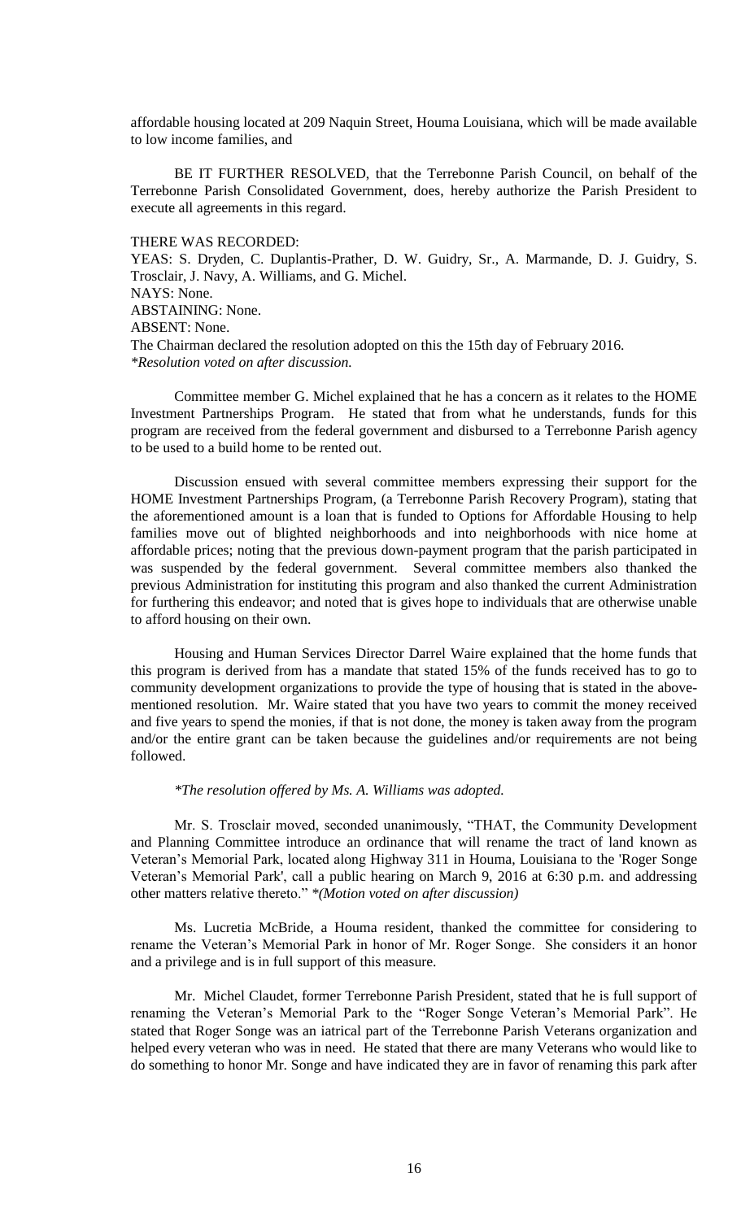affordable housing located at 209 Naquin Street, Houma Louisiana, which will be made available to low income families, and

BE IT FURTHER RESOLVED, that the Terrebonne Parish Council, on behalf of the Terrebonne Parish Consolidated Government, does, hereby authorize the Parish President to execute all agreements in this regard.

THERE WAS RECORDED:
YEAS: S. Dryden, C. Duplantis-Prather, D. W. Guidry, Sr., A. Marmande, D. J. Guidry, S. Trosclair, J. Navy, A. Williams, and G. Michel.
NAYS: None.
ABSTAINING: None.
ABSENT: None.
The Chairman declared the resolution adopted on this the 15th day of February 2016.
*Resolution voted on after discussion.*

Committee member G. Michel explained that he has a concern as it relates to the HOME Investment Partnerships Program. He stated that from what he understands, funds for this program are received from the federal government and disbursed to a Terrebonne Parish agency to be used to a build home to be rented out.

Discussion ensued with several committee members expressing their support for the HOME Investment Partnerships Program, (a Terrebonne Parish Recovery Program), stating that the aforementioned amount is a loan that is funded to Options for Affordable Housing to help families move out of blighted neighborhoods and into neighborhoods with nice home at affordable prices; noting that the previous down-payment program that the parish participated in was suspended by the federal government. Several committee members also thanked the previous Administration for instituting this program and also thanked the current Administration for furthering this endeavor; and noted that is gives hope to individuals that are otherwise unable to afford housing on their own.

Housing and Human Services Director Darrel Waire explained that the home funds that this program is derived from has a mandate that stated 15% of the funds received has to go to community development organizations to provide the type of housing that is stated in the above-mentioned resolution. Mr. Waire stated that you have two years to commit the money received and five years to spend the monies, if that is not done, the money is taken away from the program and/or the entire grant can be taken because the guidelines and/or requirements are not being followed.

*\*The resolution offered by Ms. A. Williams was adopted.*

Mr. S. Trosclair moved, seconded unanimously, "THAT, the Community Development and Planning Committee introduce an ordinance that will rename the tract of land known as Veteran's Memorial Park, located along Highway 311 in Houma, Louisiana to the 'Roger Songe Veteran's Memorial Park', call a public hearing on March 9, 2016 at 6:30 p.m. and addressing other matters relative thereto." *\*(Motion voted on after discussion)*

Ms. Lucretia McBride, a Houma resident, thanked the committee for considering to rename the Veteran's Memorial Park in honor of Mr. Roger Songe. She considers it an honor and a privilege and is in full support of this measure.

Mr. Michel Claudet, former Terrebonne Parish President, stated that he is full support of renaming the Veteran's Memorial Park to the "Roger Songe Veteran's Memorial Park". He stated that Roger Songe was an iatrical part of the Terrebonne Parish Veterans organization and helped every veteran who was in need. He stated that there are many Veterans who would like to do something to honor Mr. Songe and have indicated they are in favor of renaming this park after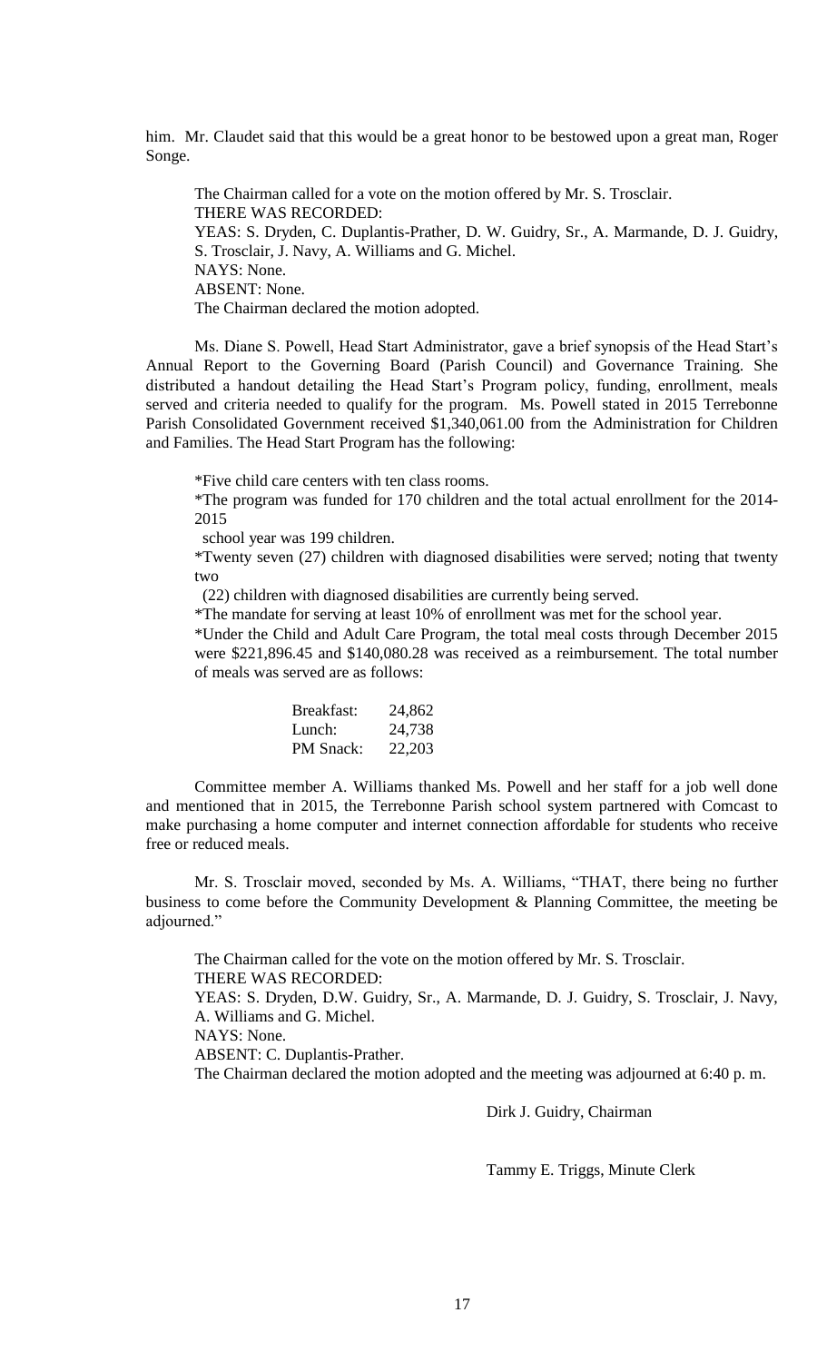him. Mr. Claudet said that this would be a great honor to be bestowed upon a great man, Roger Songe.

The Chairman called for a vote on the motion offered by Mr. S. Trosclair.
THERE WAS RECORDED:
YEAS: S. Dryden, C. Duplantis-Prather, D. W. Guidry, Sr., A. Marmande, D. J. Guidry, S. Trosclair, J. Navy, A. Williams and G. Michel.
NAYS: None.
ABSENT: None.
The Chairman declared the motion adopted.

Ms. Diane S. Powell, Head Start Administrator, gave a brief synopsis of the Head Start's Annual Report to the Governing Board (Parish Council) and Governance Training. She distributed a handout detailing the Head Start's Program policy, funding, enrollment, meals served and criteria needed to qualify for the program. Ms. Powell stated in 2015 Terrebonne Parish Consolidated Government received $1,340,061.00 from the Administration for Children and Families. The Head Start Program has the following:

*Five child care centers with ten class rooms.

*The program was funded for 170 children and the total actual enrollment for the 2014-2015 school year was 199 children.

*Twenty seven (27) children with diagnosed disabilities were served; noting that twenty two (22) children with diagnosed disabilities are currently being served.

*The mandate for serving at least 10% of enrollment was met for the school year.

*Under the Child and Adult Care Program, the total meal costs through December 2015 were $221,896.45 and $140,080.28 was received as a reimbursement. The total number of meals was served are as follows:

| | |
|---|---|
| Breakfast: | 24,862 |
| Lunch: | 24,738 |
| PM Snack: | 22,203 |

Committee member A. Williams thanked Ms. Powell and her staff for a job well done and mentioned that in 2015, the Terrebonne Parish school system partnered with Comcast to make purchasing a home computer and internet connection affordable for students who receive free or reduced meals.

Mr. S. Trosclair moved, seconded by Ms. A. Williams, "THAT, there being no further business to come before the Community Development & Planning Committee, the meeting be adjourned."

The Chairman called for the vote on the motion offered by Mr. S. Trosclair.
THERE WAS RECORDED:
YEAS: S. Dryden, D.W. Guidry, Sr., A. Marmande, D. J. Guidry, S. Trosclair, J. Navy, A. Williams and G. Michel.
NAYS: None.
ABSENT: C. Duplantis-Prather.
The Chairman declared the motion adopted and the meeting was adjourned at 6:40 p. m.

Dirk J. Guidry, Chairman

Tammy E. Triggs, Minute Clerk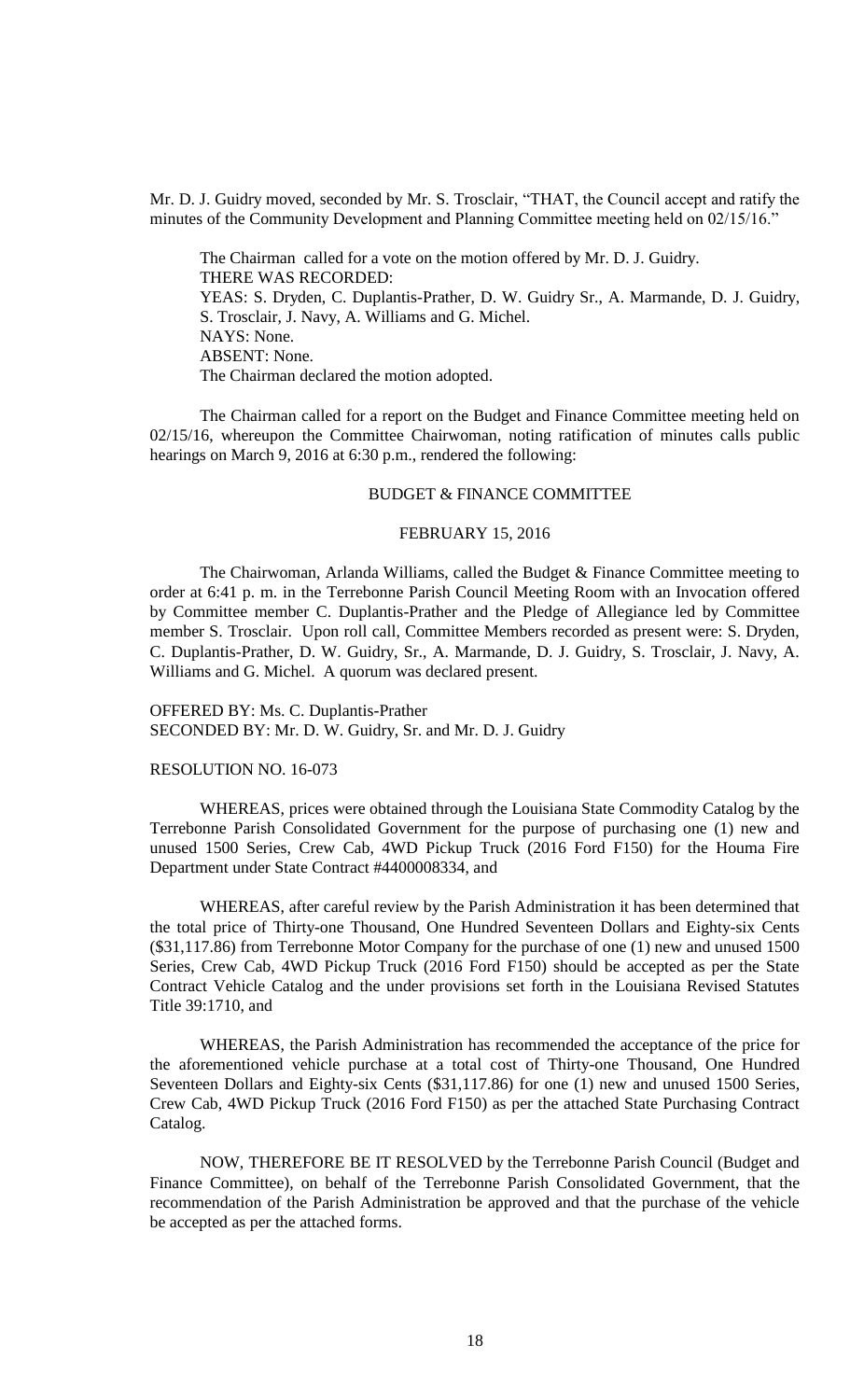Mr. D. J. Guidry moved, seconded by Mr. S. Trosclair, "THAT, the Council accept and ratify the minutes of the Community Development and Planning Committee meeting held on 02/15/16."

The Chairman called for a vote on the motion offered by Mr. D. J. Guidry.
THERE WAS RECORDED:
YEAS: S. Dryden, C. Duplantis-Prather, D. W. Guidry Sr., A. Marmande, D. J. Guidry, S. Trosclair, J. Navy, A. Williams and G. Michel.
NAYS: None.
ABSENT: None.
The Chairman declared the motion adopted.

The Chairman called for a report on the Budget and Finance Committee meeting held on 02/15/16, whereupon the Committee Chairwoman, noting ratification of minutes calls public hearings on March 9, 2016 at 6:30 p.m., rendered the following:

BUDGET & FINANCE COMMITTEE

FEBRUARY 15, 2016

The Chairwoman, Arlanda Williams, called the Budget & Finance Committee meeting to order at 6:41 p. m. in the Terrebonne Parish Council Meeting Room with an Invocation offered by Committee member C. Duplantis-Prather and the Pledge of Allegiance led by Committee member S. Trosclair. Upon roll call, Committee Members recorded as present were: S. Dryden, C. Duplantis-Prather, D. W. Guidry, Sr., A. Marmande, D. J. Guidry, S. Trosclair, J. Navy, A. Williams and G. Michel. A quorum was declared present.

OFFERED BY: Ms. C. Duplantis-Prather
SECONDED BY: Mr. D. W. Guidry, Sr. and Mr. D. J. Guidry

RESOLUTION NO. 16-073

WHEREAS, prices were obtained through the Louisiana State Commodity Catalog by the Terrebonne Parish Consolidated Government for the purpose of purchasing one (1) new and unused 1500 Series, Crew Cab, 4WD Pickup Truck (2016 Ford F150) for the Houma Fire Department under State Contract #4400008334, and

WHEREAS, after careful review by the Parish Administration it has been determined that the total price of Thirty-one Thousand, One Hundred Seventeen Dollars and Eighty-six Cents ($31,117.86) from Terrebonne Motor Company for the purchase of one (1) new and unused 1500 Series, Crew Cab, 4WD Pickup Truck (2016 Ford F150) should be accepted as per the State Contract Vehicle Catalog and the under provisions set forth in the Louisiana Revised Statutes Title 39:1710, and

WHEREAS, the Parish Administration has recommended the acceptance of the price for the aforementioned vehicle purchase at a total cost of Thirty-one Thousand, One Hundred Seventeen Dollars and Eighty-six Cents ($31,117.86) for one (1) new and unused 1500 Series, Crew Cab, 4WD Pickup Truck (2016 Ford F150) as per the attached State Purchasing Contract Catalog.

NOW, THEREFORE BE IT RESOLVED by the Terrebonne Parish Council (Budget and Finance Committee), on behalf of the Terrebonne Parish Consolidated Government, that the recommendation of the Parish Administration be approved and that the purchase of the vehicle be accepted as per the attached forms.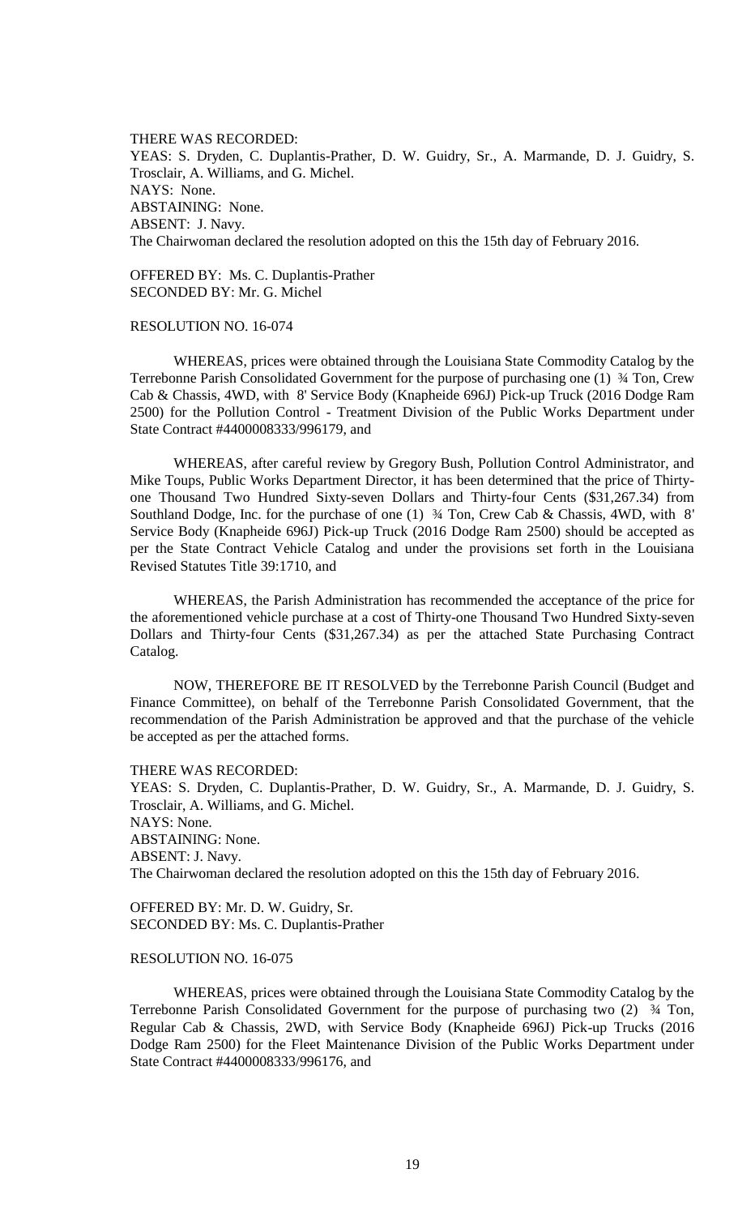THERE WAS RECORDED:
YEAS: S. Dryden, C. Duplantis-Prather, D. W. Guidry, Sr., A. Marmande, D. J. Guidry, S. Trosclair, A. Williams, and G. Michel.
NAYS: None.
ABSTAINING: None.
ABSENT: J. Navy.
The Chairwoman declared the resolution adopted on this the 15th day of February 2016.

OFFERED BY: Ms. C. Duplantis-Prather
SECONDED BY: Mr. G. Michel

RESOLUTION NO. 16-074

WHEREAS, prices were obtained through the Louisiana State Commodity Catalog by the Terrebonne Parish Consolidated Government for the purpose of purchasing one (1) ¾ Ton, Crew Cab & Chassis, 4WD, with 8' Service Body (Knapheide 696J) Pick-up Truck (2016 Dodge Ram 2500) for the Pollution Control - Treatment Division of the Public Works Department under State Contract #4400008333/996179, and

WHEREAS, after careful review by Gregory Bush, Pollution Control Administrator, and Mike Toups, Public Works Department Director, it has been determined that the price of Thirty-one Thousand Two Hundred Sixty-seven Dollars and Thirty-four Cents ($31,267.34) from Southland Dodge, Inc. for the purchase of one (1) ¾ Ton, Crew Cab & Chassis, 4WD, with 8' Service Body (Knapheide 696J) Pick-up Truck (2016 Dodge Ram 2500) should be accepted as per the State Contract Vehicle Catalog and under the provisions set forth in the Louisiana Revised Statutes Title 39:1710, and

WHEREAS, the Parish Administration has recommended the acceptance of the price for the aforementioned vehicle purchase at a cost of Thirty-one Thousand Two Hundred Sixty-seven Dollars and Thirty-four Cents ($31,267.34) as per the attached State Purchasing Contract Catalog.

NOW, THEREFORE BE IT RESOLVED by the Terrebonne Parish Council (Budget and Finance Committee), on behalf of the Terrebonne Parish Consolidated Government, that the recommendation of the Parish Administration be approved and that the purchase of the vehicle be accepted as per the attached forms.

THERE WAS RECORDED:
YEAS: S. Dryden, C. Duplantis-Prather, D. W. Guidry, Sr., A. Marmande, D. J. Guidry, S. Trosclair, A. Williams, and G. Michel.
NAYS: None.
ABSTAINING: None.
ABSENT: J. Navy.
The Chairwoman declared the resolution adopted on this the 15th day of February 2016.

OFFERED BY: Mr. D. W. Guidry, Sr.
SECONDED BY: Ms. C. Duplantis-Prather

RESOLUTION NO. 16-075

WHEREAS, prices were obtained through the Louisiana State Commodity Catalog by the Terrebonne Parish Consolidated Government for the purpose of purchasing two (2) ¾ Ton, Regular Cab & Chassis, 2WD, with Service Body (Knapheide 696J) Pick-up Trucks (2016 Dodge Ram 2500) for the Fleet Maintenance Division of the Public Works Department under State Contract #4400008333/996176, and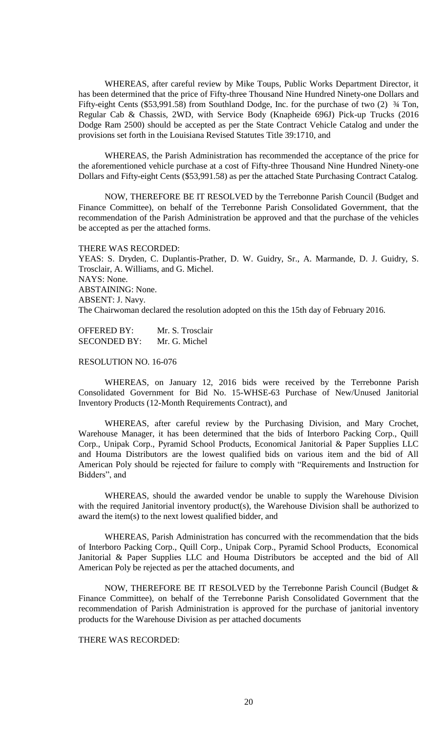WHEREAS, after careful review by Mike Toups, Public Works Department Director, it has been determined that the price of Fifty-three Thousand Nine Hundred Ninety-one Dollars and Fifty-eight Cents ($53,991.58) from Southland Dodge, Inc. for the purchase of two (2) ¾ Ton, Regular Cab & Chassis, 2WD, with Service Body (Knapheide 696J) Pick-up Trucks (2016 Dodge Ram 2500) should be accepted as per the State Contract Vehicle Catalog and under the provisions set forth in the Louisiana Revised Statutes Title 39:1710, and

WHEREAS, the Parish Administration has recommended the acceptance of the price for the aforementioned vehicle purchase at a cost of Fifty-three Thousand Nine Hundred Ninety-one Dollars and Fifty-eight Cents ($53,991.58) as per the attached State Purchasing Contract Catalog.

NOW, THEREFORE BE IT RESOLVED by the Terrebonne Parish Council (Budget and Finance Committee), on behalf of the Terrebonne Parish Consolidated Government, that the recommendation of the Parish Administration be approved and that the purchase of the vehicles be accepted as per the attached forms.

THERE WAS RECORDED:
YEAS: S. Dryden, C. Duplantis-Prather, D. W. Guidry, Sr., A. Marmande, D. J. Guidry, S. Trosclair, A. Williams, and G. Michel.
NAYS: None.
ABSTAINING: None.
ABSENT: J. Navy.
The Chairwoman declared the resolution adopted on this the 15th day of February 2016.

OFFERED BY: Mr. S. Trosclair
SECONDED BY: Mr. G. Michel

RESOLUTION NO. 16-076

WHEREAS, on January 12, 2016 bids were received by the Terrebonne Parish Consolidated Government for Bid No. 15-WHSE-63 Purchase of New/Unused Janitorial Inventory Products (12-Month Requirements Contract), and

WHEREAS, after careful review by the Purchasing Division, and Mary Crochet, Warehouse Manager, it has been determined that the bids of Interboro Packing Corp., Quill Corp., Unipak Corp., Pyramid School Products, Economical Janitorial & Paper Supplies LLC and Houma Distributors are the lowest qualified bids on various item and the bid of All American Poly should be rejected for failure to comply with "Requirements and Instruction for Bidders", and

WHEREAS, should the awarded vendor be unable to supply the Warehouse Division with the required Janitorial inventory product(s), the Warehouse Division shall be authorized to award the item(s) to the next lowest qualified bidder, and

WHEREAS, Parish Administration has concurred with the recommendation that the bids of Interboro Packing Corp., Quill Corp., Unipak Corp., Pyramid School Products, Economical Janitorial & Paper Supplies LLC and Houma Distributors be accepted and the bid of All American Poly be rejected as per the attached documents, and

NOW, THEREFORE BE IT RESOLVED by the Terrebonne Parish Council (Budget & Finance Committee), on behalf of the Terrebonne Parish Consolidated Government that the recommendation of Parish Administration is approved for the purchase of janitorial inventory products for the Warehouse Division as per attached documents

THERE WAS RECORDED: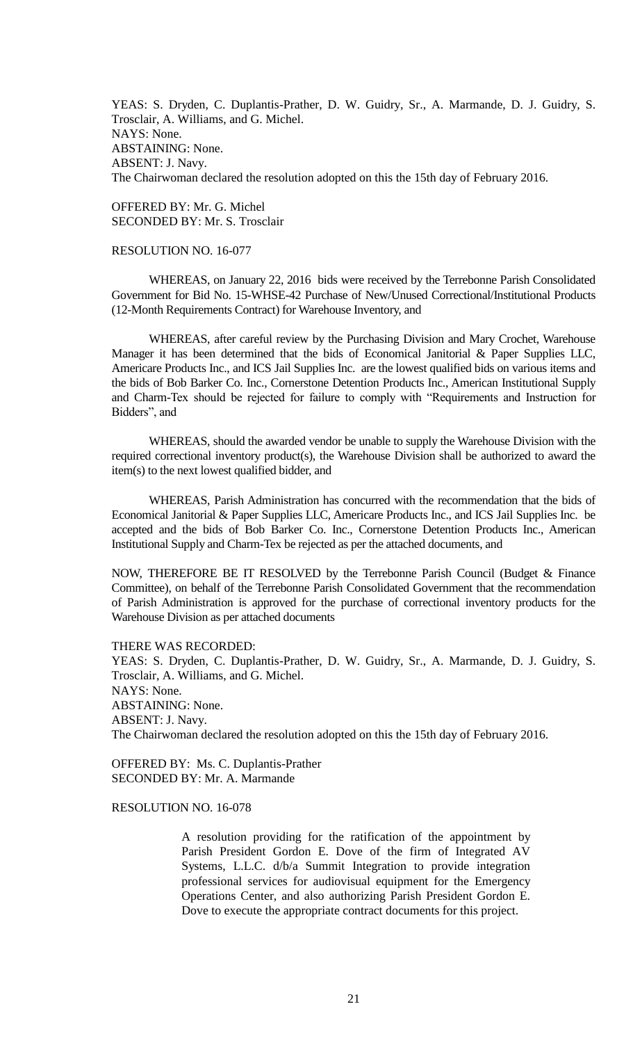YEAS: S. Dryden, C. Duplantis-Prather, D. W. Guidry, Sr., A. Marmande, D. J. Guidry, S. Trosclair, A. Williams, and G. Michel.
NAYS: None.
ABSTAINING: None.
ABSENT: J. Navy.
The Chairwoman declared the resolution adopted on this the 15th day of February 2016.

OFFERED BY: Mr. G. Michel
SECONDED BY: Mr. S. Trosclair

RESOLUTION NO. 16-077

WHEREAS, on January 22, 2016 bids were received by the Terrebonne Parish Consolidated Government for Bid No. 15-WHSE-42 Purchase of New/Unused Correctional/Institutional Products (12-Month Requirements Contract) for Warehouse Inventory, and

WHEREAS, after careful review by the Purchasing Division and Mary Crochet, Warehouse Manager it has been determined that the bids of Economical Janitorial & Paper Supplies LLC, Americare Products Inc., and ICS Jail Supplies Inc. are the lowest qualified bids on various items and the bids of Bob Barker Co. Inc., Cornerstone Detention Products Inc., American Institutional Supply and Charm-Tex should be rejected for failure to comply with "Requirements and Instruction for Bidders", and

WHEREAS, should the awarded vendor be unable to supply the Warehouse Division with the required correctional inventory product(s), the Warehouse Division shall be authorized to award the item(s) to the next lowest qualified bidder, and

WHEREAS, Parish Administration has concurred with the recommendation that the bids of Economical Janitorial & Paper Supplies LLC, Americare Products Inc., and ICS Jail Supplies Inc. be accepted and the bids of Bob Barker Co. Inc., Cornerstone Detention Products Inc., American Institutional Supply and Charm-Tex be rejected as per the attached documents, and

NOW, THEREFORE BE IT RESOLVED by the Terrebonne Parish Council (Budget & Finance Committee), on behalf of the Terrebonne Parish Consolidated Government that the recommendation of Parish Administration is approved for the purchase of correctional inventory products for the Warehouse Division as per attached documents

THERE WAS RECORDED:
YEAS: S. Dryden, C. Duplantis-Prather, D. W. Guidry, Sr., A. Marmande, D. J. Guidry, S. Trosclair, A. Williams, and G. Michel.
NAYS: None.
ABSTAINING: None.
ABSENT: J. Navy.
The Chairwoman declared the resolution adopted on this the 15th day of February 2016.

OFFERED BY: Ms. C. Duplantis-Prather
SECONDED BY: Mr. A. Marmande

RESOLUTION NO. 16-078

> A resolution providing for the ratification of the appointment by Parish President Gordon E. Dove of the firm of Integrated AV Systems, L.L.C. d/b/a Summit Integration to provide integration professional services for audiovisual equipment for the Emergency Operations Center, and also authorizing Parish President Gordon E. Dove to execute the appropriate contract documents for this project.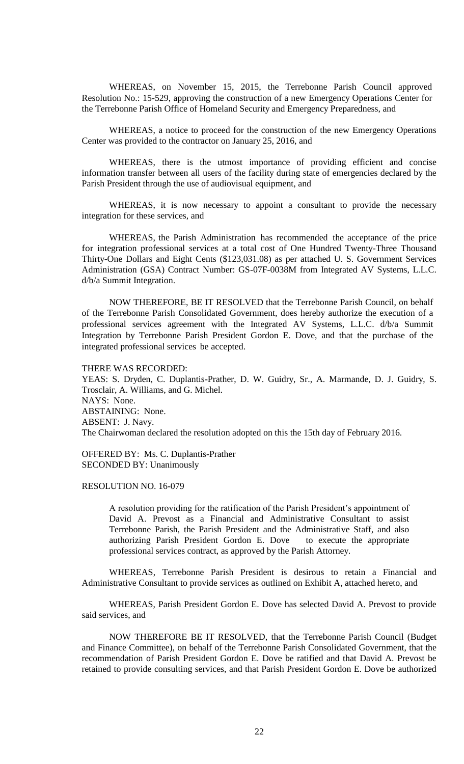WHEREAS, on November 15, 2015, the Terrebonne Parish Council approved Resolution No.: 15-529, approving the construction of a new Emergency Operations Center for the Terrebonne Parish Office of Homeland Security and Emergency Preparedness, and

WHEREAS, a notice to proceed for the construction of the new Emergency Operations Center was provided to the contractor on January 25, 2016, and

WHEREAS, there is the utmost importance of providing efficient and concise information transfer between all users of the facility during state of emergencies declared by the Parish President through the use of audiovisual equipment, and

WHEREAS, it is now necessary to appoint a consultant to provide the necessary integration for these services, and

WHEREAS, the Parish Administration has recommended the acceptance of the price for integration professional services at a total cost of One Hundred Twenty-Three Thousand Thirty-One Dollars and Eight Cents ($123,031.08) as per attached U. S. Government Services Administration (GSA) Contract Number: GS-07F-0038M from Integrated AV Systems, L.L.C. d/b/a Summit Integration.

NOW THEREFORE, BE IT RESOLVED that the Terrebonne Parish Council, on behalf of the Terrebonne Parish Consolidated Government, does hereby authorize the execution of a professional services agreement with the Integrated AV Systems, L.L.C. d/b/a Summit Integration by Terrebonne Parish President Gordon E. Dove, and that the purchase of the integrated professional services be accepted.

THERE WAS RECORDED:
YEAS: S. Dryden, C. Duplantis-Prather, D. W. Guidry, Sr., A. Marmande, D. J. Guidry, S. Trosclair, A. Williams, and G. Michel.
NAYS: None.
ABSTAINING: None.
ABSENT: J. Navy.
The Chairwoman declared the resolution adopted on this the 15th day of February 2016.

OFFERED BY: Ms. C. Duplantis-Prather
SECONDED BY: Unanimously

RESOLUTION NO. 16-079

A resolution providing for the ratification of the Parish President's appointment of David A. Prevost as a Financial and Administrative Consultant to assist Terrebonne Parish, the Parish President and the Administrative Staff, and also authorizing Parish President Gordon E. Dove to execute the appropriate professional services contract, as approved by the Parish Attorney.

WHEREAS, Terrebonne Parish President is desirous to retain a Financial and Administrative Consultant to provide services as outlined on Exhibit A, attached hereto, and

WHEREAS, Parish President Gordon E. Dove has selected David A. Prevost to provide said services, and

NOW THEREFORE BE IT RESOLVED, that the Terrebonne Parish Council (Budget and Finance Committee), on behalf of the Terrebonne Parish Consolidated Government, that the recommendation of Parish President Gordon E. Dove be ratified and that David A. Prevost be retained to provide consulting services, and that Parish President Gordon E. Dove be authorized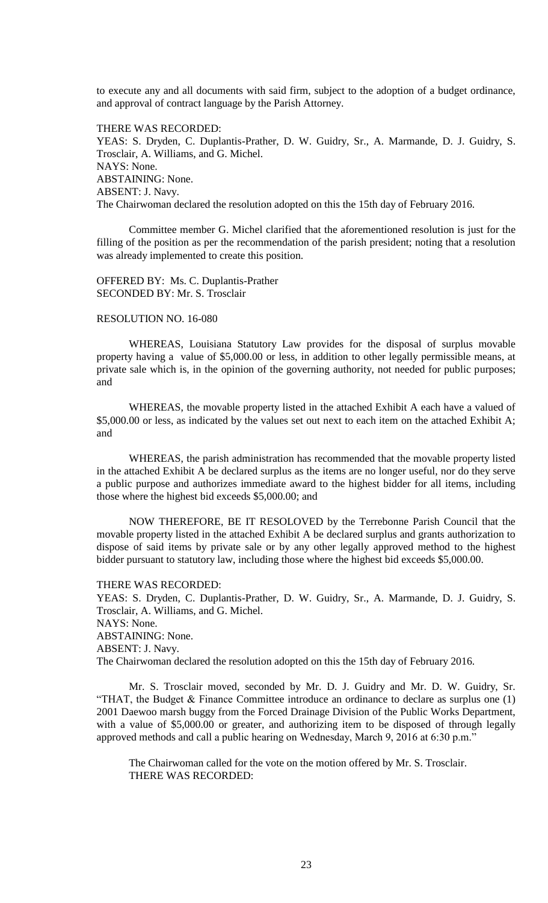to execute any and all documents with said firm, subject to the adoption of a budget ordinance, and approval of contract language by the Parish Attorney.

THERE WAS RECORDED:
YEAS: S. Dryden, C. Duplantis-Prather, D. W. Guidry, Sr., A. Marmande, D. J. Guidry, S. Trosclair, A. Williams, and G. Michel.
NAYS: None.
ABSTAINING: None.
ABSENT: J. Navy.
The Chairwoman declared the resolution adopted on this the 15th day of February 2016.

Committee member G. Michel clarified that the aforementioned resolution is just for the filling of the position as per the recommendation of the parish president; noting that a resolution was already implemented to create this position.

OFFERED BY: Ms. C. Duplantis-Prather
SECONDED BY: Mr. S. Trosclair

RESOLUTION NO. 16-080

WHEREAS, Louisiana Statutory Law provides for the disposal of surplus movable property having a value of $5,000.00 or less, in addition to other legally permissible means, at private sale which is, in the opinion of the governing authority, not needed for public purposes; and

WHEREAS, the movable property listed in the attached Exhibit A each have a valued of $5,000.00 or less, as indicated by the values set out next to each item on the attached Exhibit A; and

WHEREAS, the parish administration has recommended that the movable property listed in the attached Exhibit A be declared surplus as the items are no longer useful, nor do they serve a public purpose and authorizes immediate award to the highest bidder for all items, including those where the highest bid exceeds $5,000.00; and

NOW THEREFORE, BE IT RESOLOVED by the Terrebonne Parish Council that the movable property listed in the attached Exhibit A be declared surplus and grants authorization to dispose of said items by private sale or by any other legally approved method to the highest bidder pursuant to statutory law, including those where the highest bid exceeds $5,000.00.

THERE WAS RECORDED:
YEAS: S. Dryden, C. Duplantis-Prather, D. W. Guidry, Sr., A. Marmande, D. J. Guidry, S. Trosclair, A. Williams, and G. Michel.
NAYS: None.
ABSTAINING: None.
ABSENT: J. Navy.
The Chairwoman declared the resolution adopted on this the 15th day of February 2016.

Mr. S. Trosclair moved, seconded by Mr. D. J. Guidry and Mr. D. W. Guidry, Sr. "THAT, the Budget & Finance Committee introduce an ordinance to declare as surplus one (1) 2001 Daewoo marsh buggy from the Forced Drainage Division of the Public Works Department, with a value of $5,000.00 or greater, and authorizing item to be disposed of through legally approved methods and call a public hearing on Wednesday, March 9, 2016 at 6:30 p.m."

The Chairwoman called for the vote on the motion offered by Mr. S. Trosclair.
THERE WAS RECORDED: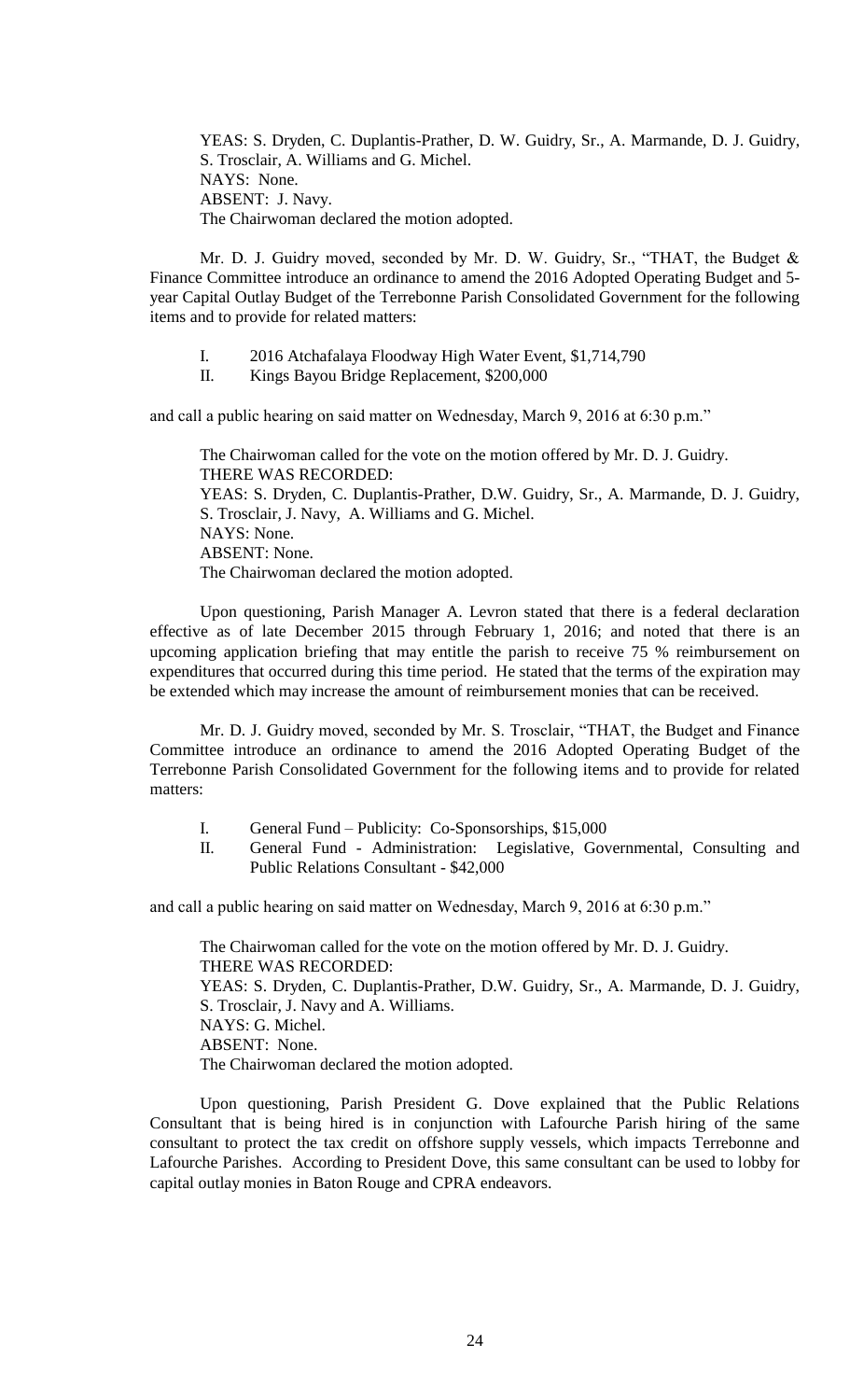YEAS: S. Dryden, C. Duplantis-Prather, D. W. Guidry, Sr., A. Marmande, D. J. Guidry, S. Trosclair, A. Williams and G. Michel.
NAYS: None.
ABSENT: J. Navy.
The Chairwoman declared the motion adopted.

Mr. D. J. Guidry moved, seconded by Mr. D. W. Guidry, Sr., "THAT, the Budget & Finance Committee introduce an ordinance to amend the 2016 Adopted Operating Budget and 5-year Capital Outlay Budget of the Terrebonne Parish Consolidated Government for the following items and to provide for related matters:

I. 2016 Atchafalaya Floodway High Water Event, $1,714,790
II. Kings Bayou Bridge Replacement, $200,000

and call a public hearing on said matter on Wednesday, March 9, 2016 at 6:30 p.m."

The Chairwoman called for the vote on the motion offered by Mr. D. J. Guidry.
THERE WAS RECORDED:
YEAS: S. Dryden, C. Duplantis-Prather, D.W. Guidry, Sr., A. Marmande, D. J. Guidry, S. Trosclair, J. Navy, A. Williams and G. Michel.
NAYS: None.
ABSENT: None.
The Chairwoman declared the motion adopted.

Upon questioning, Parish Manager A. Levron stated that there is a federal declaration effective as of late December 2015 through February 1, 2016; and noted that there is an upcoming application briefing that may entitle the parish to receive 75 % reimbursement on expenditures that occurred during this time period. He stated that the terms of the expiration may be extended which may increase the amount of reimbursement monies that can be received.

Mr. D. J. Guidry moved, seconded by Mr. S. Trosclair, "THAT, the Budget and Finance Committee introduce an ordinance to amend the 2016 Adopted Operating Budget of the Terrebonne Parish Consolidated Government for the following items and to provide for related matters:

I. General Fund – Publicity: Co-Sponsorships, $15,000
II. General Fund - Administration: Legislative, Governmental, Consulting and Public Relations Consultant - $42,000

and call a public hearing on said matter on Wednesday, March 9, 2016 at 6:30 p.m."

The Chairwoman called for the vote on the motion offered by Mr. D. J. Guidry.
THERE WAS RECORDED:
YEAS: S. Dryden, C. Duplantis-Prather, D.W. Guidry, Sr., A. Marmande, D. J. Guidry, S. Trosclair, J. Navy and A. Williams.
NAYS: G. Michel.
ABSENT: None.
The Chairwoman declared the motion adopted.

Upon questioning, Parish President G. Dove explained that the Public Relations Consultant that is being hired is in conjunction with Lafourche Parish hiring of the same consultant to protect the tax credit on offshore supply vessels, which impacts Terrebonne and Lafourche Parishes. According to President Dove, this same consultant can be used to lobby for capital outlay monies in Baton Rouge and CPRA endeavors.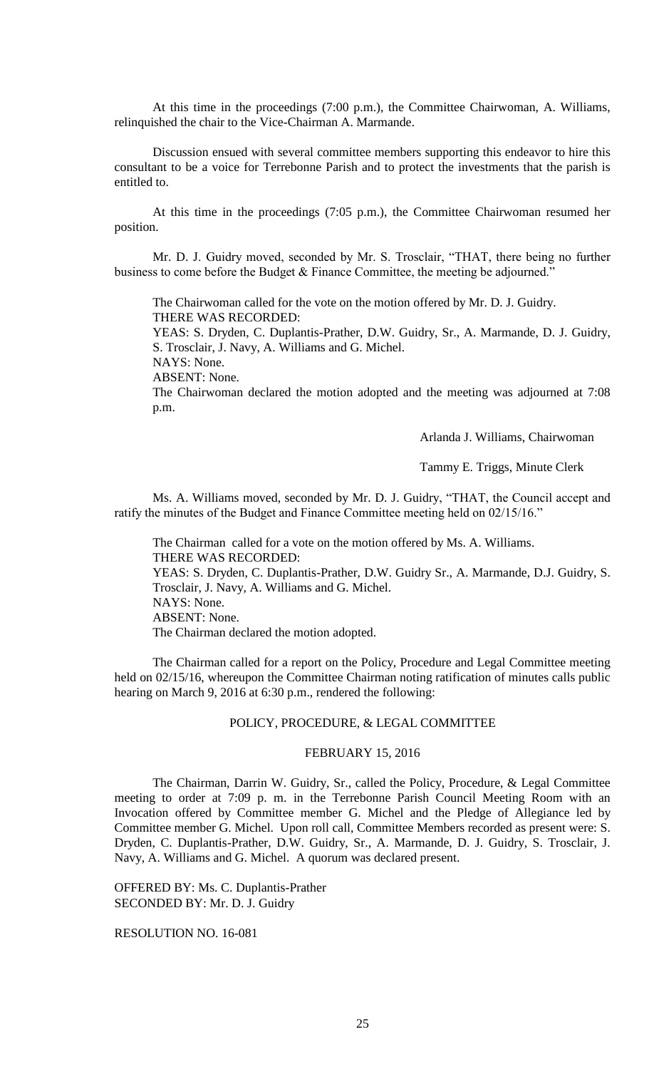At this time in the proceedings (7:00 p.m.), the Committee Chairwoman, A. Williams, relinquished the chair to the Vice-Chairman A. Marmande.

Discussion ensued with several committee members supporting this endeavor to hire this consultant to be a voice for Terrebonne Parish and to protect the investments that the parish is entitled to.

At this time in the proceedings (7:05 p.m.), the Committee Chairwoman resumed her position.

Mr. D. J. Guidry moved, seconded by Mr. S. Trosclair, "THAT, there being no further business to come before the Budget & Finance Committee, the meeting be adjourned."

The Chairwoman called for the vote on the motion offered by Mr. D. J. Guidry.
THERE WAS RECORDED:
YEAS: S. Dryden, C. Duplantis-Prather, D.W. Guidry, Sr., A. Marmande, D. J. Guidry, S. Trosclair, J. Navy, A. Williams and G. Michel.
NAYS: None.
ABSENT: None.
The Chairwoman declared the motion adopted and the meeting was adjourned at 7:08 p.m.

Arlanda J. Williams, Chairwoman

Tammy E. Triggs, Minute Clerk

Ms. A. Williams moved, seconded by Mr. D. J. Guidry, "THAT, the Council accept and ratify the minutes of the Budget and Finance Committee meeting held on 02/15/16."

The Chairman called for a vote on the motion offered by Ms. A. Williams.
THERE WAS RECORDED:
YEAS: S. Dryden, C. Duplantis-Prather, D.W. Guidry Sr., A. Marmande, D.J. Guidry, S. Trosclair, J. Navy, A. Williams and G. Michel.
NAYS: None.
ABSENT: None.
The Chairman declared the motion adopted.

The Chairman called for a report on the Policy, Procedure and Legal Committee meeting held on 02/15/16, whereupon the Committee Chairman noting ratification of minutes calls public hearing on March 9, 2016 at 6:30 p.m., rendered the following:

## POLICY, PROCEDURE, & LEGAL COMMITTEE

## FEBRUARY 15, 2016

The Chairman, Darrin W. Guidry, Sr., called the Policy, Procedure, & Legal Committee meeting to order at 7:09 p. m. in the Terrebonne Parish Council Meeting Room with an Invocation offered by Committee member G. Michel and the Pledge of Allegiance led by Committee member G. Michel. Upon roll call, Committee Members recorded as present were: S. Dryden, C. Duplantis-Prather, D.W. Guidry, Sr., A. Marmande, D. J. Guidry, S. Trosclair, J. Navy, A. Williams and G. Michel. A quorum was declared present.

OFFERED BY: Ms. C. Duplantis-Prather
SECONDED BY: Mr. D. J. Guidry

RESOLUTION NO. 16-081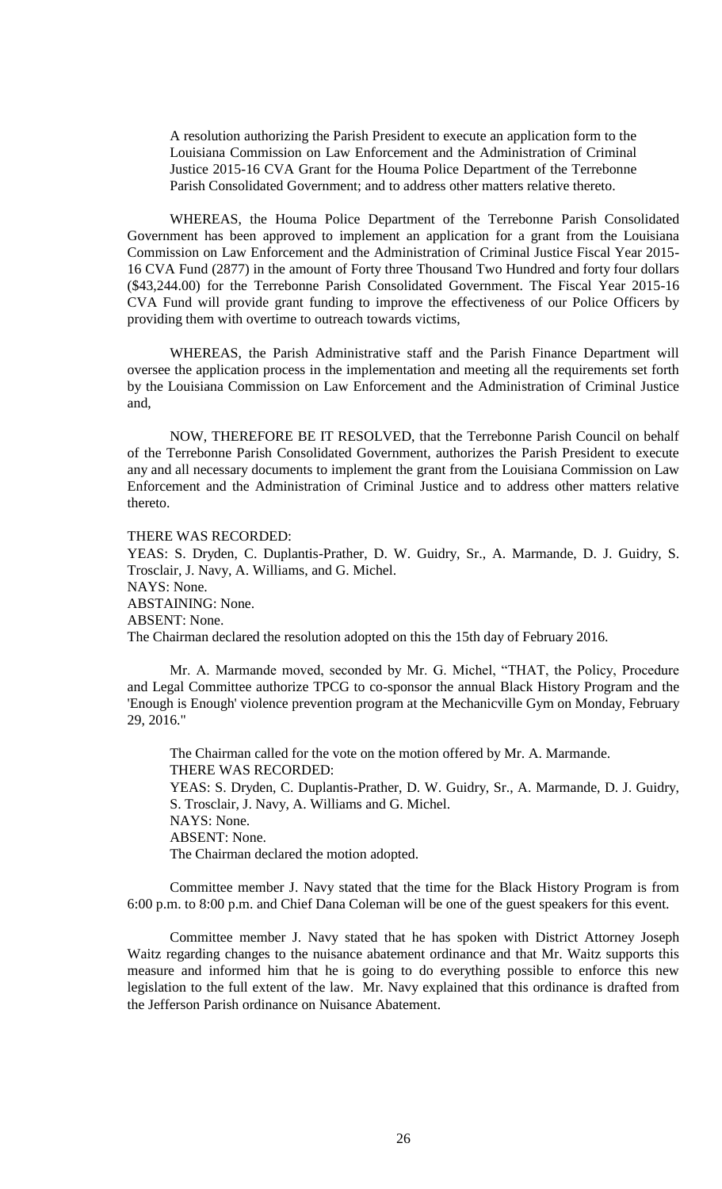A resolution authorizing the Parish President to execute an application form to the Louisiana Commission on Law Enforcement and the Administration of Criminal Justice 2015-16 CVA Grant for the Houma Police Department of the Terrebonne Parish Consolidated Government; and to address other matters relative thereto.

WHEREAS, the Houma Police Department of the Terrebonne Parish Consolidated Government has been approved to implement an application for a grant from the Louisiana Commission on Law Enforcement and the Administration of Criminal Justice Fiscal Year 2015-16 CVA Fund (2877) in the amount of Forty three Thousand Two Hundred and forty four dollars ($43,244.00) for the Terrebonne Parish Consolidated Government. The Fiscal Year 2015-16 CVA Fund will provide grant funding to improve the effectiveness of our Police Officers by providing them with overtime to outreach towards victims,

WHEREAS, the Parish Administrative staff and the Parish Finance Department will oversee the application process in the implementation and meeting all the requirements set forth by the Louisiana Commission on Law Enforcement and the Administration of Criminal Justice and,

NOW, THEREFORE BE IT RESOLVED, that the Terrebonne Parish Council on behalf of the Terrebonne Parish Consolidated Government, authorizes the Parish President to execute any and all necessary documents to implement the grant from the Louisiana Commission on Law Enforcement and the Administration of Criminal Justice and to address other matters relative thereto.

THERE WAS RECORDED:
YEAS: S. Dryden, C. Duplantis-Prather, D. W. Guidry, Sr., A. Marmande, D. J. Guidry, S. Trosclair, J. Navy, A. Williams, and G. Michel.
NAYS: None.
ABSTAINING: None.
ABSENT: None.
The Chairman declared the resolution adopted on this the 15th day of February 2016.

Mr. A. Marmande moved, seconded by Mr. G. Michel, "THAT, the Policy, Procedure and Legal Committee authorize TPCG to co-sponsor the annual Black History Program and the 'Enough is Enough' violence prevention program at the Mechanicville Gym on Monday, February 29, 2016."

The Chairman called for the vote on the motion offered by Mr. A. Marmande.
THERE WAS RECORDED:
YEAS: S. Dryden, C. Duplantis-Prather, D. W. Guidry, Sr., A. Marmande, D. J. Guidry, S. Trosclair, J. Navy, A. Williams and G. Michel.
NAYS: None.
ABSENT: None.
The Chairman declared the motion adopted.

Committee member J. Navy stated that the time for the Black History Program is from 6:00 p.m. to 8:00 p.m. and Chief Dana Coleman will be one of the guest speakers for this event.

Committee member J. Navy stated that he has spoken with District Attorney Joseph Waitz regarding changes to the nuisance abatement ordinance and that Mr. Waitz supports this measure and informed him that he is going to do everything possible to enforce this new legislation to the full extent of the law. Mr. Navy explained that this ordinance is drafted from the Jefferson Parish ordinance on Nuisance Abatement.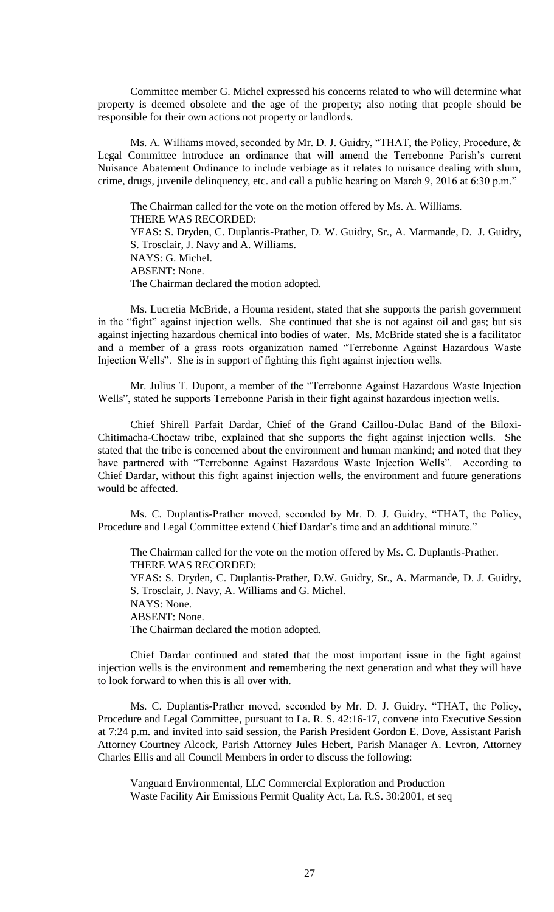Committee member G. Michel expressed his concerns related to who will determine what property is deemed obsolete and the age of the property; also noting that people should be responsible for their own actions not property or landlords.

Ms. A. Williams moved, seconded by Mr. D. J. Guidry, "THAT, the Policy, Procedure, & Legal Committee introduce an ordinance that will amend the Terrebonne Parish's current Nuisance Abatement Ordinance to include verbiage as it relates to nuisance dealing with slum, crime, drugs, juvenile delinquency, etc. and call a public hearing on March 9, 2016 at 6:30 p.m."

The Chairman called for the vote on the motion offered by Ms. A. Williams.
THERE WAS RECORDED:
YEAS: S. Dryden, C. Duplantis-Prather, D. W. Guidry, Sr., A. Marmande, D. J. Guidry, S. Trosclair, J. Navy and A. Williams.
NAYS: G. Michel.
ABSENT: None.
The Chairman declared the motion adopted.

Ms. Lucretia McBride, a Houma resident, stated that she supports the parish government in the "fight" against injection wells. She continued that she is not against oil and gas; but sis against injecting hazardous chemical into bodies of water. Ms. McBride stated she is a facilitator and a member of a grass roots organization named "Terrebonne Against Hazardous Waste Injection Wells". She is in support of fighting this fight against injection wells.

Mr. Julius T. Dupont, a member of the "Terrebonne Against Hazardous Waste Injection Wells", stated he supports Terrebonne Parish in their fight against hazardous injection wells.

Chief Shirell Parfait Dardar, Chief of the Grand Caillou-Dulac Band of the Biloxi-Chitimacha-Choctaw tribe, explained that she supports the fight against injection wells. She stated that the tribe is concerned about the environment and human mankind; and noted that they have partnered with "Terrebonne Against Hazardous Waste Injection Wells". According to Chief Dardar, without this fight against injection wells, the environment and future generations would be affected.

Ms. C. Duplantis-Prather moved, seconded by Mr. D. J. Guidry, "THAT, the Policy, Procedure and Legal Committee extend Chief Dardar's time and an additional minute."

The Chairman called for the vote on the motion offered by Ms. C. Duplantis-Prather.
THERE WAS RECORDED:
YEAS: S. Dryden, C. Duplantis-Prather, D.W. Guidry, Sr., A. Marmande, D. J. Guidry, S. Trosclair, J. Navy, A. Williams and G. Michel.
NAYS: None.
ABSENT: None.
The Chairman declared the motion adopted.

Chief Dardar continued and stated that the most important issue in the fight against injection wells is the environment and remembering the next generation and what they will have to look forward to when this is all over with.

Ms. C. Duplantis-Prather moved, seconded by Mr. D. J. Guidry, "THAT, the Policy, Procedure and Legal Committee, pursuant to La. R. S. 42:16-17, convene into Executive Session at 7:24 p.m. and invited into said session, the Parish President Gordon E. Dove, Assistant Parish Attorney Courtney Alcock, Parish Attorney Jules Hebert, Parish Manager A. Levron, Attorney Charles Ellis and all Council Members in order to discuss the following:

Vanguard Environmental, LLC Commercial Exploration and Production Waste Facility Air Emissions Permit Quality Act, La. R.S. 30:2001, et seq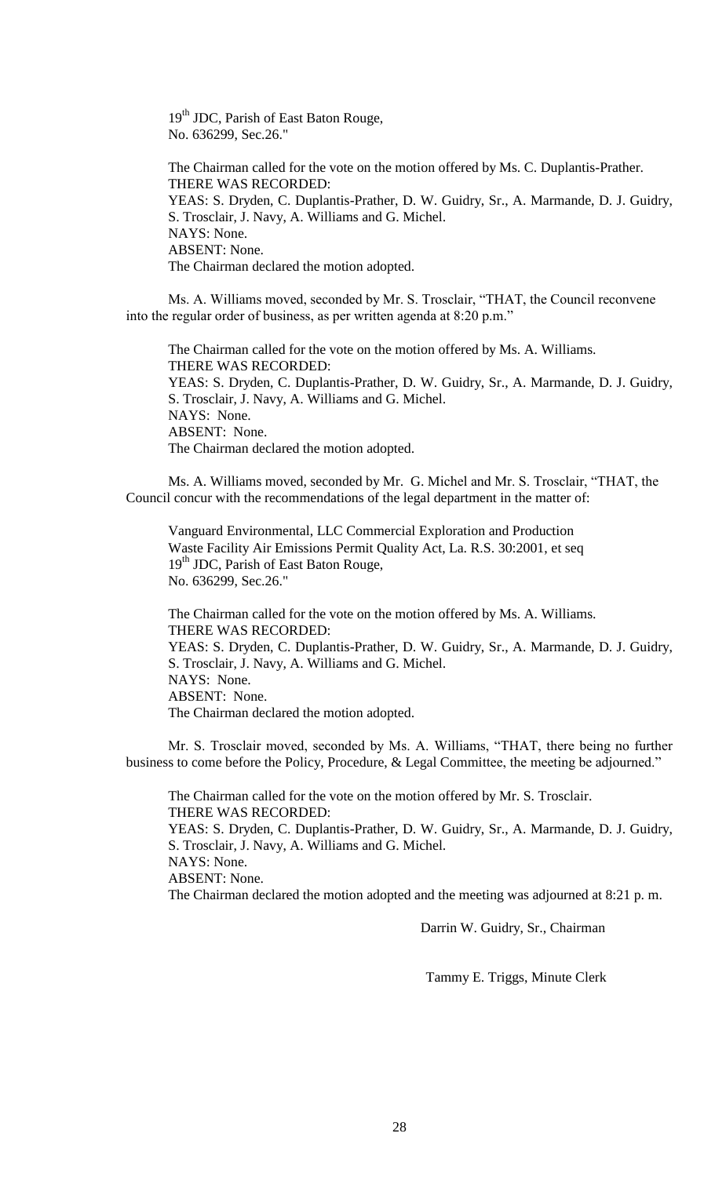19th JDC, Parish of East Baton Rouge,
No. 636299, Sec.26."

The Chairman called for the vote on the motion offered by Ms. C. Duplantis-Prather.
THERE WAS RECORDED:
YEAS: S. Dryden, C. Duplantis-Prather, D. W. Guidry, Sr., A. Marmande, D. J. Guidry, S. Trosclair, J. Navy, A. Williams and G. Michel.
NAYS: None.
ABSENT: None.
The Chairman declared the motion adopted.

Ms. A. Williams moved, seconded by Mr. S. Trosclair, "THAT, the Council reconvene into the regular order of business, as per written agenda at 8:20 p.m."

The Chairman called for the vote on the motion offered by Ms. A. Williams.
THERE WAS RECORDED:
YEAS: S. Dryden, C. Duplantis-Prather, D. W. Guidry, Sr., A. Marmande, D. J. Guidry, S. Trosclair, J. Navy, A. Williams and G. Michel.
NAYS: None.
ABSENT: None.
The Chairman declared the motion adopted.

Ms. A. Williams moved, seconded by Mr. G. Michel and Mr. S. Trosclair, "THAT, the Council concur with the recommendations of the legal department in the matter of:

Vanguard Environmental, LLC Commercial Exploration and Production
Waste Facility Air Emissions Permit Quality Act, La. R.S. 30:2001, et seq
19th JDC, Parish of East Baton Rouge,
No. 636299, Sec.26."

The Chairman called for the vote on the motion offered by Ms. A. Williams.
THERE WAS RECORDED:
YEAS: S. Dryden, C. Duplantis-Prather, D. W. Guidry, Sr., A. Marmande, D. J. Guidry, S. Trosclair, J. Navy, A. Williams and G. Michel.
NAYS: None.
ABSENT: None.
The Chairman declared the motion adopted.

Mr. S. Trosclair moved, seconded by Ms. A. Williams, "THAT, there being no further business to come before the Policy, Procedure, & Legal Committee, the meeting be adjourned."

The Chairman called for the vote on the motion offered by Mr. S. Trosclair.
THERE WAS RECORDED:
YEAS: S. Dryden, C. Duplantis-Prather, D. W. Guidry, Sr., A. Marmande, D. J. Guidry, S. Trosclair, J. Navy, A. Williams and G. Michel.
NAYS: None.
ABSENT: None.
The Chairman declared the motion adopted and the meeting was adjourned at 8:21 p. m.

Darrin W. Guidry, Sr., Chairman

Tammy E. Triggs, Minute Clerk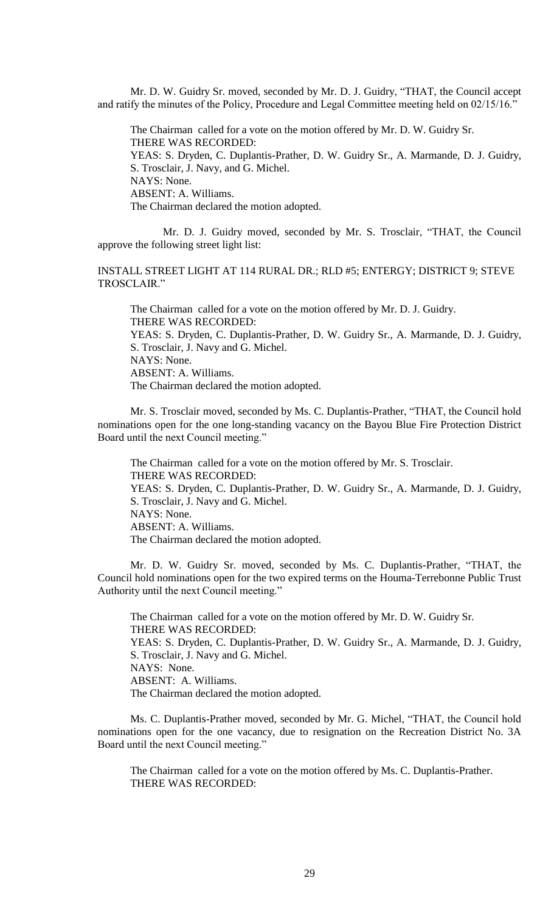Mr. D. W. Guidry Sr. moved, seconded by Mr. D. J. Guidry, "THAT, the Council accept and ratify the minutes of the Policy, Procedure and Legal Committee meeting held on 02/15/16."

The Chairman called for a vote on the motion offered by Mr. D. W. Guidry Sr.
THERE WAS RECORDED:
YEAS: S. Dryden, C. Duplantis-Prather, D. W. Guidry Sr., A. Marmande, D. J. Guidry, S. Trosclair, J. Navy, and G. Michel.
NAYS: None.
ABSENT: A. Williams.
The Chairman declared the motion adopted.

Mr. D. J. Guidry moved, seconded by Mr. S. Trosclair, "THAT, the Council approve the following street light list:

INSTALL STREET LIGHT AT 114 RURAL DR.; RLD #5; ENTERGY; DISTRICT 9; STEVE TROSCLAIR."

The Chairman called for a vote on the motion offered by Mr. D. J. Guidry.
THERE WAS RECORDED:
YEAS: S. Dryden, C. Duplantis-Prather, D. W. Guidry Sr., A. Marmande, D. J. Guidry, S. Trosclair, J. Navy and G. Michel.
NAYS: None.
ABSENT: A. Williams.
The Chairman declared the motion adopted.

Mr. S. Trosclair moved, seconded by Ms. C. Duplantis-Prather, "THAT, the Council hold nominations open for the one long-standing vacancy on the Bayou Blue Fire Protection District Board until the next Council meeting."

The Chairman called for a vote on the motion offered by Mr. S. Trosclair.
THERE WAS RECORDED:
YEAS: S. Dryden, C. Duplantis-Prather, D. W. Guidry Sr., A. Marmande, D. J. Guidry, S. Trosclair, J. Navy and G. Michel.
NAYS: None.
ABSENT: A. Williams.
The Chairman declared the motion adopted.

Mr. D. W. Guidry Sr. moved, seconded by Ms. C. Duplantis-Prather, "THAT, the Council hold nominations open for the two expired terms on the Houma-Terrebonne Public Trust Authority until the next Council meeting."

The Chairman called for a vote on the motion offered by Mr. D. W. Guidry Sr.
THERE WAS RECORDED:
YEAS: S. Dryden, C. Duplantis-Prather, D. W. Guidry Sr., A. Marmande, D. J. Guidry, S. Trosclair, J. Navy and G. Michel.
NAYS: None.
ABSENT: A. Williams.
The Chairman declared the motion adopted.

Ms. C. Duplantis-Prather moved, seconded by Mr. G. Michel, "THAT, the Council hold nominations open for the one vacancy, due to resignation on the Recreation District No. 3A Board until the next Council meeting."

The Chairman called for a vote on the motion offered by Ms. C. Duplantis-Prather.
THERE WAS RECORDED: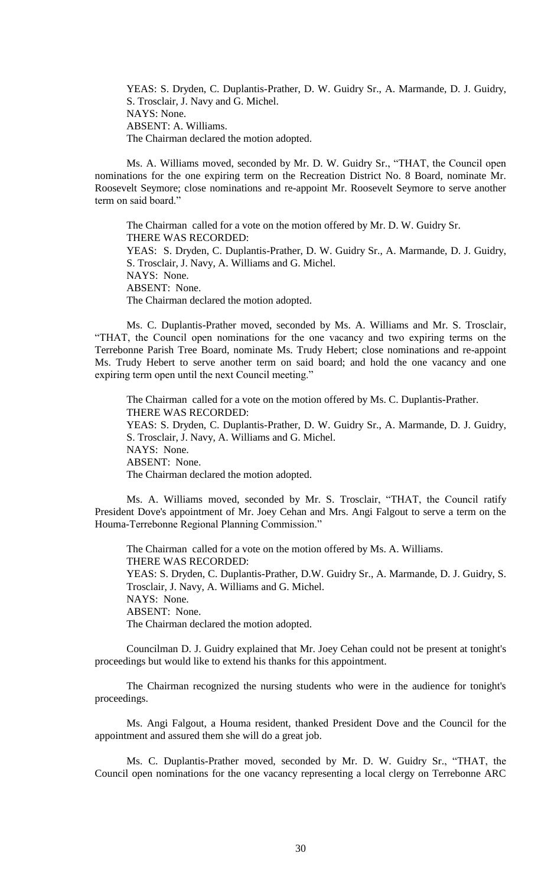YEAS: S. Dryden, C. Duplantis-Prather, D. W. Guidry Sr., A. Marmande, D. J. Guidry, S. Trosclair, J. Navy and G. Michel.
NAYS: None.
ABSENT: A. Williams.
The Chairman declared the motion adopted.

Ms. A. Williams moved, seconded by Mr. D. W. Guidry Sr., "THAT, the Council open nominations for the one expiring term on the Recreation District No. 8 Board, nominate Mr. Roosevelt Seymore; close nominations and re-appoint Mr. Roosevelt Seymore to serve another term on said board."

The Chairman called for a vote on the motion offered by Mr. D. W. Guidry Sr.
THERE WAS RECORDED:
YEAS: S. Dryden, C. Duplantis-Prather, D. W. Guidry Sr., A. Marmande, D. J. Guidry, S. Trosclair, J. Navy, A. Williams and G. Michel.
NAYS: None.
ABSENT: None.
The Chairman declared the motion adopted.

Ms. C. Duplantis-Prather moved, seconded by Ms. A. Williams and Mr. S. Trosclair, "THAT, the Council open nominations for the one vacancy and two expiring terms on the Terrebonne Parish Tree Board, nominate Ms. Trudy Hebert; close nominations and re-appoint Ms. Trudy Hebert to serve another term on said board; and hold the one vacancy and one expiring term open until the next Council meeting."

The Chairman called for a vote on the motion offered by Ms. C. Duplantis-Prather.
THERE WAS RECORDED:
YEAS: S. Dryden, C. Duplantis-Prather, D. W. Guidry Sr., A. Marmande, D. J. Guidry, S. Trosclair, J. Navy, A. Williams and G. Michel.
NAYS: None.
ABSENT: None.
The Chairman declared the motion adopted.

Ms. A. Williams moved, seconded by Mr. S. Trosclair, "THAT, the Council ratify President Dove's appointment of Mr. Joey Cehan and Mrs. Angi Falgout to serve a term on the Houma-Terrebonne Regional Planning Commission."

The Chairman called for a vote on the motion offered by Ms. A. Williams.
THERE WAS RECORDED:
YEAS: S. Dryden, C. Duplantis-Prather, D.W. Guidry Sr., A. Marmande, D. J. Guidry, S. Trosclair, J. Navy, A. Williams and G. Michel.
NAYS: None.
ABSENT: None.
The Chairman declared the motion adopted.

Councilman D. J. Guidry explained that Mr. Joey Cehan could not be present at tonight's proceedings but would like to extend his thanks for this appointment.

The Chairman recognized the nursing students who were in the audience for tonight's proceedings.

Ms. Angi Falgout, a Houma resident, thanked President Dove and the Council for the appointment and assured them she will do a great job.

Ms. C. Duplantis-Prather moved, seconded by Mr. D. W. Guidry Sr., "THAT, the Council open nominations for the one vacancy representing a local clergy on Terrebonne ARC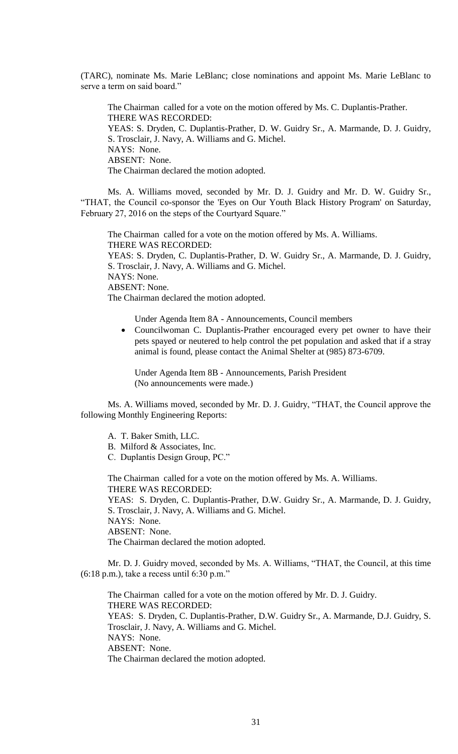(TARC), nominate Ms. Marie LeBlanc; close nominations and appoint Ms. Marie LeBlanc to serve a term on said board."

The Chairman called for a vote on the motion offered by Ms. C. Duplantis-Prather.
THERE WAS RECORDED:
YEAS: S. Dryden, C. Duplantis-Prather, D. W. Guidry Sr., A. Marmande, D. J. Guidry, S. Trosclair, J. Navy, A. Williams and G. Michel.
NAYS: None.
ABSENT: None.
The Chairman declared the motion adopted.

Ms. A. Williams moved, seconded by Mr. D. J. Guidry and Mr. D. W. Guidry Sr., "THAT, the Council co-sponsor the 'Eyes on Our Youth Black History Program' on Saturday, February 27, 2016 on the steps of the Courtyard Square."

The Chairman called for a vote on the motion offered by Ms. A. Williams.
THERE WAS RECORDED:
YEAS: S. Dryden, C. Duplantis-Prather, D. W. Guidry Sr., A. Marmande, D. J. Guidry, S. Trosclair, J. Navy, A. Williams and G. Michel.
NAYS: None.
ABSENT: None.
The Chairman declared the motion adopted.

Under Agenda Item 8A - Announcements, Council members

- Councilwoman C. Duplantis-Prather encouraged every pet owner to have their pets spayed or neutered to help control the pet population and asked that if a stray animal is found, please contact the Animal Shelter at (985) 873-6709.

Under Agenda Item 8B - Announcements, Parish President
(No announcements were made.)

Ms. A. Williams moved, seconded by Mr. D. J. Guidry, "THAT, the Council approve the following Monthly Engineering Reports:

A. T. Baker Smith, LLC.
B. Milford & Associates, Inc.
C. Duplantis Design Group, PC."

The Chairman called for a vote on the motion offered by Ms. A. Williams.
THERE WAS RECORDED:
YEAS: S. Dryden, C. Duplantis-Prather, D.W. Guidry Sr., A. Marmande, D. J. Guidry, S. Trosclair, J. Navy, A. Williams and G. Michel.
NAYS: None.
ABSENT: None.
The Chairman declared the motion adopted.

Mr. D. J. Guidry moved, seconded by Ms. A. Williams, "THAT, the Council, at this time (6:18 p.m.), take a recess until 6:30 p.m."

The Chairman called for a vote on the motion offered by Mr. D. J. Guidry.
THERE WAS RECORDED:
YEAS: S. Dryden, C. Duplantis-Prather, D.W. Guidry Sr., A. Marmande, D.J. Guidry, S. Trosclair, J. Navy, A. Williams and G. Michel.
NAYS: None.
ABSENT: None.
The Chairman declared the motion adopted.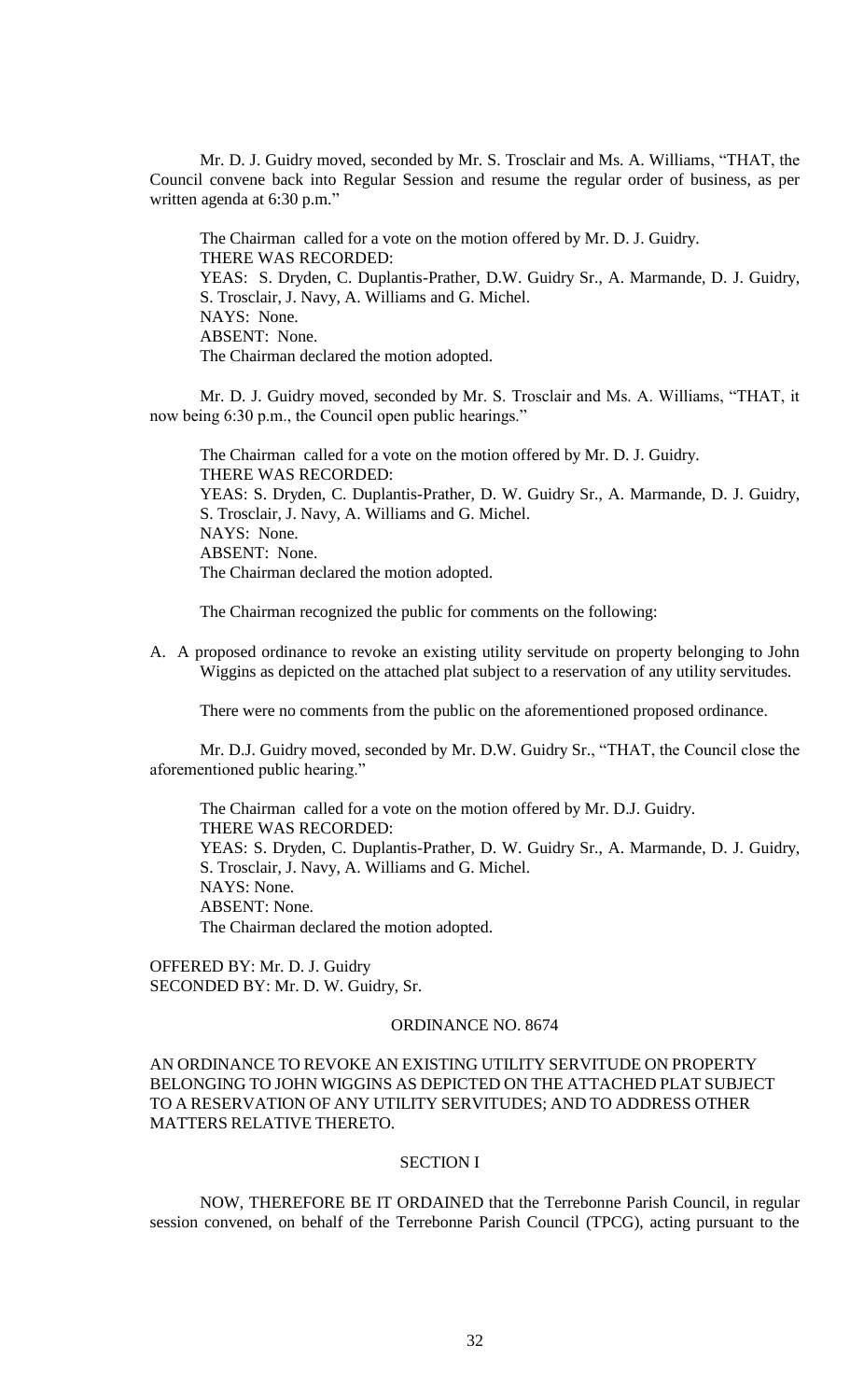Mr. D. J. Guidry moved, seconded by Mr. S. Trosclair and Ms. A. Williams, "THAT, the Council convene back into Regular Session and resume the regular order of business, as per written agenda at 6:30 p.m."

The Chairman called for a vote on the motion offered by Mr. D. J. Guidry.
THERE WAS RECORDED:
YEAS: S. Dryden, C. Duplantis-Prather, D.W. Guidry Sr., A. Marmande, D. J. Guidry, S. Trosclair, J. Navy, A. Williams and G. Michel.
NAYS: None.
ABSENT: None.
The Chairman declared the motion adopted.

Mr. D. J. Guidry moved, seconded by Mr. S. Trosclair and Ms. A. Williams, "THAT, it now being 6:30 p.m., the Council open public hearings."

The Chairman called for a vote on the motion offered by Mr. D. J. Guidry.
THERE WAS RECORDED:
YEAS: S. Dryden, C. Duplantis-Prather, D. W. Guidry Sr., A. Marmande, D. J. Guidry, S. Trosclair, J. Navy, A. Williams and G. Michel.
NAYS: None.
ABSENT: None.
The Chairman declared the motion adopted.

The Chairman recognized the public for comments on the following:

A. A proposed ordinance to revoke an existing utility servitude on property belonging to John Wiggins as depicted on the attached plat subject to a reservation of any utility servitudes.

There were no comments from the public on the aforementioned proposed ordinance.

Mr. D.J. Guidry moved, seconded by Mr. D.W. Guidry Sr., "THAT, the Council close the aforementioned public hearing."

The Chairman called for a vote on the motion offered by Mr. D.J. Guidry.
THERE WAS RECORDED:
YEAS: S. Dryden, C. Duplantis-Prather, D. W. Guidry Sr., A. Marmande, D. J. Guidry, S. Trosclair, J. Navy, A. Williams and G. Michel.
NAYS: None.
ABSENT: None.
The Chairman declared the motion adopted.

OFFERED BY: Mr. D. J. Guidry
SECONDED BY: Mr. D. W. Guidry, Sr.

ORDINANCE NO. 8674

AN ORDINANCE TO REVOKE AN EXISTING UTILITY SERVITUDE ON PROPERTY BELONGING TO JOHN WIGGINS AS DEPICTED ON THE ATTACHED PLAT SUBJECT TO A RESERVATION OF ANY UTILITY SERVITUDES; AND TO ADDRESS OTHER MATTERS RELATIVE THERETO.

SECTION I

NOW, THEREFORE BE IT ORDAINED that the Terrebonne Parish Council, in regular session convened, on behalf of the Terrebonne Parish Council (TPCG), acting pursuant to the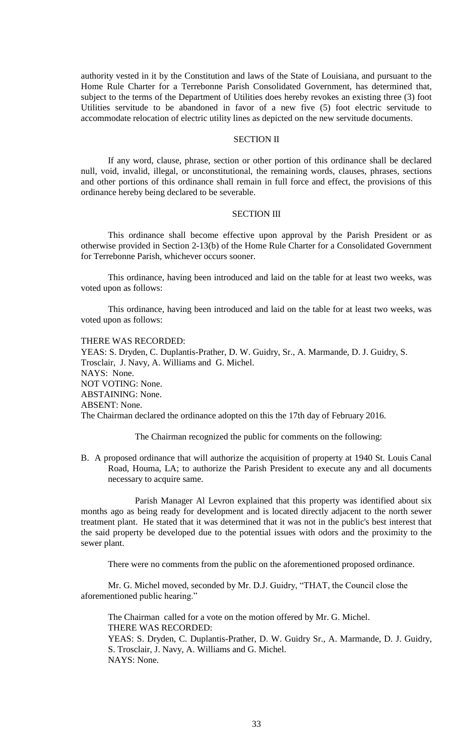authority vested in it by the Constitution and laws of the State of Louisiana, and pursuant to the Home Rule Charter for a Terrebonne Parish Consolidated Government, has determined that, subject to the terms of the Department of Utilities does hereby revokes an existing three (3) foot Utilities servitude to be abandoned in favor of a new five (5) foot electric servitude to accommodate relocation of electric utility lines as depicted on the new servitude documents.

SECTION II

If any word, clause, phrase, section or other portion of this ordinance shall be declared null, void, invalid, illegal, or unconstitutional, the remaining words, clauses, phrases, sections and other portions of this ordinance shall remain in full force and effect, the provisions of this ordinance hereby being declared to be severable.

SECTION III

This ordinance shall become effective upon approval by the Parish President or as otherwise provided in Section 2-13(b) of the Home Rule Charter for a Consolidated Government for Terrebonne Parish, whichever occurs sooner.

This ordinance, having been introduced and laid on the table for at least two weeks, was voted upon as follows:

This ordinance, having been introduced and laid on the table for at least two weeks, was voted upon as follows:

THERE WAS RECORDED:
YEAS: S. Dryden, C. Duplantis-Prather, D. W. Guidry, Sr., A. Marmande, D. J. Guidry, S. Trosclair, J. Navy, A. Williams and G. Michel.
NAYS: None.
NOT VOTING: None.
ABSTAINING: None.
ABSENT: None.
The Chairman declared the ordinance adopted on this the 17th day of February 2016.

The Chairman recognized the public for comments on the following:

B. A proposed ordinance that will authorize the acquisition of property at 1940 St. Louis Canal Road, Houma, LA; to authorize the Parish President to execute any and all documents necessary to acquire same.

Parish Manager Al Levron explained that this property was identified about six months ago as being ready for development and is located directly adjacent to the north sewer treatment plant. He stated that it was determined that it was not in the public's best interest that the said property be developed due to the potential issues with odors and the proximity to the sewer plant.

There were no comments from the public on the aforementioned proposed ordinance.

Mr. G. Michel moved, seconded by Mr. D.J. Guidry, "THAT, the Council close the aforementioned public hearing."

The Chairman called for a vote on the motion offered by Mr. G. Michel.
THERE WAS RECORDED:
YEAS: S. Dryden, C. Duplantis-Prather, D. W. Guidry Sr., A. Marmande, D. J. Guidry, S. Trosclair, J. Navy, A. Williams and G. Michel.
NAYS: None.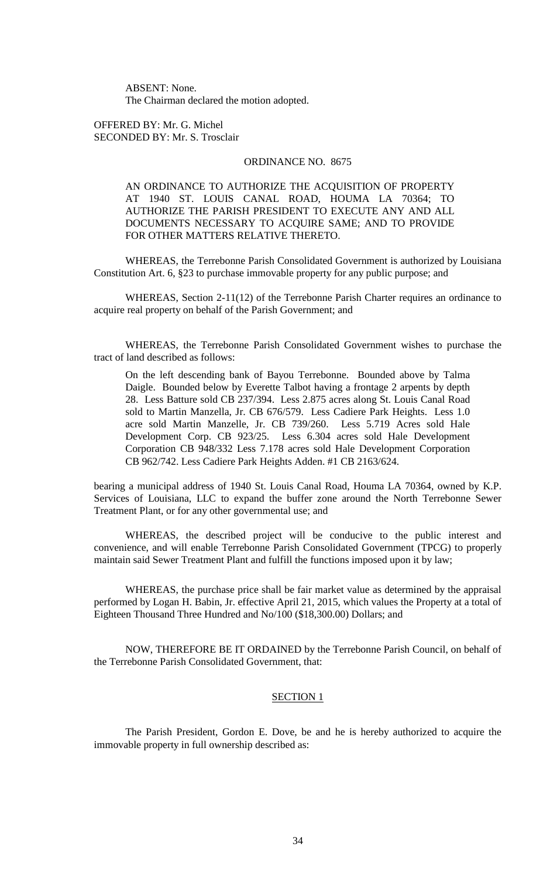ABSENT: None.
The Chairman declared the motion adopted.

OFFERED BY: Mr. G. Michel
SECONDED BY: Mr. S. Trosclair

ORDINANCE NO. 8675

AN ORDINANCE TO AUTHORIZE THE ACQUISITION OF PROPERTY AT 1940 ST. LOUIS CANAL ROAD, HOUMA LA 70364; TO AUTHORIZE THE PARISH PRESIDENT TO EXECUTE ANY AND ALL DOCUMENTS NECESSARY TO ACQUIRE SAME; AND TO PROVIDE FOR OTHER MATTERS RELATIVE THERETO.

WHEREAS, the Terrebonne Parish Consolidated Government is authorized by Louisiana Constitution Art. 6, §23 to purchase immovable property for any public purpose; and

WHEREAS, Section 2-11(12) of the Terrebonne Parish Charter requires an ordinance to acquire real property on behalf of the Parish Government; and

WHEREAS, the Terrebonne Parish Consolidated Government wishes to purchase the tract of land described as follows:

> On the left descending bank of Bayou Terrebonne. Bounded above by Talma Daigle. Bounded below by Everette Talbot having a frontage 2 arpents by depth 28. Less Batture sold CB 237/394. Less 2.875 acres along St. Louis Canal Road sold to Martin Manzella, Jr. CB 676/579. Less Cadiere Park Heights. Less 1.0 acre sold Martin Manzelle, Jr. CB 739/260. Less 5.719 Acres sold Hale Development Corp. CB 923/25. Less 6.304 acres sold Hale Development Corporation CB 948/332 Less 7.178 acres sold Hale Development Corporation CB 962/742. Less Cadiere Park Heights Adden. #1 CB 2163/624.

bearing a municipal address of 1940 St. Louis Canal Road, Houma LA 70364, owned by K.P. Services of Louisiana, LLC to expand the buffer zone around the North Terrebonne Sewer Treatment Plant, or for any other governmental use; and

WHEREAS, the described project will be conducive to the public interest and convenience, and will enable Terrebonne Parish Consolidated Government (TPCG) to properly maintain said Sewer Treatment Plant and fulfill the functions imposed upon it by law;

WHEREAS, the purchase price shall be fair market value as determined by the appraisal performed by Logan H. Babin, Jr. effective April 21, 2015, which values the Property at a total of Eighteen Thousand Three Hundred and No/100 ($18,300.00) Dollars; and

NOW, THEREFORE BE IT ORDAINED by the Terrebonne Parish Council, on behalf of the Terrebonne Parish Consolidated Government, that:

SECTION 1

The Parish President, Gordon E. Dove, be and he is hereby authorized to acquire the immovable property in full ownership described as: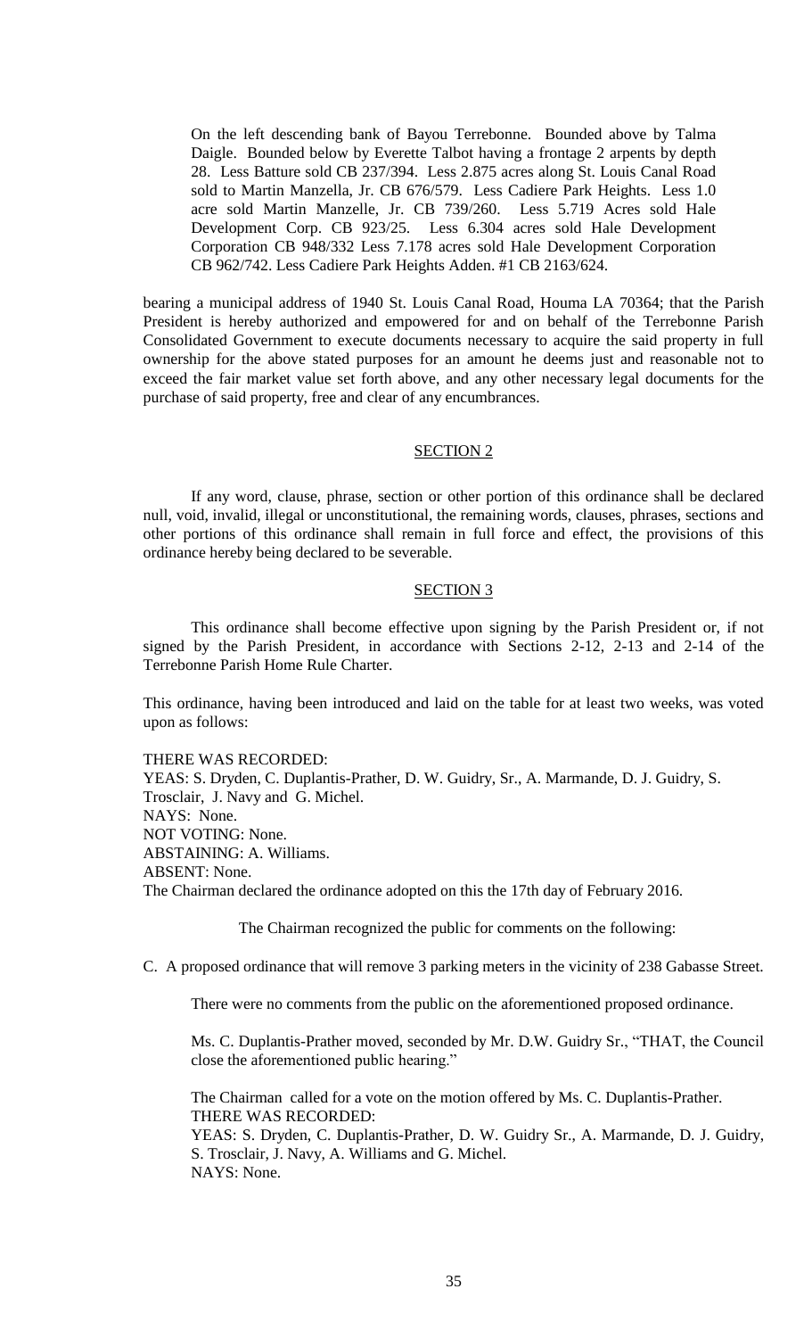On the left descending bank of Bayou Terrebonne. Bounded above by Talma Daigle. Bounded below by Everette Talbot having a frontage 2 arpents by depth 28. Less Batture sold CB 237/394. Less 2.875 acres along St. Louis Canal Road sold to Martin Manzella, Jr. CB 676/579. Less Cadiere Park Heights. Less 1.0 acre sold Martin Manzelle, Jr. CB 739/260. Less 5.719 Acres sold Hale Development Corp. CB 923/25. Less 6.304 acres sold Hale Development Corporation CB 948/332 Less 7.178 acres sold Hale Development Corporation CB 962/742. Less Cadiere Park Heights Adden. #1 CB 2163/624.

bearing a municipal address of 1940 St. Louis Canal Road, Houma LA 70364; that the Parish President is hereby authorized and empowered for and on behalf of the Terrebonne Parish Consolidated Government to execute documents necessary to acquire the said property in full ownership for the above stated purposes for an amount he deems just and reasonable not to exceed the fair market value set forth above, and any other necessary legal documents for the purchase of said property, free and clear of any encumbrances.

SECTION 2

If any word, clause, phrase, section or other portion of this ordinance shall be declared null, void, invalid, illegal or unconstitutional, the remaining words, clauses, phrases, sections and other portions of this ordinance shall remain in full force and effect, the provisions of this ordinance hereby being declared to be severable.

SECTION 3

This ordinance shall become effective upon signing by the Parish President or, if not signed by the Parish President, in accordance with Sections 2-12, 2-13 and 2-14 of the Terrebonne Parish Home Rule Charter.

This ordinance, having been introduced and laid on the table for at least two weeks, was voted upon as follows:

THERE WAS RECORDED:
YEAS: S. Dryden, C. Duplantis-Prather, D. W. Guidry, Sr., A. Marmande, D. J. Guidry, S. Trosclair, J. Navy and G. Michel.
NAYS: None.
NOT VOTING: None.
ABSTAINING: A. Williams.
ABSENT: None.
The Chairman declared the ordinance adopted on this the 17th day of February 2016.

The Chairman recognized the public for comments on the following:

C. A proposed ordinance that will remove 3 parking meters in the vicinity of 238 Gabasse Street.

There were no comments from the public on the aforementioned proposed ordinance.

Ms. C. Duplantis-Prather moved, seconded by Mr. D.W. Guidry Sr., "THAT, the Council close the aforementioned public hearing."

The Chairman called for a vote on the motion offered by Ms. C. Duplantis-Prather.
THERE WAS RECORDED:
YEAS: S. Dryden, C. Duplantis-Prather, D. W. Guidry Sr., A. Marmande, D. J. Guidry, S. Trosclair, J. Navy, A. Williams and G. Michel.
NAYS: None.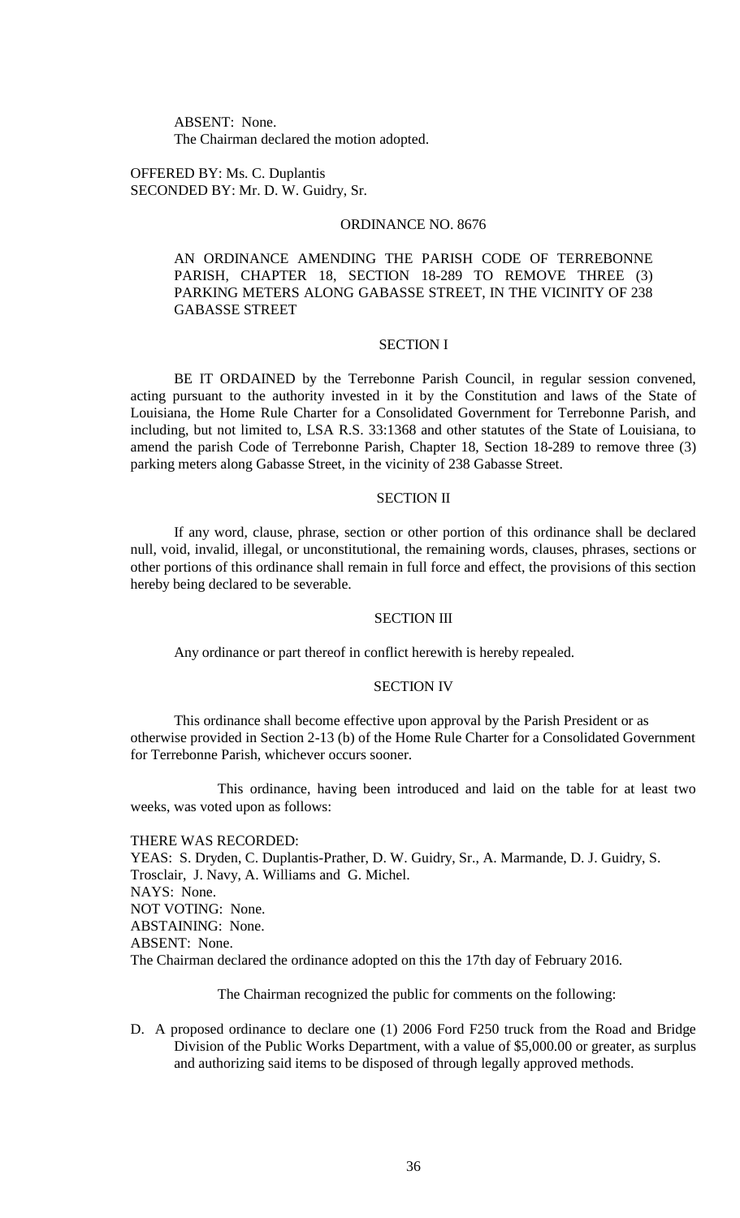ABSENT: None.
The Chairman declared the motion adopted.

OFFERED BY: Ms. C. Duplantis
SECONDED BY: Mr. D. W. Guidry, Sr.

ORDINANCE NO. 8676

AN ORDINANCE AMENDING THE PARISH CODE OF TERREBONNE PARISH, CHAPTER 18, SECTION 18-289 TO REMOVE THREE (3) PARKING METERS ALONG GABASSE STREET, IN THE VICINITY OF 238 GABASSE STREET

SECTION I

BE IT ORDAINED by the Terrebonne Parish Council, in regular session convened, acting pursuant to the authority invested in it by the Constitution and laws of the State of Louisiana, the Home Rule Charter for a Consolidated Government for Terrebonne Parish, and including, but not limited to, LSA R.S. 33:1368 and other statutes of the State of Louisiana, to amend the parish Code of Terrebonne Parish, Chapter 18, Section 18-289 to remove three (3) parking meters along Gabasse Street, in the vicinity of 238 Gabasse Street.

SECTION II

If any word, clause, phrase, section or other portion of this ordinance shall be declared null, void, invalid, illegal, or unconstitutional, the remaining words, clauses, phrases, sections or other portions of this ordinance shall remain in full force and effect, the provisions of this section hereby being declared to be severable.

SECTION III

Any ordinance or part thereof in conflict herewith is hereby repealed.

SECTION IV

This ordinance shall become effective upon approval by the Parish President or as otherwise provided in Section 2-13 (b) of the Home Rule Charter for a Consolidated Government for Terrebonne Parish, whichever occurs sooner.

This ordinance, having been introduced and laid on the table for at least two weeks, was voted upon as follows:

THERE WAS RECORDED:
YEAS: S. Dryden, C. Duplantis-Prather, D. W. Guidry, Sr., A. Marmande, D. J. Guidry, S. Trosclair, J. Navy, A. Williams and G. Michel.
NAYS: None.
NOT VOTING: None.
ABSTAINING: None.
ABSENT: None.
The Chairman declared the ordinance adopted on this the 17th day of February 2016.

The Chairman recognized the public for comments on the following:

D. A proposed ordinance to declare one (1) 2006 Ford F250 truck from the Road and Bridge Division of the Public Works Department, with a value of $5,000.00 or greater, as surplus and authorizing said items to be disposed of through legally approved methods.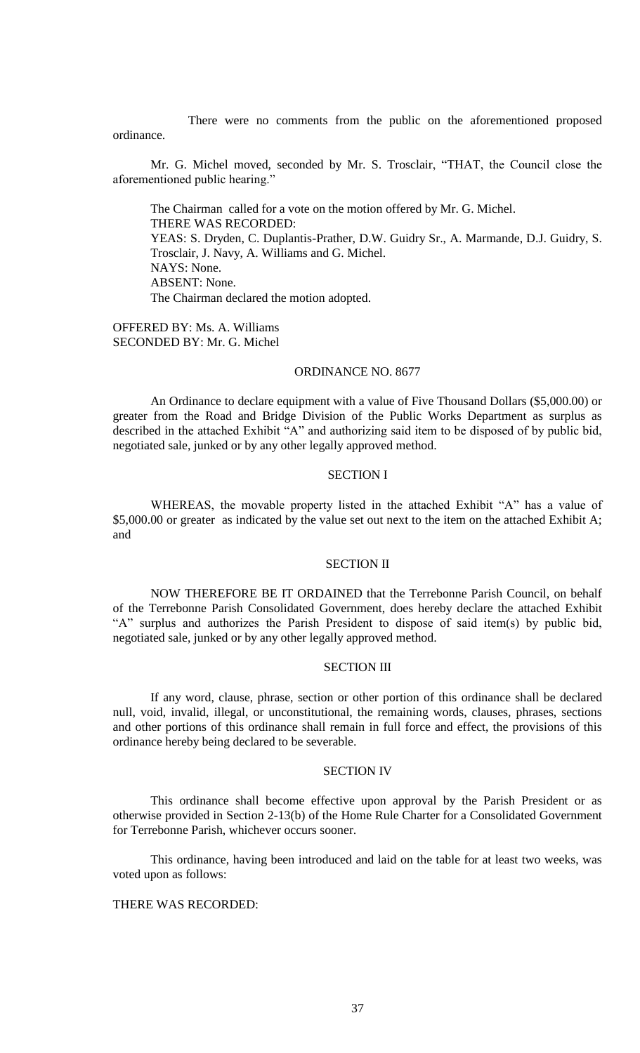There were no comments from the public on the aforementioned proposed ordinance.

Mr. G. Michel moved, seconded by Mr. S. Trosclair, "THAT, the Council close the aforementioned public hearing."

The Chairman called for a vote on the motion offered by Mr. G. Michel.
THERE WAS RECORDED:
YEAS: S. Dryden, C. Duplantis-Prather, D.W. Guidry Sr., A. Marmande, D.J. Guidry, S. Trosclair, J. Navy, A. Williams and G. Michel.
NAYS: None.
ABSENT: None.
The Chairman declared the motion adopted.

OFFERED BY: Ms. A. Williams
SECONDED BY: Mr. G. Michel

ORDINANCE NO. 8677

An Ordinance to declare equipment with a value of Five Thousand Dollars ($5,000.00) or greater from the Road and Bridge Division of the Public Works Department as surplus as described in the attached Exhibit "A" and authorizing said item to be disposed of by public bid, negotiated sale, junked or by any other legally approved method.

SECTION I

WHEREAS, the movable property listed in the attached Exhibit "A" has a value of $5,000.00 or greater as indicated by the value set out next to the item on the attached Exhibit A; and

SECTION II

NOW THEREFORE BE IT ORDAINED that the Terrebonne Parish Council, on behalf of the Terrebonne Parish Consolidated Government, does hereby declare the attached Exhibit "A" surplus and authorizes the Parish President to dispose of said item(s) by public bid, negotiated sale, junked or by any other legally approved method.

SECTION III

If any word, clause, phrase, section or other portion of this ordinance shall be declared null, void, invalid, illegal, or unconstitutional, the remaining words, clauses, phrases, sections and other portions of this ordinance shall remain in full force and effect, the provisions of this ordinance hereby being declared to be severable.

SECTION IV

This ordinance shall become effective upon approval by the Parish President or as otherwise provided in Section 2-13(b) of the Home Rule Charter for a Consolidated Government for Terrebonne Parish, whichever occurs sooner.

This ordinance, having been introduced and laid on the table for at least two weeks, was voted upon as follows:

THERE WAS RECORDED: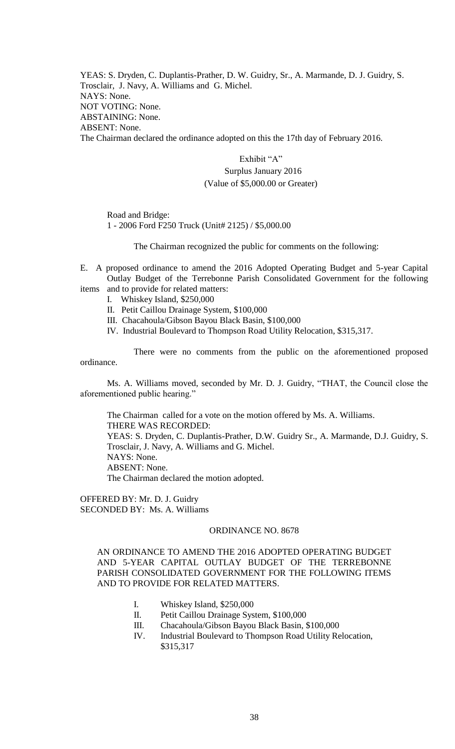YEAS: S. Dryden, C. Duplantis-Prather, D. W. Guidry, Sr., A. Marmande, D. J. Guidry, S. Trosclair, J. Navy, A. Williams and G. Michel.
NAYS: None.
NOT VOTING: None.
ABSTAINING: None.
ABSENT: None.
The Chairman declared the ordinance adopted on this the 17th day of February 2016.

Exhibit "A"
Surplus January 2016
(Value of $5,000.00 or Greater)

Road and Bridge:
1 - 2006 Ford F250 Truck (Unit# 2125) / $5,000.00

The Chairman recognized the public for comments on the following:

E. A proposed ordinance to amend the 2016 Adopted Operating Budget and 5-year Capital Outlay Budget of the Terrebonne Parish Consolidated Government for the following items and to provide for related matters:

I. Whiskey Island, $250,000
II. Petit Caillou Drainage System, $100,000
III. Chacahoula/Gibson Bayou Black Basin, $100,000
IV. Industrial Boulevard to Thompson Road Utility Relocation, $315,317.

There were no comments from the public on the aforementioned proposed ordinance.

Ms. A. Williams moved, seconded by Mr. D. J. Guidry, "THAT, the Council close the aforementioned public hearing."

The Chairman called for a vote on the motion offered by Ms. A. Williams.
THERE WAS RECORDED:
YEAS: S. Dryden, C. Duplantis-Prather, D.W. Guidry Sr., A. Marmande, D.J. Guidry, S. Trosclair, J. Navy, A. Williams and G. Michel.
NAYS: None.
ABSENT: None.
The Chairman declared the motion adopted.

OFFERED BY: Mr. D. J. Guidry
SECONDED BY: Ms. A. Williams

ORDINANCE NO. 8678

AN ORDINANCE TO AMEND THE 2016 ADOPTED OPERATING BUDGET AND 5-YEAR CAPITAL OUTLAY BUDGET OF THE TERREBONNE PARISH CONSOLIDATED GOVERNMENT FOR THE FOLLOWING ITEMS AND TO PROVIDE FOR RELATED MATTERS.

I. Whiskey Island, $250,000
II. Petit Caillou Drainage System, $100,000
III. Chacahoula/Gibson Bayou Black Basin, $100,000
IV. Industrial Boulevard to Thompson Road Utility Relocation, $315,317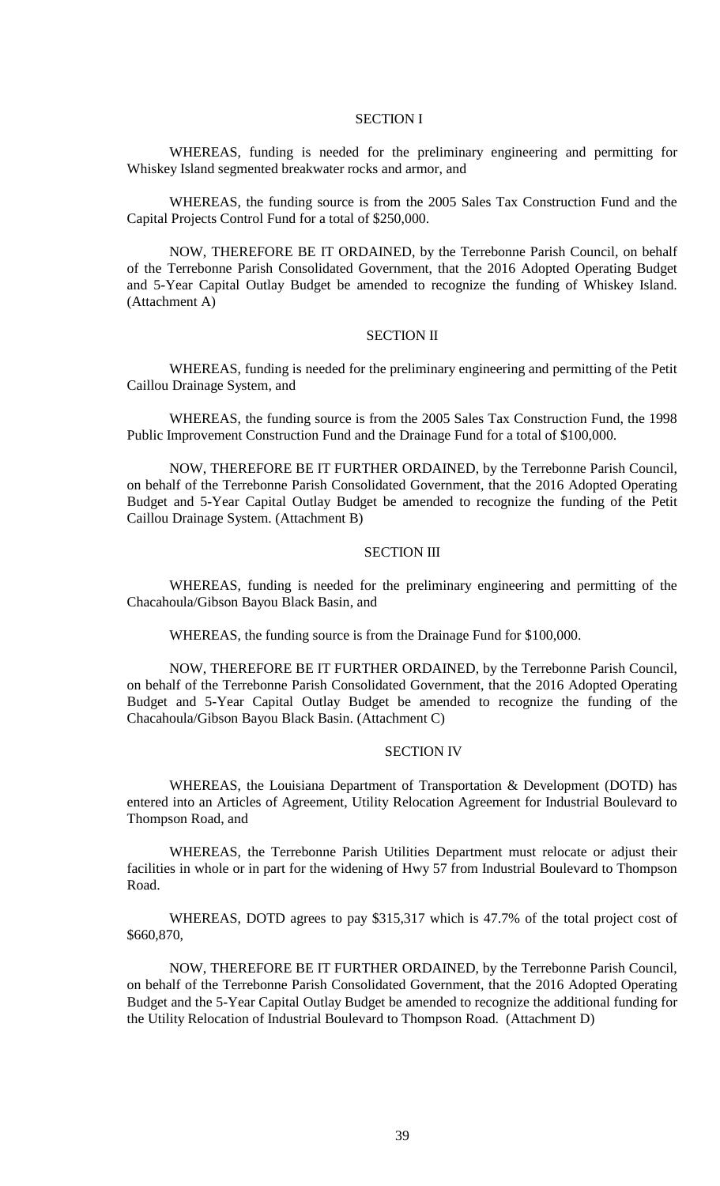## SECTION I

WHEREAS, funding is needed for the preliminary engineering and permitting for Whiskey Island segmented breakwater rocks and armor, and

WHEREAS, the funding source is from the 2005 Sales Tax Construction Fund and the Capital Projects Control Fund for a total of $250,000.

NOW, THEREFORE BE IT ORDAINED, by the Terrebonne Parish Council, on behalf of the Terrebonne Parish Consolidated Government, that the 2016 Adopted Operating Budget and 5-Year Capital Outlay Budget be amended to recognize the funding of Whiskey Island. (Attachment A)

## SECTION II

WHEREAS, funding is needed for the preliminary engineering and permitting of the Petit Caillou Drainage System, and

WHEREAS, the funding source is from the 2005 Sales Tax Construction Fund, the 1998 Public Improvement Construction Fund and the Drainage Fund for a total of $100,000.

NOW, THEREFORE BE IT FURTHER ORDAINED, by the Terrebonne Parish Council, on behalf of the Terrebonne Parish Consolidated Government, that the 2016 Adopted Operating Budget and 5-Year Capital Outlay Budget be amended to recognize the funding of the Petit Caillou Drainage System. (Attachment B)

## SECTION III

WHEREAS, funding is needed for the preliminary engineering and permitting of the Chacahoula/Gibson Bayou Black Basin, and

WHEREAS, the funding source is from the Drainage Fund for $100,000.

NOW, THEREFORE BE IT FURTHER ORDAINED, by the Terrebonne Parish Council, on behalf of the Terrebonne Parish Consolidated Government, that the 2016 Adopted Operating Budget and 5-Year Capital Outlay Budget be amended to recognize the funding of the Chacahoula/Gibson Bayou Black Basin. (Attachment C)

## SECTION IV

WHEREAS, the Louisiana Department of Transportation & Development (DOTD) has entered into an Articles of Agreement, Utility Relocation Agreement for Industrial Boulevard to Thompson Road, and

WHEREAS, the Terrebonne Parish Utilities Department must relocate or adjust their facilities in whole or in part for the widening of Hwy 57 from Industrial Boulevard to Thompson Road.

WHEREAS, DOTD agrees to pay $315,317 which is 47.7% of the total project cost of $660,870,

NOW, THEREFORE BE IT FURTHER ORDAINED, by the Terrebonne Parish Council, on behalf of the Terrebonne Parish Consolidated Government, that the 2016 Adopted Operating Budget and the 5-Year Capital Outlay Budget be amended to recognize the additional funding for the Utility Relocation of Industrial Boulevard to Thompson Road. (Attachment D)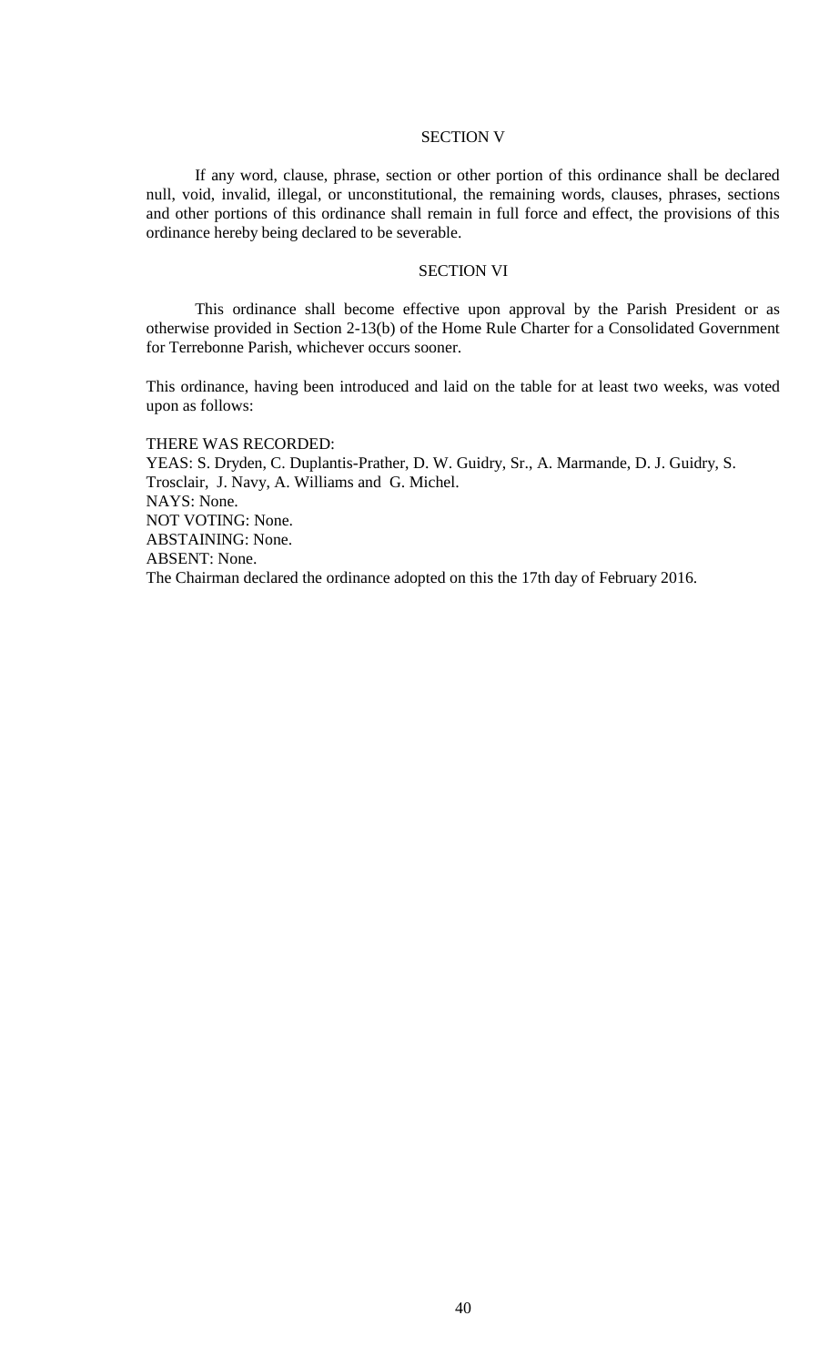## SECTION V

If any word, clause, phrase, section or other portion of this ordinance shall be declared null, void, invalid, illegal, or unconstitutional, the remaining words, clauses, phrases, sections and other portions of this ordinance shall remain in full force and effect, the provisions of this ordinance hereby being declared to be severable.

## SECTION VI

This ordinance shall become effective upon approval by the Parish President or as otherwise provided in Section 2-13(b) of the Home Rule Charter for a Consolidated Government for Terrebonne Parish, whichever occurs sooner.

This ordinance, having been introduced and laid on the table for at least two weeks, was voted upon as follows:

THERE WAS RECORDED:
YEAS: S. Dryden, C. Duplantis-Prather, D. W. Guidry, Sr., A. Marmande, D. J. Guidry, S. Trosclair, J. Navy, A. Williams and G. Michel.
NAYS: None.
NOT VOTING: None.
ABSTAINING: None.
ABSENT: None.
The Chairman declared the ordinance adopted on this the 17th day of February 2016.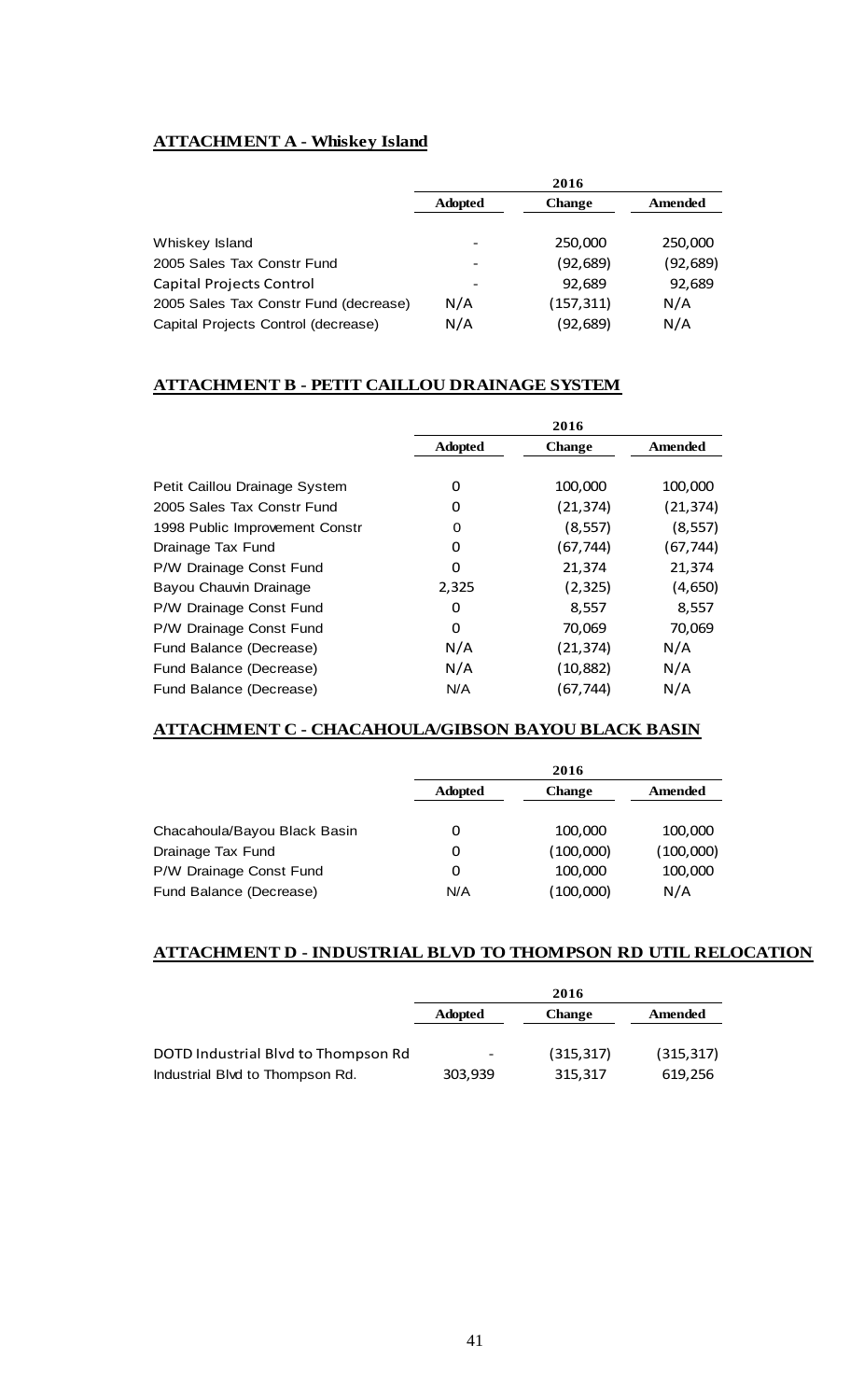## ATTACHMENT A - Whiskey Island

| | 2016 | | |
|---|---|---|---|
| | **Adopted** | **Change** | **Amended** |
| Whiskey Island | - | 250,000 | 250,000 |
| 2005 Sales Tax Constr Fund | - | (92,689) | (92,689) |
| Capital Projects Control | - | 92,689 | 92,689 |
| 2005 Sales Tax Constr Fund (decrease) | N/A | (157,311) | N/A |
| Capital Projects Control (decrease) | N/A | (92,689) | N/A |

## ATTACHMENT B - PETIT CAILLOU DRAINAGE SYSTEM

| | 2016 | | |
|---|---|---|---|
| | **Adopted** | **Change** | **Amended** |
| Petit Caillou Drainage System | 0 | 100,000 | 100,000 |
| 2005 Sales Tax Constr Fund | 0 | (21,374) | (21,374) |
| 1998 Public Improvement Constr | 0 | (8,557) | (8,557) |
| Drainage Tax Fund | 0 | (67,744) | (67,744) |
| P/W Drainage Const Fund | 0 | 21,374 | 21,374 |
| Bayou Chauvin Drainage | 2,325 | (2,325) | (4,650) |
| P/W Drainage Const Fund | 0 | 8,557 | 8,557 |
| P/W Drainage Const Fund | 0 | 70,069 | 70,069 |
| Fund Balance (Decrease) | N/A | (21,374) | N/A |
| Fund Balance (Decrease) | N/A | (10,882) | N/A |
| Fund Balance (Decrease) | N/A | (67,744) | N/A |

## ATTACHMENT C - CHACAHOULA/GIBSON BAYOU BLACK BASIN

| | 2016 | | |
|---|---|---|---|
| | **Adopted** | **Change** | **Amended** |
| Chacahoula/Bayou Black Basin | 0 | 100,000 | 100,000 |
| Drainage Tax Fund | 0 | (100,000) | (100,000) |
| P/W Drainage Const Fund | 0 | 100,000 | 100,000 |
| Fund Balance (Decrease) | N/A | (100,000) | N/A |

## ATTACHMENT D - INDUSTRIAL BLVD TO THOMPSON RD UTIL RELOCATION

| | 2016 | | |
|---|---|---|---|
| | **Adopted** | **Change** | **Amended** |
| DOTD Industrial Blvd to Thompson Rd | - | (315,317) | (315,317) |
| Industrial Blvd to Thompson Rd. | 303,939 | 315,317 | 619,256 |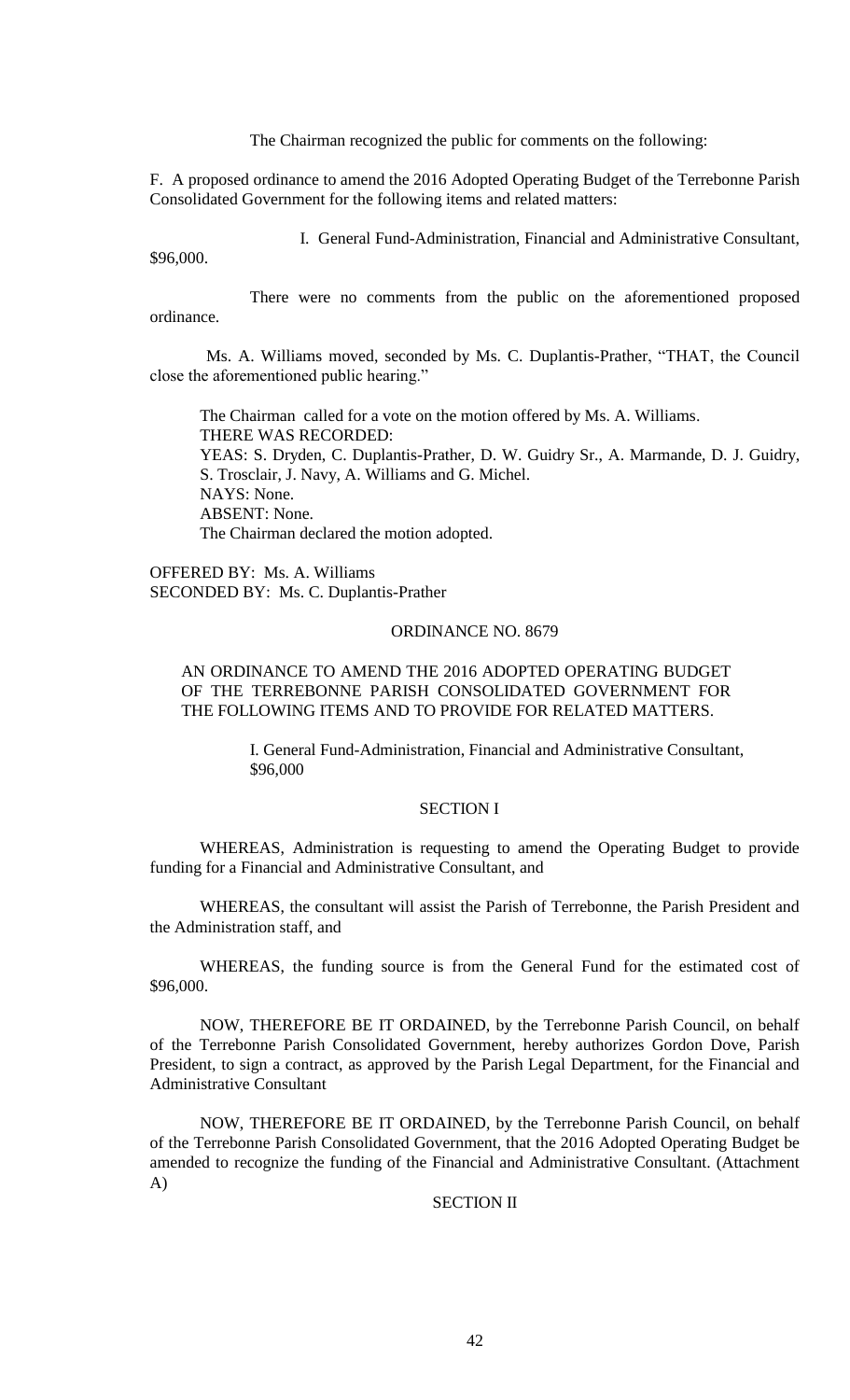The Chairman recognized the public for comments on the following:

F. A proposed ordinance to amend the 2016 Adopted Operating Budget of the Terrebonne Parish Consolidated Government for the following items and related matters:

I. General Fund-Administration, Financial and Administrative Consultant, $96,000.

There were no comments from the public on the aforementioned proposed ordinance.

Ms. A. Williams moved, seconded by Ms. C. Duplantis-Prather, "THAT, the Council close the aforementioned public hearing."

The Chairman called for a vote on the motion offered by Ms. A. Williams.
THERE WAS RECORDED:
YEAS: S. Dryden, C. Duplantis-Prather, D. W. Guidry Sr., A. Marmande, D. J. Guidry, S. Trosclair, J. Navy, A. Williams and G. Michel.
NAYS: None.
ABSENT: None.
The Chairman declared the motion adopted.

OFFERED BY: Ms. A. Williams
SECONDED BY: Ms. C. Duplantis-Prather

ORDINANCE NO. 8679

AN ORDINANCE TO AMEND THE 2016 ADOPTED OPERATING BUDGET OF THE TERREBONNE PARISH CONSOLIDATED GOVERNMENT FOR THE FOLLOWING ITEMS AND TO PROVIDE FOR RELATED MATTERS.

I. General Fund-Administration, Financial and Administrative Consultant, $96,000

SECTION I

WHEREAS, Administration is requesting to amend the Operating Budget to provide funding for a Financial and Administrative Consultant, and

WHEREAS, the consultant will assist the Parish of Terrebonne, the Parish President and the Administration staff, and

WHEREAS, the funding source is from the General Fund for the estimated cost of $96,000.

NOW, THEREFORE BE IT ORDAINED, by the Terrebonne Parish Council, on behalf of the Terrebonne Parish Consolidated Government, hereby authorizes Gordon Dove, Parish President, to sign a contract, as approved by the Parish Legal Department, for the Financial and Administrative Consultant

NOW, THEREFORE BE IT ORDAINED, by the Terrebonne Parish Council, on behalf of the Terrebonne Parish Consolidated Government, that the 2016 Adopted Operating Budget be amended to recognize the funding of the Financial and Administrative Consultant. (Attachment A)

SECTION II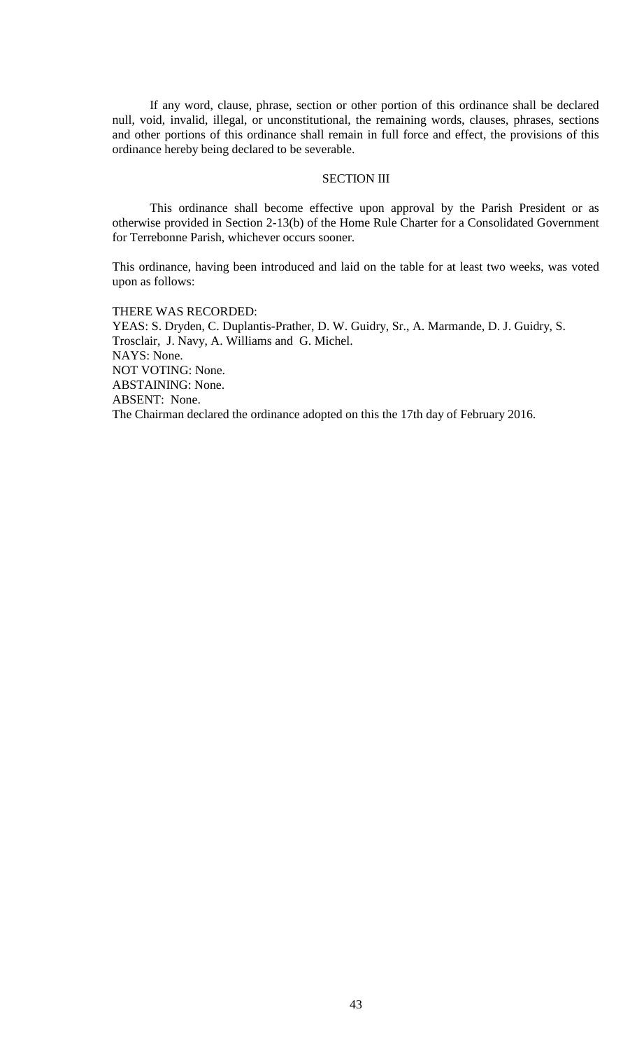If any word, clause, phrase, section or other portion of this ordinance shall be declared null, void, invalid, illegal, or unconstitutional, the remaining words, clauses, phrases, sections and other portions of this ordinance shall remain in full force and effect, the provisions of this ordinance hereby being declared to be severable.

## SECTION III

This ordinance shall become effective upon approval by the Parish President or as otherwise provided in Section 2-13(b) of the Home Rule Charter for a Consolidated Government for Terrebonne Parish, whichever occurs sooner.

This ordinance, having been introduced and laid on the table for at least two weeks, was voted upon as follows:

THERE WAS RECORDED:
YEAS: S. Dryden, C. Duplantis-Prather, D. W. Guidry, Sr., A. Marmande, D. J. Guidry, S. Trosclair, J. Navy, A. Williams and G. Michel.
NAYS: None.
NOT VOTING: None.
ABSTAINING: None.
ABSENT: None.
The Chairman declared the ordinance adopted on this the 17th day of February 2016.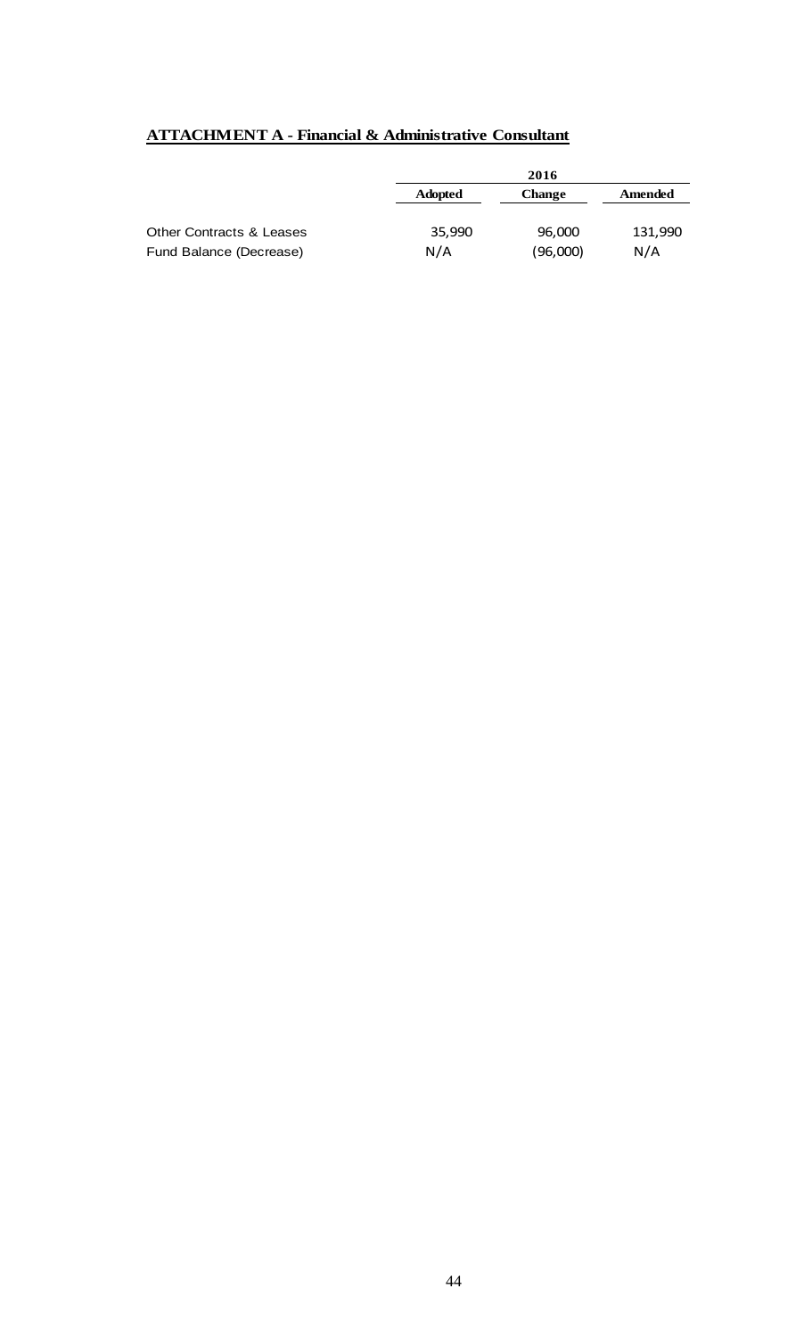**ATTACHMENT A - Financial & Administrative Consultant**

| | 2016 | | |
|---|---|---|---|
| | **Adopted** | **Change** | **Amended** |
| Other Contracts & Leases | 35,990 | 96,000 | 131,990 |
| Fund Balance (Decrease) | N/A | (96,000) | N/A |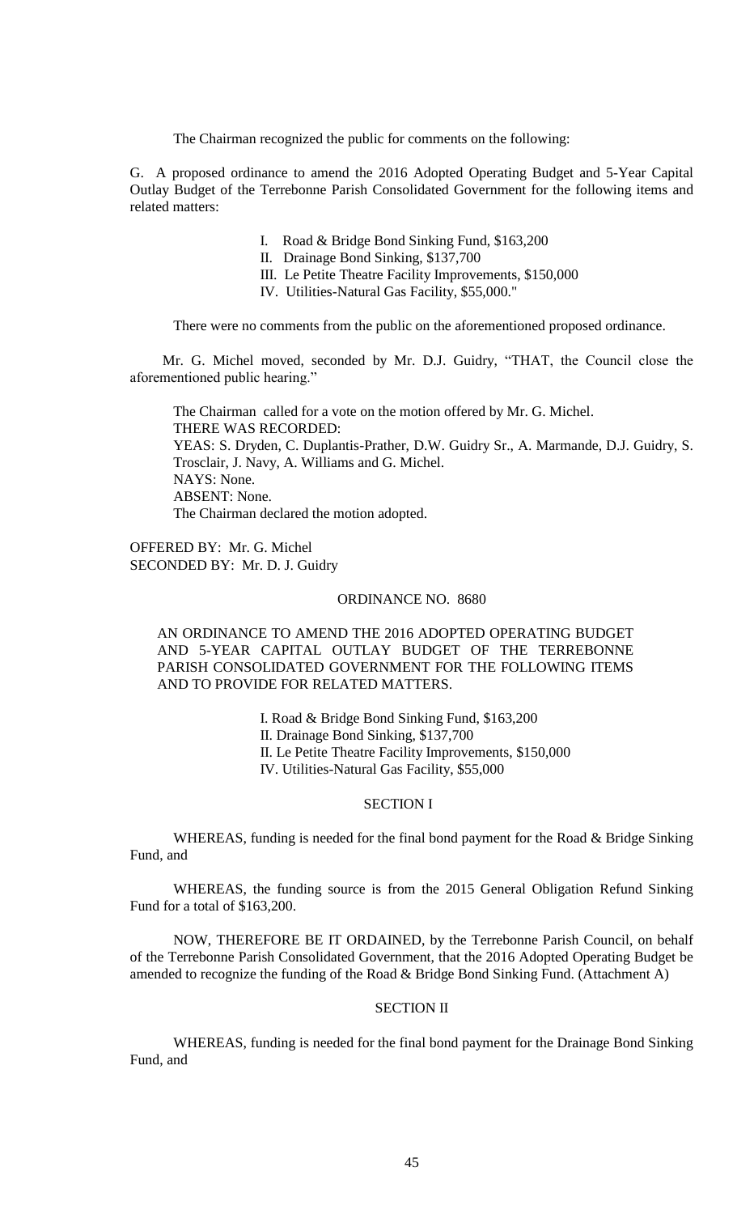The Chairman recognized the public for comments on the following:

G. A proposed ordinance to amend the 2016 Adopted Operating Budget and 5-Year Capital Outlay Budget of the Terrebonne Parish Consolidated Government for the following items and related matters:

I. Road & Bridge Bond Sinking Fund, $163,200
II. Drainage Bond Sinking, $137,700
III. Le Petite Theatre Facility Improvements, $150,000
IV. Utilities-Natural Gas Facility, $55,000."

There were no comments from the public on the aforementioned proposed ordinance.

Mr. G. Michel moved, seconded by Mr. D.J. Guidry, "THAT, the Council close the aforementioned public hearing."

The Chairman called for a vote on the motion offered by Mr. G. Michel.
THERE WAS RECORDED:
YEAS: S. Dryden, C. Duplantis-Prather, D.W. Guidry Sr., A. Marmande, D.J. Guidry, S. Trosclair, J. Navy, A. Williams and G. Michel.
NAYS: None.
ABSENT: None.
The Chairman declared the motion adopted.

OFFERED BY: Mr. G. Michel
SECONDED BY: Mr. D. J. Guidry

ORDINANCE NO. 8680

AN ORDINANCE TO AMEND THE 2016 ADOPTED OPERATING BUDGET AND 5-YEAR CAPITAL OUTLAY BUDGET OF THE TERREBONNE PARISH CONSOLIDATED GOVERNMENT FOR THE FOLLOWING ITEMS AND TO PROVIDE FOR RELATED MATTERS.

I. Road & Bridge Bond Sinking Fund, $163,200
II. Drainage Bond Sinking, $137,700
II. Le Petite Theatre Facility Improvements, $150,000
IV. Utilities-Natural Gas Facility, $55,000

SECTION I

WHEREAS, funding is needed for the final bond payment for the Road & Bridge Sinking Fund, and

WHEREAS, the funding source is from the 2015 General Obligation Refund Sinking Fund for a total of $163,200.

NOW, THEREFORE BE IT ORDAINED, by the Terrebonne Parish Council, on behalf of the Terrebonne Parish Consolidated Government, that the 2016 Adopted Operating Budget be amended to recognize the funding of the Road & Bridge Bond Sinking Fund. (Attachment A)

SECTION II

WHEREAS, funding is needed for the final bond payment for the Drainage Bond Sinking Fund, and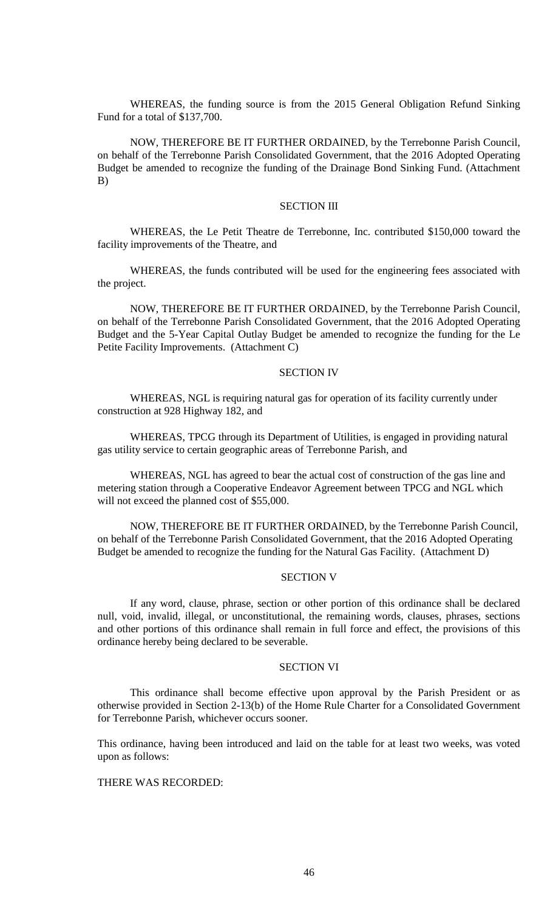WHEREAS, the funding source is from the 2015 General Obligation Refund Sinking Fund for a total of $137,700.

NOW, THEREFORE BE IT FURTHER ORDAINED, by the Terrebonne Parish Council, on behalf of the Terrebonne Parish Consolidated Government, that the 2016 Adopted Operating Budget be amended to recognize the funding of the Drainage Bond Sinking Fund. (Attachment B)

SECTION III

WHEREAS, the Le Petit Theatre de Terrebonne, Inc. contributed $150,000 toward the facility improvements of the Theatre, and

WHEREAS, the funds contributed will be used for the engineering fees associated with the project.

NOW, THEREFORE BE IT FURTHER ORDAINED, by the Terrebonne Parish Council, on behalf of the Terrebonne Parish Consolidated Government, that the 2016 Adopted Operating Budget and the 5-Year Capital Outlay Budget be amended to recognize the funding for the Le Petite Facility Improvements. (Attachment C)

SECTION IV

WHEREAS, NGL is requiring natural gas for operation of its facility currently under construction at 928 Highway 182, and

WHEREAS, TPCG through its Department of Utilities, is engaged in providing natural gas utility service to certain geographic areas of Terrebonne Parish, and

WHEREAS, NGL has agreed to bear the actual cost of construction of the gas line and metering station through a Cooperative Endeavor Agreement between TPCG and NGL which will not exceed the planned cost of $55,000.

NOW, THEREFORE BE IT FURTHER ORDAINED, by the Terrebonne Parish Council, on behalf of the Terrebonne Parish Consolidated Government, that the 2016 Adopted Operating Budget be amended to recognize the funding for the Natural Gas Facility. (Attachment D)

SECTION V

If any word, clause, phrase, section or other portion of this ordinance shall be declared null, void, invalid, illegal, or unconstitutional, the remaining words, clauses, phrases, sections and other portions of this ordinance shall remain in full force and effect, the provisions of this ordinance hereby being declared to be severable.

SECTION VI

This ordinance shall become effective upon approval by the Parish President or as otherwise provided in Section 2-13(b) of the Home Rule Charter for a Consolidated Government for Terrebonne Parish, whichever occurs sooner.

This ordinance, having been introduced and laid on the table for at least two weeks, was voted upon as follows:

THERE WAS RECORDED: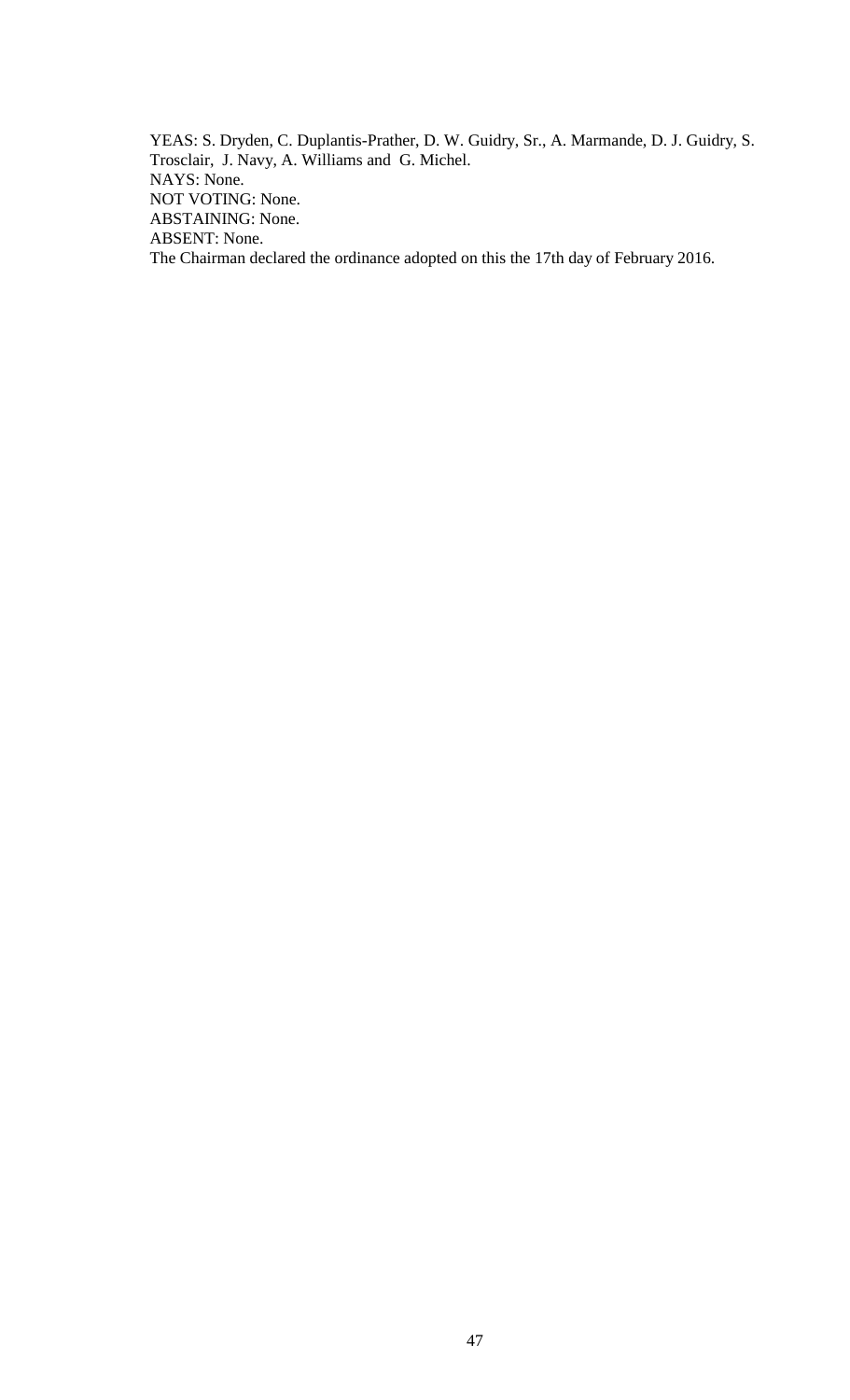YEAS: S. Dryden, C. Duplantis-Prather, D. W. Guidry, Sr., A. Marmande, D. J. Guidry, S. Trosclair, J. Navy, A. Williams and G. Michel.
NAYS: None.
NOT VOTING: None.
ABSTAINING: None.
ABSENT: None.
The Chairman declared the ordinance adopted on this the 17th day of February 2016.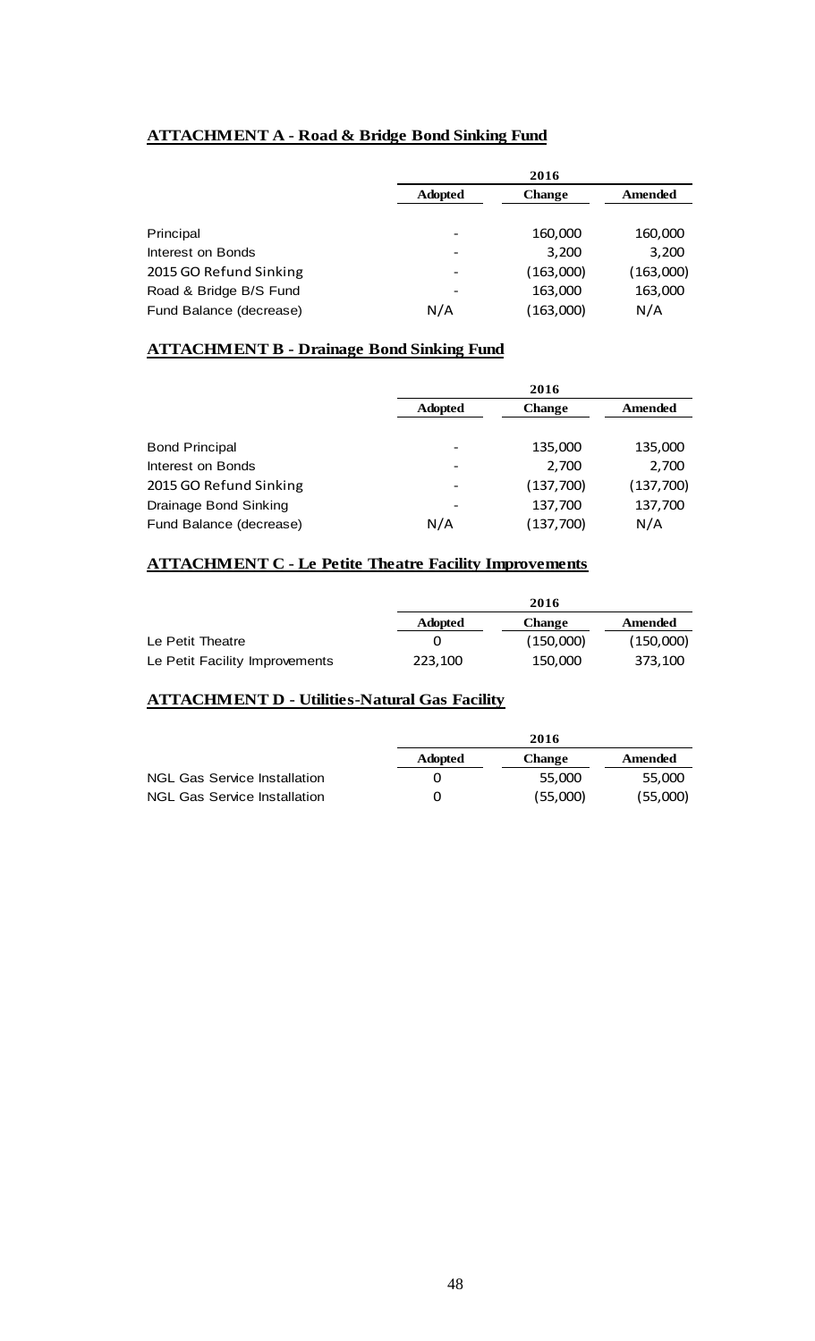## ATTACHMENT A - Road & Bridge Bond Sinking Fund

| | 2016 | | |
|---|---|---|---|
| | **Adopted** | **Change** | **Amended** |
| Principal | - | 160,000 | 160,000 |
| Interest on Bonds | - | 3,200 | 3,200 |
| 2015 GO Refund Sinking | - | (163,000) | (163,000) |
| Road & Bridge B/S Fund | - | 163,000 | 163,000 |
| Fund Balance (decrease) | N/A | (163,000) | N/A |

## ATTACHMENT B - Drainage Bond Sinking Fund

| | 2016 | | |
|---|---|---|---|
| | **Adopted** | **Change** | **Amended** |
| Bond Principal | - | 135,000 | 135,000 |
| Interest on Bonds | - | 2,700 | 2,700 |
| 2015 GO Refund Sinking | - | (137,700) | (137,700) |
| Drainage Bond Sinking | - | 137,700 | 137,700 |
| Fund Balance (decrease) | N/A | (137,700) | N/A |

## ATTACHMENT C - Le Petite Theatre Facility Improvements

| | 2016 | | |
|---|---|---|---|
| | **Adopted** | **Change** | **Amended** |
| Le Petit Theatre | 0 | (150,000) | (150,000) |
| Le Petit Facility Improvements | 223,100 | 150,000 | 373,100 |

## ATTACHMENT D - Utilities-Natural Gas Facility

| | 2016 | | |
|---|---|---|---|
| | **Adopted** | **Change** | **Amended** |
| NGL Gas Service Installation | 0 | 55,000 | 55,000 |
| NGL Gas Service Installation | 0 | (55,000) | (55,000) |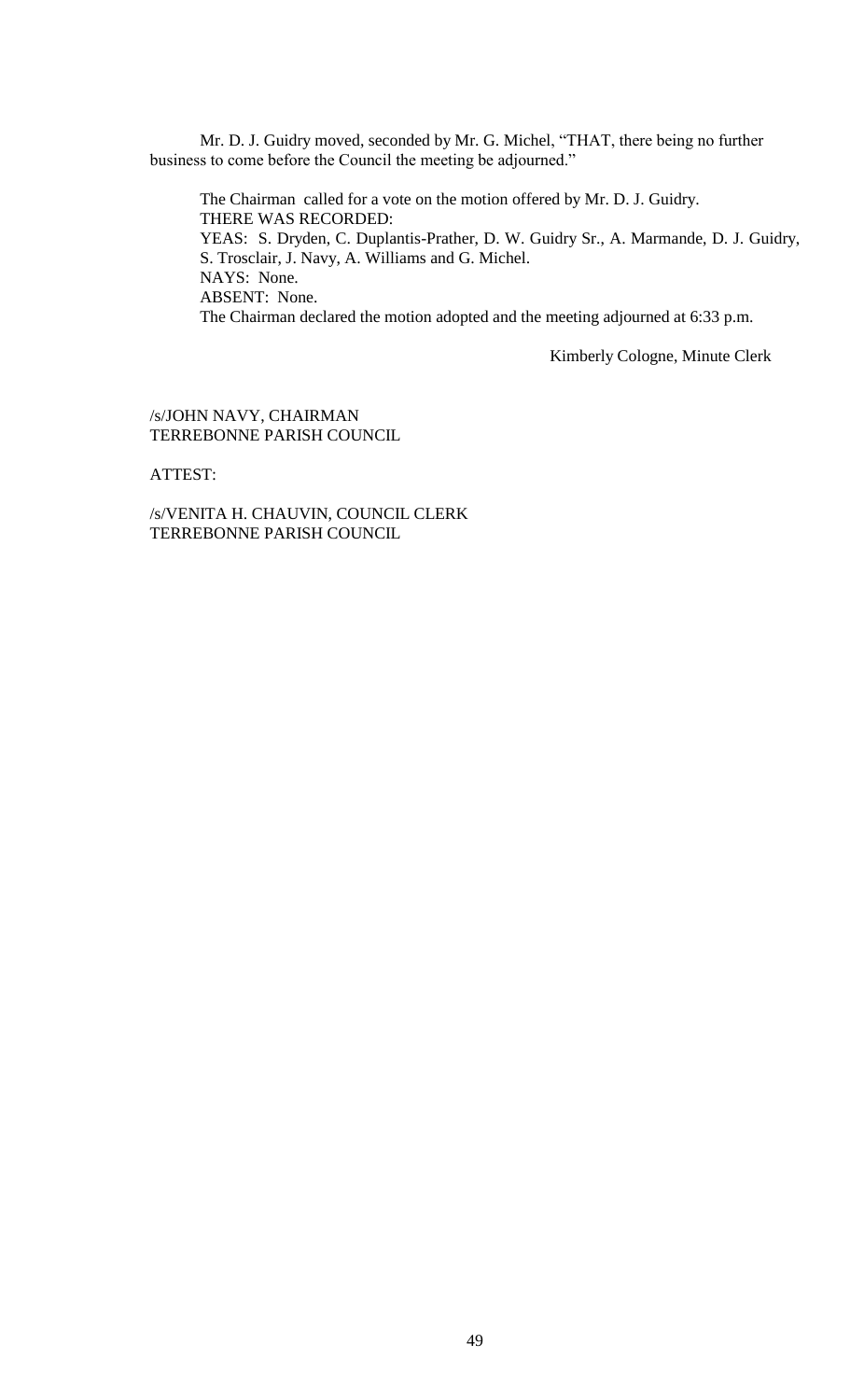Mr. D. J. Guidry moved, seconded by Mr. G. Michel, "THAT, there being no further business to come before the Council the meeting be adjourned."

The Chairman called for a vote on the motion offered by Mr. D. J. Guidry.
THERE WAS RECORDED:
YEAS: S. Dryden, C. Duplantis-Prather, D. W. Guidry Sr., A. Marmande, D. J. Guidry, S. Trosclair, J. Navy, A. Williams and G. Michel.
NAYS: None.
ABSENT: None.
The Chairman declared the motion adopted and the meeting adjourned at 6:33 p.m.

Kimberly Cologne, Minute Clerk

/s/JOHN NAVY, CHAIRMAN
TERREBONNE PARISH COUNCIL

ATTEST:

/s/VENITA H. CHAUVIN, COUNCIL CLERK
TERREBONNE PARISH COUNCIL